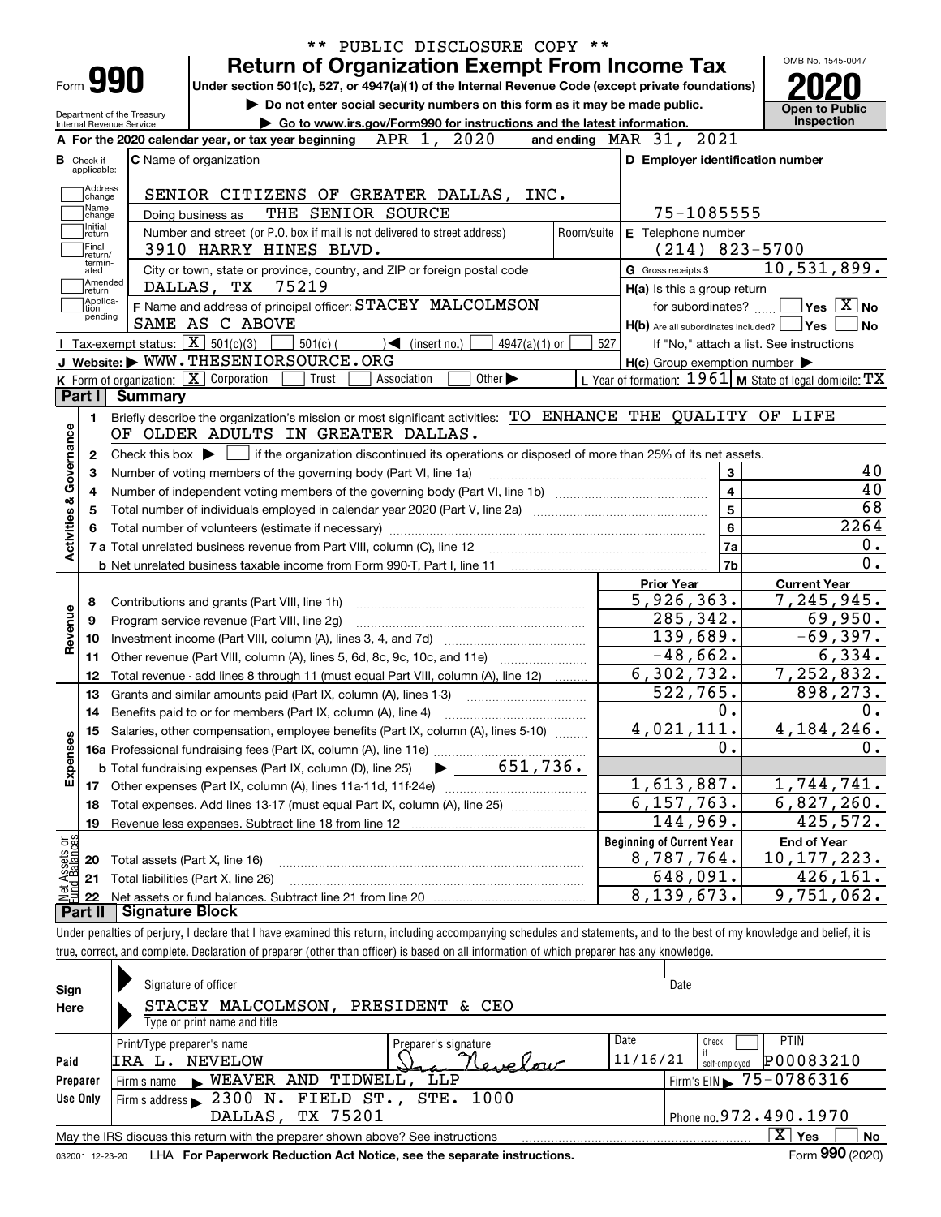** PUBLIC DISCLOSURE COPY **

# Form 990 — Return of Organization Exempt From Income Tax (2020)

Under section 501(c), 527, or 4947(a)(1) of the Internal Revenue Code (except private foundations)

▶ Do not enter social security numbers on this form as it may be made public.

▶ Go to www.irs.gov/Form990 for instructions and the latest information.

Department of the Treasury, Internal Revenue Service

OMB No. 1545-0047 — Open to Public Inspection

**A** For the 2020 calendar year, or tax year beginning APR 1, 2020 and ending MAR 31, 2021

**B** Check if applicable: Address change, Name change, Initial return, Final return/terminated, Amended return, Application pending

**C** Name of organization: SENIOR CITIZENS OF GREATER DALLAS, INC.

Doing business as: THE SENIOR SOURCE

Number and street (or P.O. box if mail is not delivered to street address): 3910 HARRY HINES BLVD.

City or town, state or province, country, and ZIP or foreign postal code: DALLAS, TX 75219

**D** Employer identification number: 75-1085555

**E** Telephone number: (214) 823-5700

**G** Gross receipts $ 10,531,899.

**F** Name and address of principal officer: STACEY MALCOLMSON, SAME AS C ABOVE

**H(a)** Is this a group return for subordinates? Yes [ ] No [X]

**H(b)** Are all subordinates included? Yes [ ] No [ ] If "No," attach a list. See instructions

**H(c)** Group exemption number ▶

**I** Tax-exempt status: [X] 501(c)(3) [ ] 501(c)( ) ◀ (insert no.) [ ] 4947(a)(1) or [ ] 527

**J** Website: ▶ WWW.THESENIORSOURCE.ORG

**K** Form of organization: [X] Corporation [ ] Trust [ ] Association [ ] Other ▶

**L** Year of formation: 1961 **M** State of legal domicile: TX

## Part I Summary

**Activities & Governance**

1. Briefly describe the organization's mission or most significant activities: TO ENHANCE THE QUALITY OF LIFE OF OLDER ADULTS IN GREATER DALLAS.
2. Check this box ▶ [ ] if the organization discontinued its operations or disposed of more than 25% of its net assets.

| | | | |
|---|---|---|---|
| 3 | Number of voting members of the governing body (Part VI, line 1a) | 3 | 40 |
| 4 | Number of independent voting members of the governing body (Part VI, line 1b) | 4 | 40 |
| 5 | Total number of individuals employed in calendar year 2020 (Part V, line 2a) | 5 | 68 |
| 6 | Total number of volunteers (estimate if necessary) | 6 | 2264 |
| 7a | Total unrelated business revenue from Part VIII, column (C), line 12 | 7a | 0. |
| b | Net unrelated business taxable income from Form 990-T, Part I, line 11 | 7b | 0. |

| | | Prior Year | Current Year |
|---|---|---|---|
| **Revenue** | | | |
| 8 | Contributions and grants (Part VIII, line 1h) | 5,926,363. | 7,245,945. |
| 9 | Program service revenue (Part VIII, line 2g) | 285,342. | 69,950. |
| 10 | Investment income (Part VIII, column (A), lines 3, 4, and 7d) | 139,689. | -69,397. |
| 11 | Other revenue (Part VIII, column (A), lines 5, 6d, 8c, 9c, 10c, and 11e) | -48,662. | 6,334. |
| 12 | Total revenue - add lines 8 through 11 (must equal Part VIII, column (A), line 12) | 6,302,732. | 7,252,832. |
| **Expenses** | | | |
| 13 | Grants and similar amounts paid (Part IX, column (A), lines 1-3) | 522,765. | 898,273. |
| 14 | Benefits paid to or for members (Part IX, column (A), line 4) | 0. | 0. |
| 15 | Salaries, other compensation, employee benefits (Part IX, column (A), lines 5-10) | 4,021,111. | 4,184,246. |
| 16a | Professional fundraising fees (Part IX, column (A), line 11e) | 0. | 0. |
| b | Total fundraising expenses (Part IX, column (D), line 25) ▶ 651,736. | | |
| 17 | Other expenses (Part IX, column (A), lines 11a-11d, 11f-24e) | 1,613,887. | 1,744,741. |
| 18 | Total expenses. Add lines 13-17 (must equal Part IX, column (A), line 25) | 6,157,763. | 6,827,260. |
| 19 | Revenue less expenses. Subtract line 18 from line 12 | 144,969. | 425,572. |

| | | Beginning of Current Year | End of Year |
|---|---|---|---|
| **Net Assets or Fund Balances** | | | |
| 20 | Total assets (Part X, line 16) | 8,787,764. | 10,177,223. |
| 21 | Total liabilities (Part X, line 26) | 648,091. | 426,161. |
| 22 | Net assets or fund balances. Subtract line 21 from line 20 | 8,139,673. | 9,751,062. |

## Part II Signature Block

Under penalties of perjury, I declare that I have examined this return, including accompanying schedules and statements, and to the best of my knowledge and belief, it is true, correct, and complete. Declaration of preparer (other than officer) is based on all information of which preparer has any knowledge.

**Sign Here**

Signature of officer — Date

STACEY MALCOLMSON, PRESIDENT & CEO

Type or print name and title

**Paid Preparer Use Only**

| Print/Type preparer's name | Preparer's signature | Date | Check if self-employed | PTIN |
|---|---|---|---|---|
| IRA L. NEVELOW | Ira Nevelow | 11/16/21 | [ ] | P00083210 |

Firm's name ▶ WEAVER AND TIDWELL, LLP — Firm's EIN ▶ 75-0786316

Firm's address ▶ 2300 N. FIELD ST., STE. 1000, DALLAS, TX 75201 — Phone no. 972.490.1970

May the IRS discuss this return with the preparer shown above? See instructions [X] Yes [ ] No

032001 12-23-20 LHA For Paperwork Reduction Act Notice, see the separate instructions. Form 990 (2020)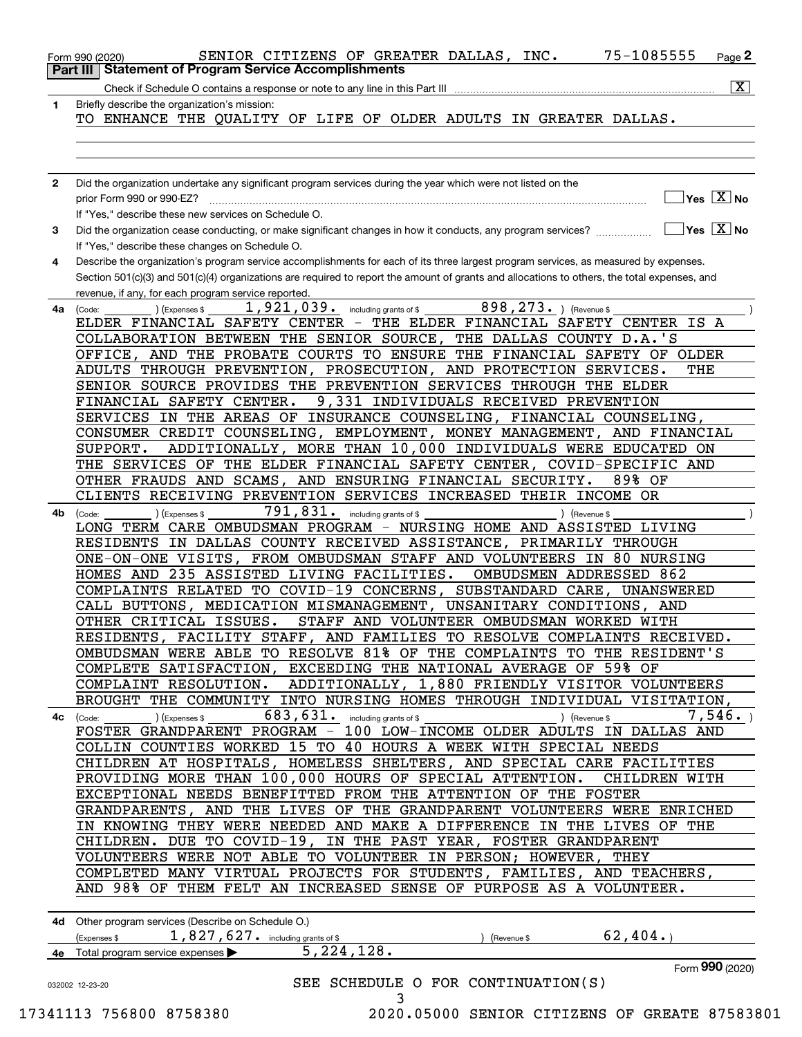Form 990 (2020) SENIOR CITIZENS OF GREATER DALLAS, INC. 75-1085555 Page 2

**Part III | Statement of Program Service Accomplishments**

Check if Schedule O contains a response or note to any line in this Part III [X]

**1** Briefly describe the organization's mission:

TO ENHANCE THE QUALITY OF LIFE OF OLDER ADULTS IN GREATER DALLAS.

**2** Did the organization undertake any significant program services during the year which were not listed on the prior Form 990 or 990-EZ? [ ] Yes [X] No

If "Yes," describe these new services on Schedule O.

**3** Did the organization cease conducting, or make significant changes in how it conducts, any program services? [ ] Yes [X] No

If "Yes," describe these changes on Schedule O.

**4** Describe the organization's program service accomplishments for each of its three largest program services, as measured by expenses. Section 501(c)(3) and 501(c)(4) organizations are required to report the amount of grants and allocations to others, the total expenses, and revenue, if any, for each program service reported.

**4a** (Code: ) (Expenses $ 1,921,039. including grants of $ 898,273. ) (Revenue $ )

ELDER FINANCIAL SAFETY CENTER - THE ELDER FINANCIAL SAFETY CENTER IS A COLLABORATION BETWEEN THE SENIOR SOURCE, THE DALLAS COUNTY D.A.'S OFFICE, AND THE PROBATE COURTS TO ENSURE THE FINANCIAL SAFETY OF OLDER ADULTS THROUGH PREVENTION, PROSECUTION, AND PROTECTION SERVICES. THE SENIOR SOURCE PROVIDES THE PREVENTION SERVICES THROUGH THE ELDER FINANCIAL SAFETY CENTER. 9,331 INDIVIDUALS RECEIVED PREVENTION SERVICES IN THE AREAS OF INSURANCE COUNSELING, FINANCIAL COUNSELING, CONSUMER CREDIT COUNSELING, EMPLOYMENT, MONEY MANAGEMENT, AND FINANCIAL SUPPORT. ADDITIONALLY, MORE THAN 10,000 INDIVIDUALS WERE EDUCATED ON THE SERVICES OF THE ELDER FINANCIAL SAFETY CENTER, COVID-SPECIFIC AND OTHER FRAUDS AND SCAMS, AND ENSURING FINANCIAL SECURITY. 89% OF CLIENTS RECEIVING PREVENTION SERVICES INCREASED THEIR INCOME OR

**4b** (Code: ) (Expenses $ 791,831. including grants of $ ) (Revenue $ )

LONG TERM CARE OMBUDSMAN PROGRAM - NURSING HOME AND ASSISTED LIVING RESIDENTS IN DALLAS COUNTY RECEIVED ASSISTANCE, PRIMARILY THROUGH ONE-ON-ONE VISITS, FROM OMBUDSMAN STAFF AND VOLUNTEERS IN 80 NURSING HOMES AND 235 ASSISTED LIVING FACILITIES. OMBUDSMEN ADDRESSED 862 COMPLAINTS RELATED TO COVID-19 CONCERNS, SUBSTANDARD CARE, UNANSWERED CALL BUTTONS, MEDICATION MISMANAGEMENT, UNSANITARY CONDITIONS, AND OTHER CRITICAL ISSUES. STAFF AND VOLUNTEER OMBUDSMAN WORKED WITH RESIDENTS, FACILITY STAFF, AND FAMILIES TO RESOLVE COMPLAINTS RECEIVED. OMBUDSMAN WERE ABLE TO RESOLVE 81% OF THE COMPLAINTS TO THE RESIDENT'S COMPLETE SATISFACTION, EXCEEDING THE NATIONAL AVERAGE OF 59% OF COMPLAINT RESOLUTION. ADDITIONALLY, 1,880 FRIENDLY VISITOR VOLUNTEERS BROUGHT THE COMMUNITY INTO NURSING HOMES THROUGH INDIVIDUAL VISITATION,

**4c** (Code: ) (Expenses $ 683,631. including grants of $ ) (Revenue $ 7,546. )

FOSTER GRANDPARENT PROGRAM - 100 LOW-INCOME OLDER ADULTS IN DALLAS AND COLLIN COUNTIES WORKED 15 TO 40 HOURS A WEEK WITH SPECIAL NEEDS CHILDREN AT HOSPITALS, HOMELESS SHELTERS, AND SPECIAL CARE FACILITIES PROVIDING MORE THAN 100,000 HOURS OF SPECIAL ATTENTION. CHILDREN WITH EXCEPTIONAL NEEDS BENEFITTED FROM THE ATTENTION OF THE FOSTER GRANDPARENTS, AND THE LIVES OF THE GRANDPARENT VOLUNTEERS WERE ENRICHED IN KNOWING THEY WERE NEEDED AND MAKE A DIFFERENCE IN THE LIVES OF THE CHILDREN. DUE TO COVID-19, IN THE PAST YEAR, FOSTER GRANDPARENT VOLUNTEERS WERE NOT ABLE TO VOLUNTEER IN PERSON; HOWEVER, THEY COMPLETED MANY VIRTUAL PROJECTS FOR STUDENTS, FAMILIES, AND TEACHERS, AND 98% OF THEM FELT AN INCREASED SENSE OF PURPOSE AS A VOLUNTEER.

**4d** Other program services (Describe on Schedule O.)

(Expenses $ 1,827,627. including grants of $ ) (Revenue $ 62,404. )

**4e** Total program service expenses ▶ 5,224,128.

Form **990** (2020)

SEE SCHEDULE O FOR CONTINUATION(S)

032002 12-23-20

17341113 756800 8758380 2020.05000 SENIOR CITIZENS OF GREATE 87583801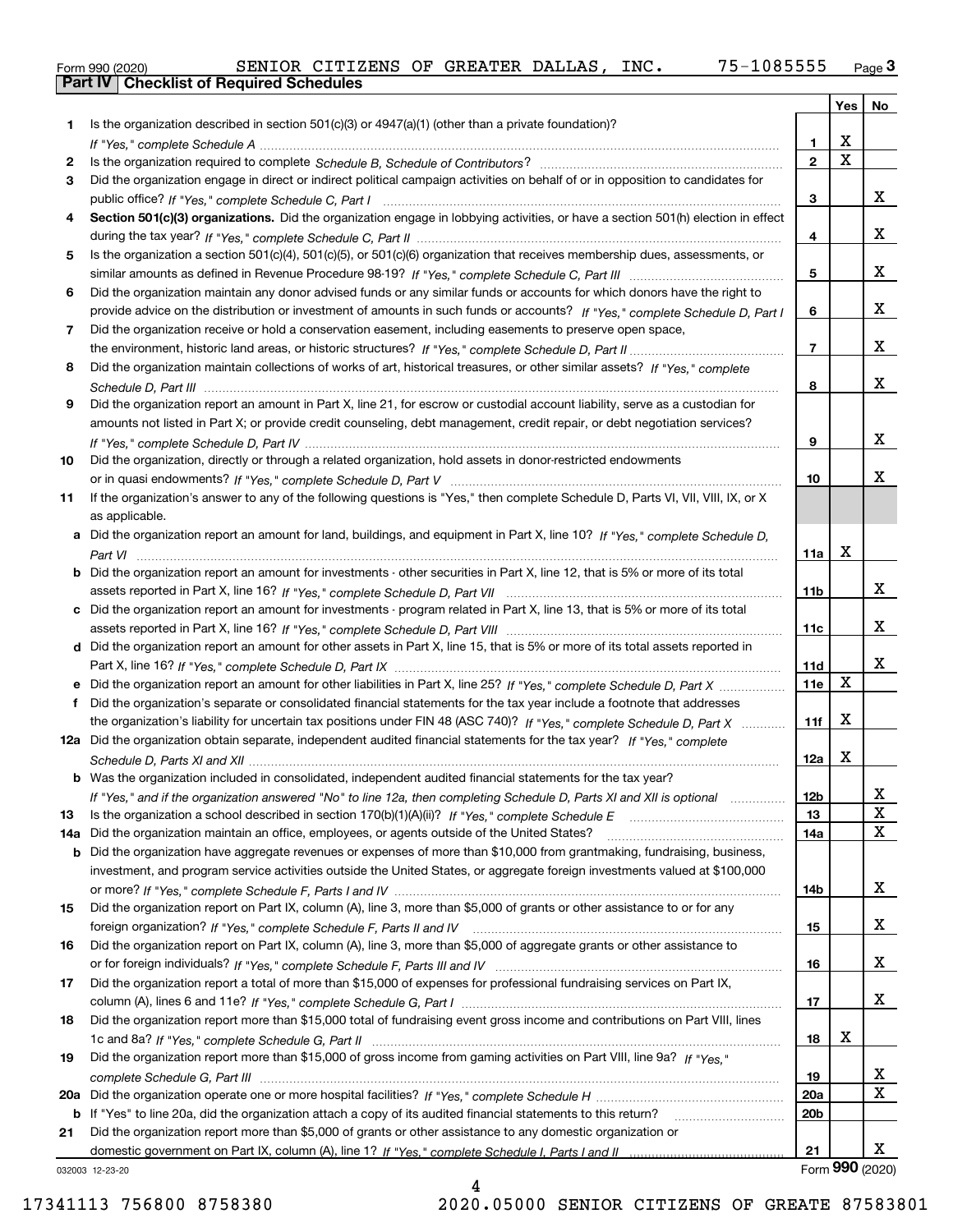Form 990 (2020) SENIOR CITIZENS OF GREATER DALLAS, INC. 75-1085555 Page 3

**Part IV Checklist of Required Schedules**

| | | | Yes | No |
|---|---|---|---|---|
| 1 | Is the organization described in section 501(c)(3) or 4947(a)(1) (other than a private foundation)? *If "Yes," complete Schedule A* | 1 | X | |
| 2 | Is the organization required to complete *Schedule B, Schedule of Contributors*? | 2 | X | |
| 3 | Did the organization engage in direct or indirect political campaign activities on behalf of or in opposition to candidates for public office? *If "Yes," complete Schedule C, Part I* | 3 | | X |
| 4 | **Section 501(c)(3) organizations.** Did the organization engage in lobbying activities, or have a section 501(h) election in effect during the tax year? *If "Yes," complete Schedule C, Part II* | 4 | | X |
| 5 | Is the organization a section 501(c)(4), 501(c)(5), or 501(c)(6) organization that receives membership dues, assessments, or similar amounts as defined in Revenue Procedure 98-19? *If "Yes," complete Schedule C, Part III* | 5 | | X |
| 6 | Did the organization maintain any donor advised funds or any similar funds or accounts for which donors have the right to provide advice on the distribution or investment of amounts in such funds or accounts? *If "Yes," complete Schedule D, Part I* | 6 | | X |
| 7 | Did the organization receive or hold a conservation easement, including easements to preserve open space, the environment, historic land areas, or historic structures? *If "Yes," complete Schedule D, Part II* | 7 | | X |
| 8 | Did the organization maintain collections of works of art, historical treasures, or other similar assets? *If "Yes," complete Schedule D, Part III* | 8 | | X |
| 9 | Did the organization report an amount in Part X, line 21, for escrow or custodial account liability, serve as a custodian for amounts not listed in Part X; or provide credit counseling, debt management, credit repair, or debt negotiation services? *If "Yes," complete Schedule D, Part IV* | 9 | | X |
| 10 | Did the organization, directly or through a related organization, hold assets in donor-restricted endowments or in quasi endowments? *If "Yes," complete Schedule D, Part V* | 10 | | X |
| 11 | If the organization's answer to any of the following questions is "Yes," then complete Schedule D, Parts VI, VII, VIII, IX, or X as applicable. | | | |
| a | Did the organization report an amount for land, buildings, and equipment in Part X, line 10? *If "Yes," complete Schedule D, Part VI* | 11a | X | |
| b | Did the organization report an amount for investments - other securities in Part X, line 12, that is 5% or more of its total assets reported in Part X, line 16? *If "Yes," complete Schedule D, Part VII* | 11b | | X |
| c | Did the organization report an amount for investments - program related in Part X, line 13, that is 5% or more of its total assets reported in Part X, line 16? *If "Yes," complete Schedule D, Part VIII* | 11c | | X |
| d | Did the organization report an amount for other assets in Part X, line 15, that is 5% or more of its total assets reported in Part X, line 16? *If "Yes," complete Schedule D, Part IX* | 11d | | X |
| e | Did the organization report an amount for other liabilities in Part X, line 25? *If "Yes," complete Schedule D, Part X* | 11e | X | |
| f | Did the organization's separate or consolidated financial statements for the tax year include a footnote that addresses the organization's liability for uncertain tax positions under FIN 48 (ASC 740)? *If "Yes," complete Schedule D, Part X* | 11f | X | |
| 12a | Did the organization obtain separate, independent audited financial statements for the tax year? *If "Yes," complete Schedule D, Parts XI and XII* | 12a | X | |
| b | Was the organization included in consolidated, independent audited financial statements for the tax year? *If "Yes," and if the organization answered "No" to line 12a, then completing Schedule D, Parts XI and XII is optional* | 12b | | X |
| 13 | Is the organization a school described in section 170(b)(1)(A)(ii)? *If "Yes," complete Schedule E* | 13 | | X |
| 14a | Did the organization maintain an office, employees, or agents outside of the United States? | 14a | | X |
| b | Did the organization have aggregate revenues or expenses of more than $10,000 from grantmaking, fundraising, business, investment, and program service activities outside the United States, or aggregate foreign investments valued at $100,000 or more? *If "Yes," complete Schedule F, Parts I and IV* | 14b | | X |
| 15 | Did the organization report on Part IX, column (A), line 3, more than $5,000 of grants or other assistance to or for any foreign organization? *If "Yes," complete Schedule F, Parts II and IV* | 15 | | X |
| 16 | Did the organization report on Part IX, column (A), line 3, more than $5,000 of aggregate grants or other assistance to or for foreign individuals? *If "Yes," complete Schedule F, Parts III and IV* | 16 | | X |
| 17 | Did the organization report a total of more than $15,000 of expenses for professional fundraising services on Part IX, column (A), lines 6 and 11e? *If "Yes," complete Schedule G, Part I* | 17 | | X |
| 18 | Did the organization report more than $15,000 total of fundraising event gross income and contributions on Part VIII, lines 1c and 8a? *If "Yes," complete Schedule G, Part II* | 18 | X | |
| 19 | Did the organization report more than $15,000 of gross income from gaming activities on Part VIII, line 9a? *If "Yes," complete Schedule G, Part III* | 19 | | X |
| 20a | Did the organization operate one or more hospital facilities? *If "Yes," complete Schedule H* | 20a | | X |
| b | If "Yes" to line 20a, did the organization attach a copy of its audited financial statements to this return? | 20b | | |
| 21 | Did the organization report more than $5,000 of grants or other assistance to any domestic organization or domestic government on Part IX, column (A), line 1? *If "Yes," complete Schedule I, Parts I and II* | 21 | | X |

032003 12-23-20

Form **990** (2020)

17341113 756800 8758380 2020.05000 SENIOR CITIZENS OF GREATE 87583801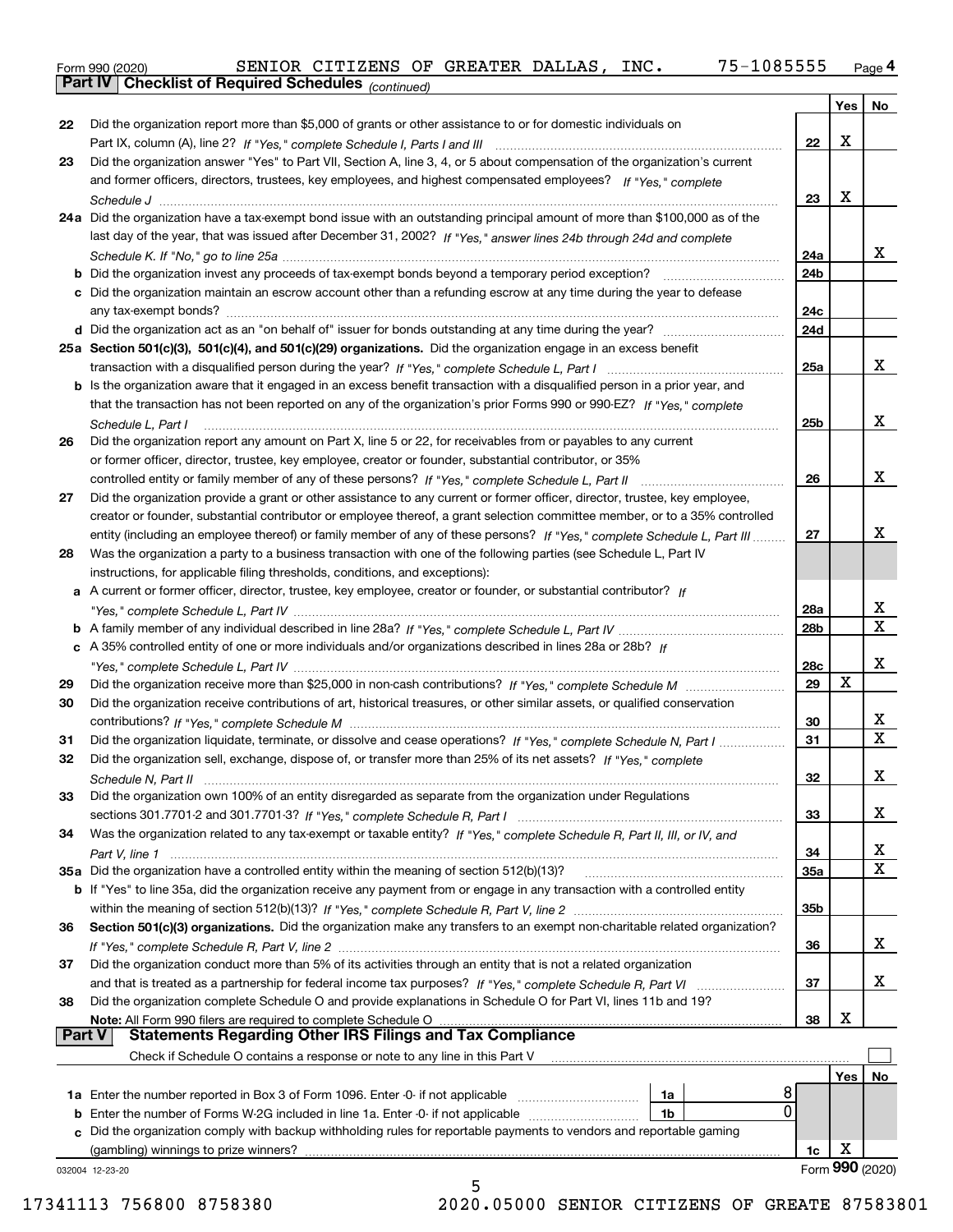Form 990 (2020) SENIOR CITIZENS OF GREATER DALLAS, INC. 75-1085555 Page 4

**Part IV Checklist of Required Schedules** *(continued)*

| | | | Yes | No |
|---|---|---|---|---|
| 22 | Did the organization report more than $5,000 of grants or other assistance to or for domestic individuals on Part IX, column (A), line 2? *If "Yes," complete Schedule I, Parts I and III* | 22 | X | |
| 23 | Did the organization answer "Yes" to Part VII, Section A, line 3, 4, or 5 about compensation of the organization's current and former officers, directors, trustees, key employees, and highest compensated employees? *If "Yes," complete Schedule J* | 23 | X | |
| 24a | Did the organization have a tax-exempt bond issue with an outstanding principal amount of more than $100,000 as of the last day of the year, that was issued after December 31, 2002? *If "Yes," answer lines 24b through 24d and complete Schedule K. If "No," go to line 25a* | 24a | | X |
| b | Did the organization invest any proceeds of tax-exempt bonds beyond a temporary period exception? | 24b | | |
| c | Did the organization maintain an escrow account other than a refunding escrow at any time during the year to defease any tax-exempt bonds? | 24c | | |
| d | Did the organization act as an "on behalf of" issuer for bonds outstanding at any time during the year? | 24d | | |
| 25a | **Section 501(c)(3), 501(c)(4), and 501(c)(29) organizations.** Did the organization engage in an excess benefit transaction with a disqualified person during the year? *If "Yes," complete Schedule L, Part I* | 25a | | X |
| b | Is the organization aware that it engaged in an excess benefit transaction with a disqualified person in a prior year, and that the transaction has not been reported on any of the organization's prior Forms 990 or 990-EZ? *If "Yes," complete Schedule L, Part I* | 25b | | X |
| 26 | Did the organization report any amount on Part X, line 5 or 22, for receivables from or payables to any current or former officer, director, trustee, key employee, creator or founder, substantial contributor, or 35% controlled entity or family member of any of these persons? *If "Yes," complete Schedule L, Part II* | 26 | | X |
| 27 | Did the organization provide a grant or other assistance to any current or former officer, director, trustee, key employee, creator or founder, substantial contributor or employee thereof, a grant selection committee member, or to a 35% controlled entity (including an employee thereof) or family member of any of these persons? *If "Yes," complete Schedule L, Part III* | 27 | | X |
| 28 | Was the organization a party to a business transaction with one of the following parties (see Schedule L, Part IV instructions, for applicable filing thresholds, conditions, and exceptions): | | | |
| a | A current or former officer, director, trustee, key employee, creator or founder, or substantial contributor? *If "Yes," complete Schedule L, Part IV* | 28a | | X |
| b | A family member of any individual described in line 28a? *If "Yes," complete Schedule L, Part IV* | 28b | | X |
| c | A 35% controlled entity of one or more individuals and/or organizations described in lines 28a or 28b? *If "Yes," complete Schedule L, Part IV* | 28c | | X |
| 29 | Did the organization receive more than $25,000 in non-cash contributions? *If "Yes," complete Schedule M* | 29 | X | |
| 30 | Did the organization receive contributions of art, historical treasures, or other similar assets, or qualified conservation contributions? *If "Yes," complete Schedule M* | 30 | | X |
| 31 | Did the organization liquidate, terminate, or dissolve and cease operations? *If "Yes," complete Schedule N, Part I* | 31 | | X |
| 32 | Did the organization sell, exchange, dispose of, or transfer more than 25% of its net assets? *If "Yes," complete Schedule N, Part II* | 32 | | X |
| 33 | Did the organization own 100% of an entity disregarded as separate from the organization under Regulations sections 301.7701-2 and 301.7701-3? *If "Yes," complete Schedule R, Part I* | 33 | | X |
| 34 | Was the organization related to any tax-exempt or taxable entity? *If "Yes," complete Schedule R, Part II, III, or IV, and Part V, line 1* | 34 | | X |
| 35a | Did the organization have a controlled entity within the meaning of section 512(b)(13)? | 35a | | X |
| b | If "Yes" to line 35a, did the organization receive any payment from or engage in any transaction with a controlled entity within the meaning of section 512(b)(13)? *If "Yes," complete Schedule R, Part V, line 2* | 35b | | |
| 36 | **Section 501(c)(3) organizations.** Did the organization make any transfers to an exempt non-charitable related organization? *If "Yes," complete Schedule R, Part V, line 2* | 36 | | X |
| 37 | Did the organization conduct more than 5% of its activities through an entity that is not a related organization and that is treated as a partnership for federal income tax purposes? *If "Yes," complete Schedule R, Part VI* | 37 | | X |
| 38 | Did the organization complete Schedule O and provide explanations in Schedule O for Part VI, lines 11b and 19? **Note:** All Form 990 filers are required to complete Schedule O | 38 | X | |

**Part V Statements Regarding Other IRS Filings and Tax Compliance**

Check if Schedule O contains a response or note to any line in this Part V ☐

| | | | | | Yes | No |
|---|---|---|---|---|---|---|
| 1a | Enter the number reported in Box 3 of Form 1096. Enter -0- if not applicable | 1a | 8 | | | |
| b | Enter the number of Forms W-2G included in line 1a. Enter -0- if not applicable | 1b | 0 | | | |
| c | Did the organization comply with backup withholding rules for reportable payments to vendors and reportable gaming (gambling) winnings to prize winners? | | | 1c | X | |

032004 12-23-20 Form **990** (2020)

17341113 756800 8758380 2020.05000 SENIOR CITIZENS OF GREATE 87583801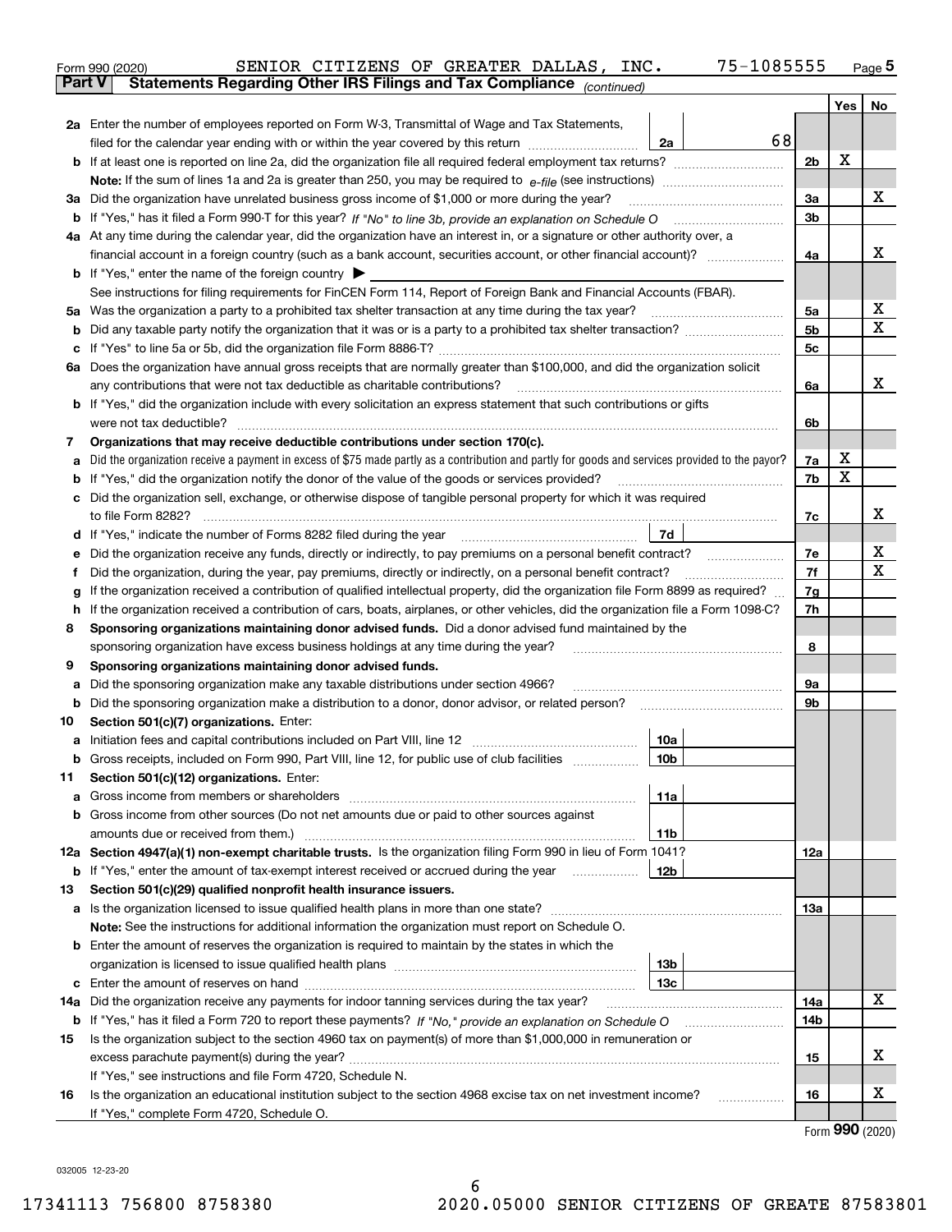Form 990 (2020) SENIOR CITIZENS OF GREATER DALLAS, INC. 75-1085555 Page 5

**Part V** **Statements Regarding Other IRS Filings and Tax Compliance** *(continued)*

| | | | | Line | Yes | No |
|---|---|---|---|---|---|---|
| **2a** | Enter the number of employees reported on Form W-3, Transmittal of Wage and Tax Statements, filed for the calendar year ending with or within the year covered by this return | 2a | 68 | | | |
| **b** | If at least one is reported on line 2a, did the organization file all required federal employment tax returns? | | | 2b | X | |
| | **Note:** If the sum of lines 1a and 2a is greater than 250, you may be required to *e-file* (see instructions) | | | | | |
| **3a** | Did the organization have unrelated business gross income of $1,000 or more during the year? | | | 3a | | X |
| **b** | If "Yes," has it filed a Form 990-T for this year? *If "No" to line 3b, provide an explanation on Schedule O* | | | 3b | | |
| **4a** | At any time during the calendar year, did the organization have an interest in, or a signature or other authority over, a financial account in a foreign country (such as a bank account, securities account, or other financial account)? | | | 4a | | X |
| **b** | If "Yes," enter the name of the foreign country ▶ | | | | | |
| | See instructions for filing requirements for FinCEN Form 114, Report of Foreign Bank and Financial Accounts (FBAR). | | | | | |
| **5a** | Was the organization a party to a prohibited tax shelter transaction at any time during the tax year? | | | 5a | | X |
| **b** | Did any taxable party notify the organization that it was or is a party to a prohibited tax shelter transaction? | | | 5b | | X |
| **c** | If "Yes" to line 5a or 5b, did the organization file Form 8886-T? | | | 5c | | |
| **6a** | Does the organization have annual gross receipts that are normally greater than $100,000, and did the organization solicit any contributions that were not tax deductible as charitable contributions? | | | 6a | | X |
| **b** | If "Yes," did the organization include with every solicitation an express statement that such contributions or gifts were not tax deductible? | | | 6b | | |
| **7** | **Organizations that may receive deductible contributions under section 170(c).** | | | | | |
| **a** | Did the organization receive a payment in excess of $75 made partly as a contribution and partly for goods and services provided to the payor? | | | 7a | X | |
| **b** | If "Yes," did the organization notify the donor of the value of the goods or services provided? | | | 7b | X | |
| **c** | Did the organization sell, exchange, or otherwise dispose of tangible personal property for which it was required to file Form 8282? | | | 7c | | X |
| **d** | If "Yes," indicate the number of Forms 8282 filed during the year | 7d | | | | |
| **e** | Did the organization receive any funds, directly or indirectly, to pay premiums on a personal benefit contract? | | | 7e | | X |
| **f** | Did the organization, during the year, pay premiums, directly or indirectly, on a personal benefit contract? | | | 7f | | X |
| **g** | If the organization received a contribution of qualified intellectual property, did the organization file Form 8899 as required? | | | 7g | | |
| **h** | If the organization received a contribution of cars, boats, airplanes, or other vehicles, did the organization file a Form 1098-C? | | | 7h | | |
| **8** | **Sponsoring organizations maintaining donor advised funds.** Did a donor advised fund maintained by the sponsoring organization have excess business holdings at any time during the year? | | | 8 | | |
| **9** | **Sponsoring organizations maintaining donor advised funds.** | | | | | |
| **a** | Did the sponsoring organization make any taxable distributions under section 4966? | | | 9a | | |
| **b** | Did the sponsoring organization make a distribution to a donor, donor advisor, or related person? | | | 9b | | |
| **10** | **Section 501(c)(7) organizations.** Enter: | | | | | |
| **a** | Initiation fees and capital contributions included on Part VIII, line 12 | 10a | | | | |
| **b** | Gross receipts, included on Form 990, Part VIII, line 12, for public use of club facilities | 10b | | | | |
| **11** | **Section 501(c)(12) organizations.** Enter: | | | | | |
| **a** | Gross income from members or shareholders | 11a | | | | |
| **b** | Gross income from other sources (Do not net amounts due or paid to other sources against amounts due or received from them.) | 11b | | | | |
| **12a** | **Section 4947(a)(1) non-exempt charitable trusts.** Is the organization filing Form 990 in lieu of Form 1041? | | | 12a | | |
| **b** | If "Yes," enter the amount of tax-exempt interest received or accrued during the year | 12b | | | | |
| **13** | **Section 501(c)(29) qualified nonprofit health insurance issuers.** | | | | | |
| **a** | Is the organization licensed to issue qualified health plans in more than one state? | | | 13a | | |
| | **Note:** See the instructions for additional information the organization must report on Schedule O. | | | | | |
| **b** | Enter the amount of reserves the organization is required to maintain by the states in which the organization is licensed to issue qualified health plans | 13b | | | | |
| **c** | Enter the amount of reserves on hand | 13c | | | | |
| **14a** | Did the organization receive any payments for indoor tanning services during the tax year? | | | 14a | | X |
| **b** | If "Yes," has it filed a Form 720 to report these payments? *If "No," provide an explanation on Schedule O* | | | 14b | | |
| **15** | Is the organization subject to the section 4960 tax on payment(s) of more than $1,000,000 in remuneration or excess parachute payment(s) during the year? | | | 15 | | X |
| | If "Yes," see instructions and file Form 4720, Schedule N. | | | | | |
| **16** | Is the organization an educational institution subject to the section 4968 excise tax on net investment income? | | | 16 | | X |
| | If "Yes," complete Form 4720, Schedule O. | | | | | |

Form **990** (2020)

032005 12-23-20

17341113 756800 8758380 2020.05000 SENIOR CITIZENS OF GREATE 87583801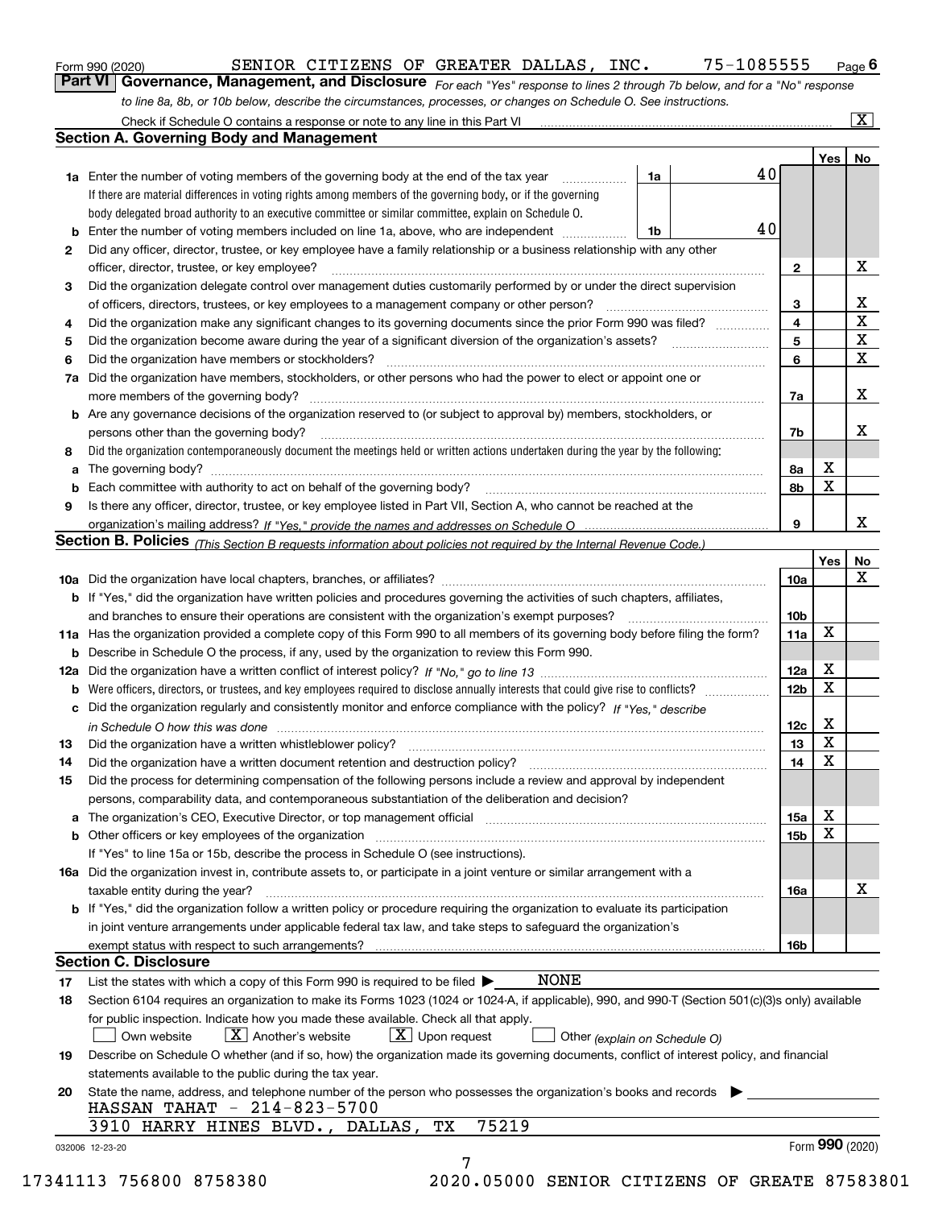Form 990 (2020) SENIOR CITIZENS OF GREATER DALLAS, INC. 75-1085555 Page 6

## Part VI Governance, Management, and Disclosure

*For each "Yes" response to lines 2 through 7b below, and for a "No" response to line 8a, 8b, or 10b below, describe the circumstances, processes, or changes on Schedule O. See instructions.*

Check if Schedule O contains a response or note to any line in this Part VI [X]

### Section A. Governing Body and Management

| | | Line | Yes | No |
|---|---|---|---|---|
| 1a | Enter the number of voting members of the governing body at the end of the tax year — 1a: 40. If there are material differences in voting rights among members of the governing body, or if the governing body delegated broad authority to an executive committee or similar committee, explain on Schedule O. | | | |
| b | Enter the number of voting members included on line 1a, above, who are independent — 1b: 40 | | | |
| 2 | Did any officer, director, trustee, or key employee have a family relationship or a business relationship with any other officer, director, trustee, or key employee? | 2 | | X |
| 3 | Did the organization delegate control over management duties customarily performed by or under the direct supervision of officers, directors, trustees, or key employees to a management company or other person? | 3 | | X |
| 4 | Did the organization make any significant changes to its governing documents since the prior Form 990 was filed? | 4 | | X |
| 5 | Did the organization become aware during the year of a significant diversion of the organization's assets? | 5 | | X |
| 6 | Did the organization have members or stockholders? | 6 | | X |
| 7a | Did the organization have members, stockholders, or other persons who had the power to elect or appoint one or more members of the governing body? | 7a | | X |
| b | Are any governance decisions of the organization reserved to (or subject to approval by) members, stockholders, or persons other than the governing body? | 7b | | X |
| 8 | Did the organization contemporaneously document the meetings held or written actions undertaken during the year by the following: | | | |
| a | The governing body? | 8a | X | |
| b | Each committee with authority to act on behalf of the governing body? | 8b | X | |
| 9 | Is there any officer, director, trustee, or key employee listed in Part VII, Section A, who cannot be reached at the organization's mailing address? *If "Yes," provide the names and addresses on Schedule O* | 9 | | X |

### Section B. Policies *(This Section B requests information about policies not required by the Internal Revenue Code.)*

| | | Line | Yes | No |
|---|---|---|---|---|
| 10a | Did the organization have local chapters, branches, or affiliates? | 10a | | X |
| b | If "Yes," did the organization have written policies and procedures governing the activities of such chapters, affiliates, and branches to ensure their operations are consistent with the organization's exempt purposes? | 10b | | |
| 11a | Has the organization provided a complete copy of this Form 990 to all members of its governing body before filing the form? | 11a | X | |
| b | Describe in Schedule O the process, if any, used by the organization to review this Form 990. | | | |
| 12a | Did the organization have a written conflict of interest policy? *If "No," go to line 13* | 12a | X | |
| b | Were officers, directors, or trustees, and key employees required to disclose annually interests that could give rise to conflicts? | 12b | X | |
| c | Did the organization regularly and consistently monitor and enforce compliance with the policy? *If "Yes," describe in Schedule O how this was done* | 12c | X | |
| 13 | Did the organization have a written whistleblower policy? | 13 | X | |
| 14 | Did the organization have a written document retention and destruction policy? | 14 | X | |
| 15 | Did the process for determining compensation of the following persons include a review and approval by independent persons, comparability data, and contemporaneous substantiation of the deliberation and decision? | | | |
| a | The organization's CEO, Executive Director, or top management official | 15a | X | |
| b | Other officers or key employees of the organization | 15b | X | |
| | If "Yes" to line 15a or 15b, describe the process in Schedule O (see instructions). | | | |
| 16a | Did the organization invest in, contribute assets to, or participate in a joint venture or similar arrangement with a taxable entity during the year? | 16a | | X |
| b | If "Yes," did the organization follow a written policy or procedure requiring the organization to evaluate its participation in joint venture arrangements under applicable federal tax law, and take steps to safeguard the organization's exempt status with respect to such arrangements? | 16b | | |

### Section C. Disclosure

17 List the states with which a copy of this Form 990 is required to be filed ▶ NONE

18 Section 6104 requires an organization to make its Forms 1023 (1024 or 1024-A, if applicable), 990, and 990-T (Section 501(c)(3)s only) available for public inspection. Indicate how you made these available. Check all that apply.

[ ] Own website [X] Another's website [X] Upon request [ ] Other *(explain on Schedule O)*

19 Describe on Schedule O whether (and if so, how) the organization made its governing documents, conflict of interest policy, and financial statements available to the public during the tax year.

20 State the name, address, and telephone number of the person who possesses the organization's books and records ▶

HASSAN TAHAT - 214-823-5700
3910 HARRY HINES BLVD., DALLAS, TX 75219

032006 12-23-20 Form 990 (2020)

17341113 756800 8758380 2020.05000 SENIOR CITIZENS OF GREATE 87583801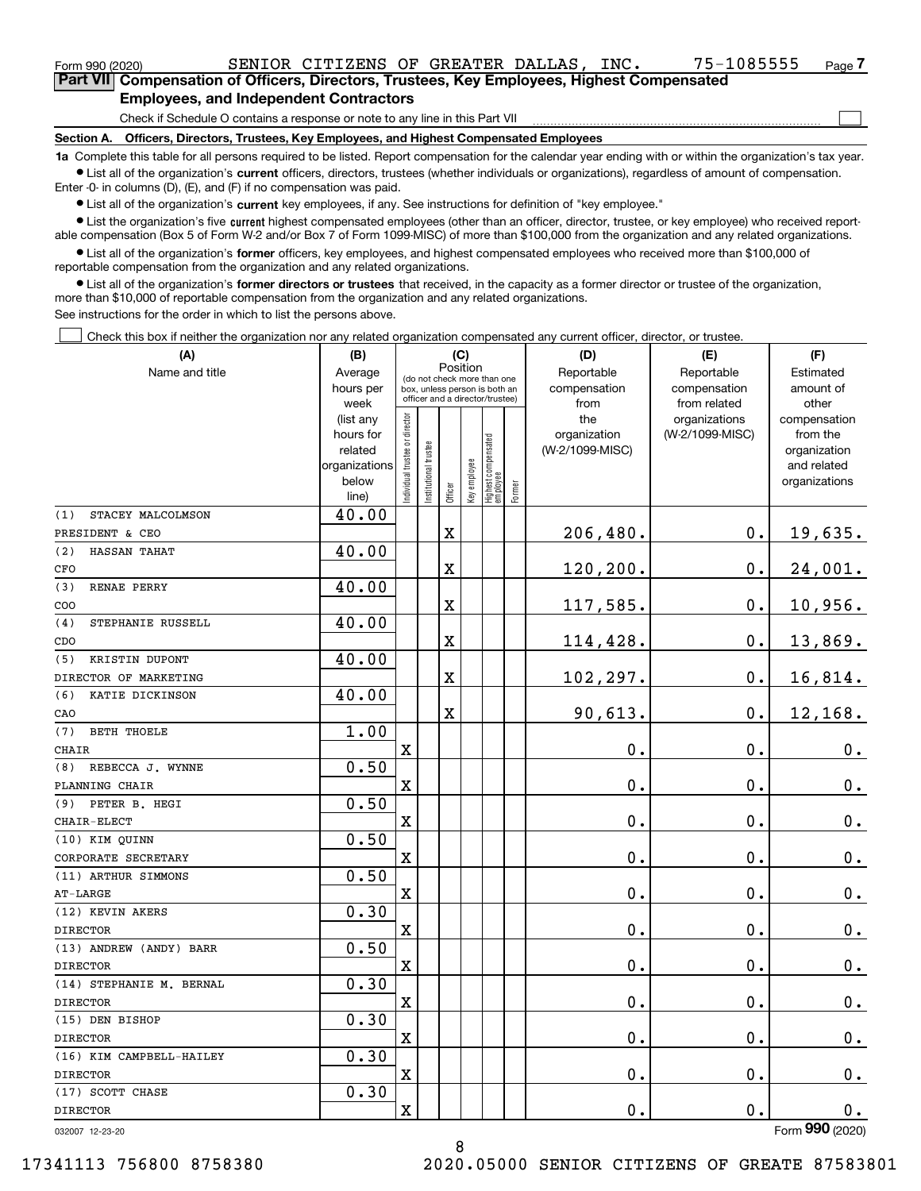Form 990 (2020) SENIOR CITIZENS OF GREATER DALLAS, INC. 75-1085555 Page 7

## Part VII Compensation of Officers, Directors, Trustees, Key Employees, Highest Compensated Employees, and Independent Contractors

Check if Schedule O contains a response or note to any line in this Part VII

### Section A. Officers, Directors, Trustees, Key Employees, and Highest Compensated Employees

**1a** Complete this table for all persons required to be listed. Report compensation for the calendar year ending with or within the organization's tax year.

- List all of the organization's **current** officers, directors, trustees (whether individuals or organizations), regardless of amount of compensation. Enter -0- in columns (D), (E), and (F) if no compensation was paid.
- List all of the organization's **current** key employees, if any. See instructions for definition of "key employee."
- List the organization's five **current** highest compensated employees (other than an officer, director, trustee, or key employee) who received reportable compensation (Box 5 of Form W-2 and/or Box 7 of Form 1099-MISC) of more than $100,000 from the organization and any related organizations.
- List all of the organization's **former** officers, key employees, and highest compensated employees who received more than $100,000 of reportable compensation from the organization and any related organizations.
- List all of the organization's **former directors or trustees** that received, in the capacity as a former director or trustee of the organization, more than $10,000 of reportable compensation from the organization and any related organizations.

See instructions for the order in which to list the persons above.

Check this box if neither the organization nor any related organization compensated any current officer, director, or trustee.

| (A) Name and title | (B) Average hours per week (list any hours for related organizations below line) | (C) Position: Individual trustee or director | Institutional trustee | Officer | Key employee | Highest compensated employee | Former | (D) Reportable compensation from the organization (W-2/1099-MISC) | (E) Reportable compensation from related organizations (W-2/1099-MISC) | (F) Estimated amount of other compensation from the organization and related organizations |
|---|---|---|---|---|---|---|---|---|---|---|
| (1) STACEY MALCOLMSON<br>PRESIDENT & CEO | 40.00 | | | X | | | | 206,480. | 0. | 19,635. |
| (2) HASSAN TAHAT<br>CFO | 40.00 | | | X | | | | 120,200. | 0. | 24,001. |
| (3) RENAE PERRY<br>COO | 40.00 | | | X | | | | 117,585. | 0. | 10,956. |
| (4) STEPHANIE RUSSELL<br>CDO | 40.00 | | | X | | | | 114,428. | 0. | 13,869. |
| (5) KRISTIN DUPONT<br>DIRECTOR OF MARKETING | 40.00 | | | X | | | | 102,297. | 0. | 16,814. |
| (6) KATIE DICKINSON<br>CAO | 40.00 | | | X | | | | 90,613. | 0. | 12,168. |
| (7) BETH THOELE<br>CHAIR | 1.00 | X | | | | | | 0. | 0. | 0. |
| (8) REBECCA J. WYNNE<br>PLANNING CHAIR | 0.50 | X | | | | | | 0. | 0. | 0. |
| (9) PETER B. HEGI<br>CHAIR-ELECT | 0.50 | X | | | | | | 0. | 0. | 0. |
| (10) KIM QUINN<br>CORPORATE SECRETARY | 0.50 | X | | | | | | 0. | 0. | 0. |
| (11) ARTHUR SIMMONS<br>AT-LARGE | 0.50 | X | | | | | | 0. | 0. | 0. |
| (12) KEVIN AKERS<br>DIRECTOR | 0.30 | X | | | | | | 0. | 0. | 0. |
| (13) ANDREW (ANDY) BARR<br>DIRECTOR | 0.50 | X | | | | | | 0. | 0. | 0. |
| (14) STEPHANIE M. BERNAL<br>DIRECTOR | 0.30 | X | | | | | | 0. | 0. | 0. |
| (15) DEN BISHOP<br>DIRECTOR | 0.30 | X | | | | | | 0. | 0. | 0. |
| (16) KIM CAMPBELL-HAILEY<br>DIRECTOR | 0.30 | X | | | | | | 0. | 0. | 0. |
| (17) SCOTT CHASE<br>DIRECTOR | 0.30 | X | | | | | | 0. | 0. | 0. |

032007 12-23-20

Form **990** (2020)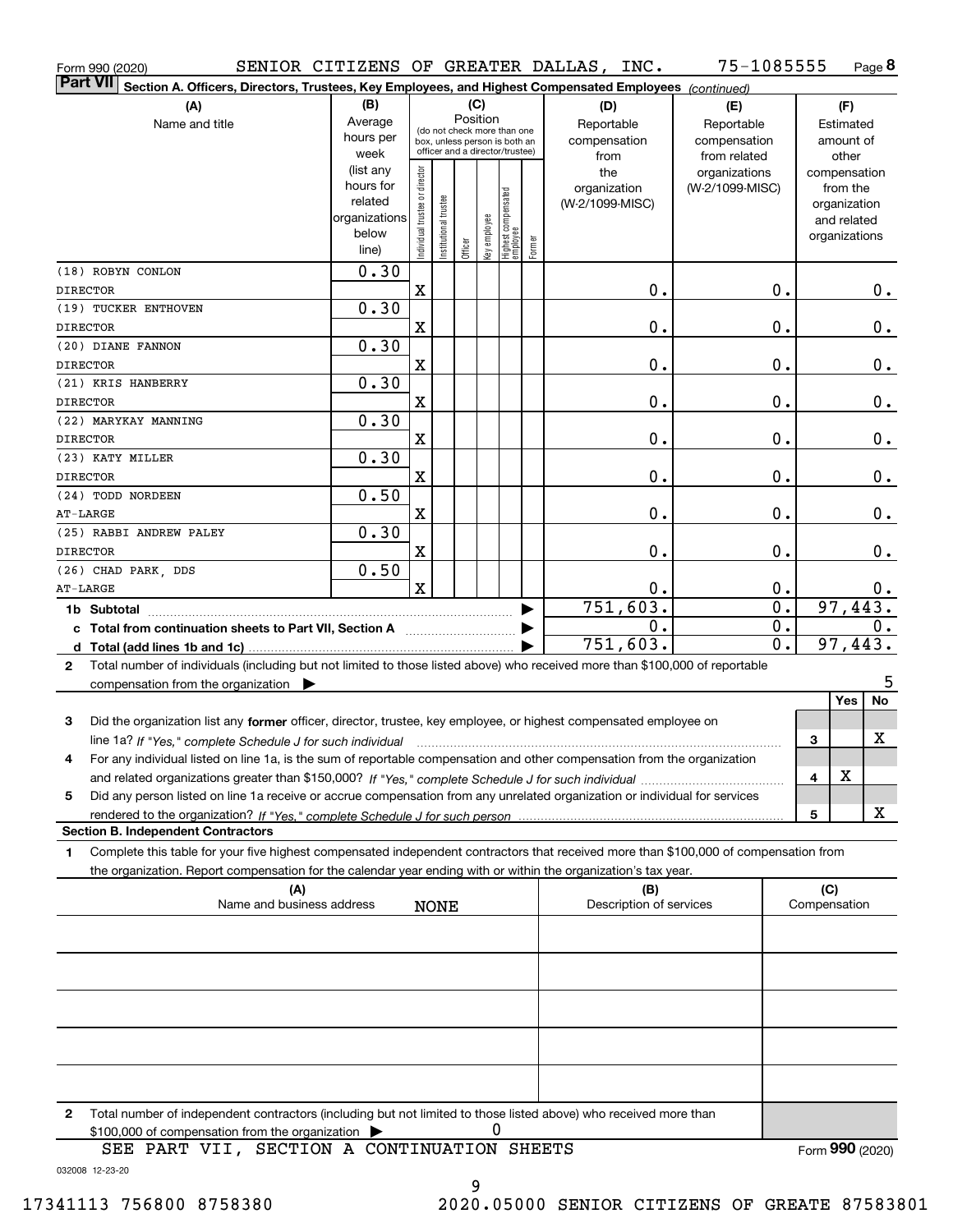Form 990 (2020) SENIOR CITIZENS OF GREATER DALLAS, INC. 75-1085555 Page **8**

**Part VII** Section A. Officers, Directors, Trustees, Key Employees, and Highest Compensated Employees *(continued)*

| (A) Name and title | (B) Average hours per week (list any hours for related organizations below line) | (C) Position: Individual trustee or director | Institutional trustee | Officer | Key employee | Highest compensated employee | Former | (D) Reportable compensation from the organization (W-2/1099-MISC) | (E) Reportable compensation from related organizations (W-2/1099-MISC) | (F) Estimated amount of other compensation from the organization and related organizations |
|---|---|---|---|---|---|---|---|---|---|---|
| (18) ROBYN CONLON DIRECTOR | 0.30 | X | | | | | | 0. | 0. | 0. |
| (19) TUCKER ENTHOVEN DIRECTOR | 0.30 | X | | | | | | 0. | 0. | 0. |
| (20) DIANE FANNON DIRECTOR | 0.30 | X | | | | | | 0. | 0. | 0. |
| (21) KRIS HANBERRY DIRECTOR | 0.30 | X | | | | | | 0. | 0. | 0. |
| (22) MARYKAY MANNING DIRECTOR | 0.30 | X | | | | | | 0. | 0. | 0. |
| (23) KATY MILLER DIRECTOR | 0.30 | X | | | | | | 0. | 0. | 0. |
| (24) TODD NORDEEN AT-LARGE | 0.50 | X | | | | | | 0. | 0. | 0. |
| (25) RABBI ANDREW PALEY DIRECTOR | 0.30 | X | | | | | | 0. | 0. | 0. |
| (26) CHAD PARK, DDS AT-LARGE | 0.50 | X | | | | | | 0. | 0. | 0. |
| **1b Subtotal** | | | | | | | | 751,603. | 0. | 97,443. |
| **c Total from continuation sheets to Part VII, Section A** | | | | | | | | 0. | 0. | 0. |
| **d Total (add lines 1b and 1c)** | | | | | | | | 751,603. | 0. | 97,443. |

**2** Total number of individuals (including but not limited to those listed above) who received more than $100,000 of reportable compensation from the organization ▶ 5

| | | Yes | No |
|---|---|---|---|
| **3** Did the organization list any **former** officer, director, trustee, key employee, or highest compensated employee on line 1a? *If "Yes," complete Schedule J for such individual* | 3 | | X |
| **4** For any individual listed on line 1a, is the sum of reportable compensation and other compensation from the organization and related organizations greater than $150,000? *If "Yes," complete Schedule J for such individual* | 4 | X | |
| **5** Did any person listed on line 1a receive or accrue compensation from any unrelated organization or individual for services rendered to the organization? *If "Yes," complete Schedule J for such person* | 5 | | X |

**Section B. Independent Contractors**

**1** Complete this table for your five highest compensated independent contractors that received more than $100,000 of compensation from the organization. Report compensation for the calendar year ending with or within the organization's tax year.

| (A) Name and business address | (B) Description of services | (C) Compensation |
|---|---|---|
| NONE | | |
| | | |
| | | |
| | | |
| | | |

**2** Total number of independent contractors (including but not limited to those listed above) who received more than $100,000 of compensation from the organization ▶ 0

SEE PART VII, SECTION A CONTINUATION SHEETS

Form **990** (2020)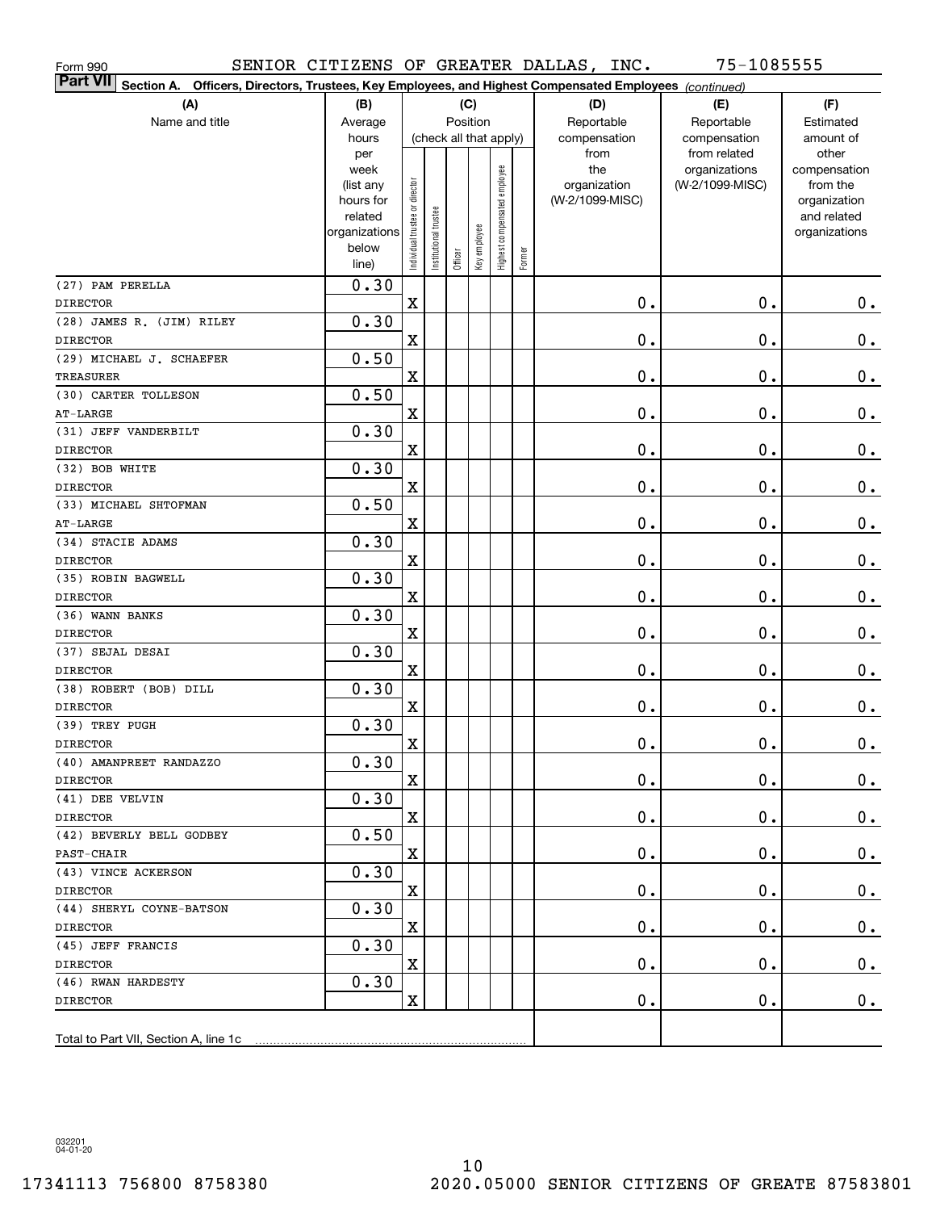Form 990 SENIOR CITIZENS OF GREATER DALLAS, INC. 75-1085555

**Part VII Section A. Officers, Directors, Trustees, Key Employees, and Highest Compensated Employees** *(continued)*

| (A) Name and title | (B) Average hours per week (list any hours for related organizations below line) | (C) Position (check all that apply): Individual trustee or director | Institutional trustee | Officer | Key employee | Highest compensated employee | Former | (D) Reportable compensation from the organization (W-2/1099-MISC) | (E) Reportable compensation from related organizations (W-2/1099-MISC) | (F) Estimated amount of other compensation from the organization and related organizations |
|---|---|---|---|---|---|---|---|---|---|---|
| (27) PAM PERELLA<br>DIRECTOR | 0.30 | X | | | | | | 0. | 0. | 0. |
| (28) JAMES R. (JIM) RILEY<br>DIRECTOR | 0.30 | X | | | | | | 0. | 0. | 0. |
| (29) MICHAEL J. SCHAEFER<br>TREASURER | 0.50 | X | | | | | | 0. | 0. | 0. |
| (30) CARTER TOLLESON<br>AT-LARGE | 0.50 | X | | | | | | 0. | 0. | 0. |
| (31) JEFF VANDERBILT<br>DIRECTOR | 0.30 | X | | | | | | 0. | 0. | 0. |
| (32) BOB WHITE<br>DIRECTOR | 0.30 | X | | | | | | 0. | 0. | 0. |
| (33) MICHAEL SHTOFMAN<br>AT-LARGE | 0.50 | X | | | | | | 0. | 0. | 0. |
| (34) STACIE ADAMS<br>DIRECTOR | 0.30 | X | | | | | | 0. | 0. | 0. |
| (35) ROBIN BAGWELL<br>DIRECTOR | 0.30 | X | | | | | | 0. | 0. | 0. |
| (36) WANN BANKS<br>DIRECTOR | 0.30 | X | | | | | | 0. | 0. | 0. |
| (37) SEJAL DESAI<br>DIRECTOR | 0.30 | X | | | | | | 0. | 0. | 0. |
| (38) ROBERT (BOB) DILL<br>DIRECTOR | 0.30 | X | | | | | | 0. | 0. | 0. |
| (39) TREY PUGH<br>DIRECTOR | 0.30 | X | | | | | | 0. | 0. | 0. |
| (40) AMANPREET RANDAZZO<br>DIRECTOR | 0.30 | X | | | | | | 0. | 0. | 0. |
| (41) DEE VELVIN<br>DIRECTOR | 0.30 | X | | | | | | 0. | 0. | 0. |
| (42) BEVERLY BELL GODBEY<br>PAST-CHAIR | 0.50 | X | | | | | | 0. | 0. | 0. |
| (43) VINCE ACKERSON<br>DIRECTOR | 0.30 | X | | | | | | 0. | 0. | 0. |
| (44) SHERYL COYNE-BATSON<br>DIRECTOR | 0.30 | X | | | | | | 0. | 0. | 0. |
| (45) JEFF FRANCIS<br>DIRECTOR | 0.30 | X | | | | | | 0. | 0. | 0. |
| (46) RWAN HARDESTY<br>DIRECTOR | 0.30 | X | | | | | | 0. | 0. | 0. |
| Total to Part VII, Section A, line 1c | | | | | | | | | | |

032201 04-01-20

17341113 756800 8758380 2020.05000 SENIOR CITIZENS OF GREATE 87583801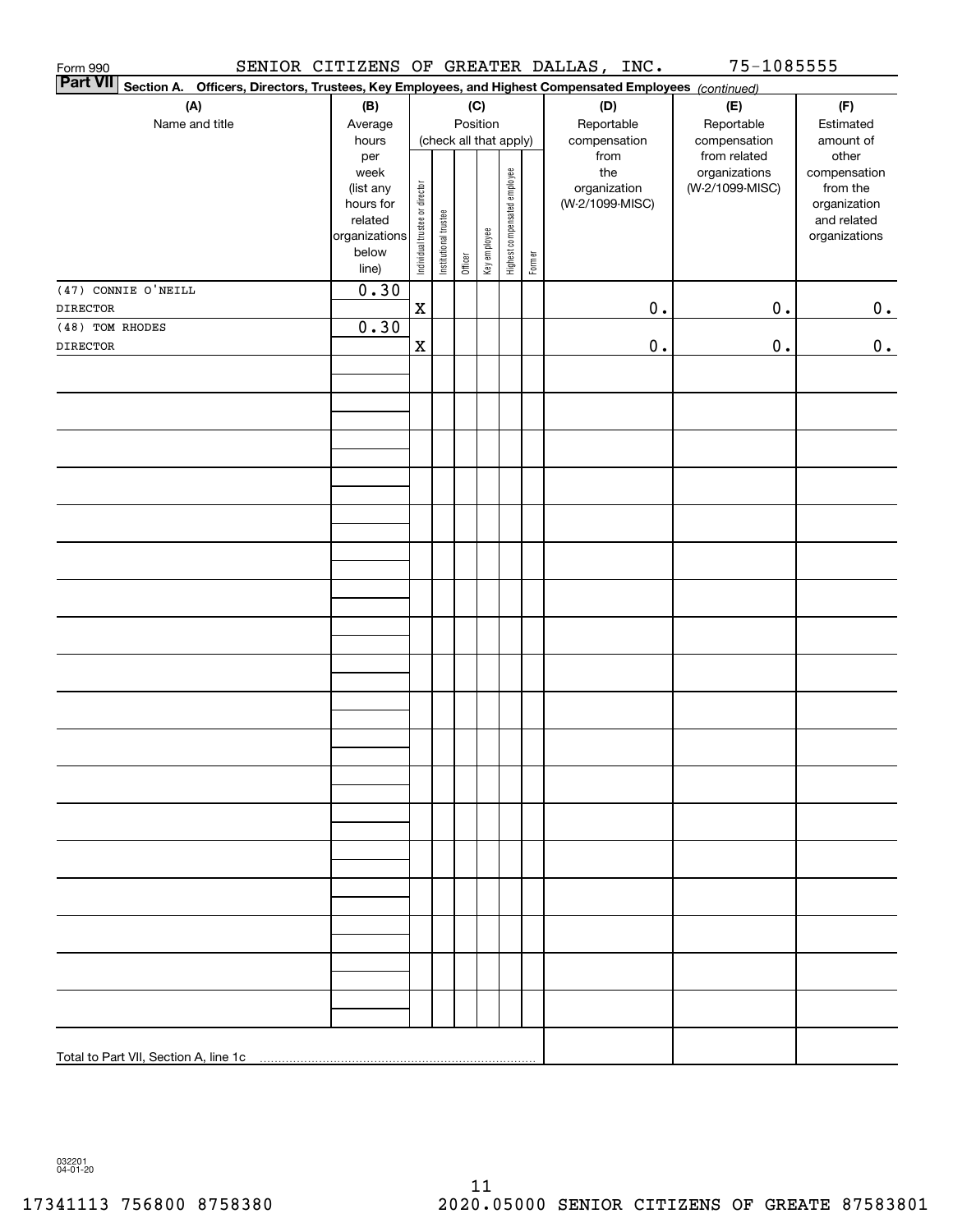Form 990 SENIOR CITIZENS OF GREATER DALLAS, INC. 75-1085555

**Part VII Section A. Officers, Directors, Trustees, Key Employees, and Highest Compensated Employees** *(continued)*

| (A) Name and title | (B) Average hours per week (list any hours for related organizations below line) | (C) Position (check all that apply): Individual trustee or director | Institutional trustee | Officer | Key employee | Highest compensated employee | Former | (D) Reportable compensation from the organization (W-2/1099-MISC) | (E) Reportable compensation from related organizations (W-2/1099-MISC) | (F) Estimated amount of other compensation from the organization and related organizations |
|---|---|---|---|---|---|---|---|---|---|---|
| (47) CONNIE O'NEILL | 0.30 | | | | | | | | | |
| DIRECTOR | | X | | | | | | 0. | 0. | 0. |
| (48) TOM RHODES | 0.30 | | | | | | | | | |
| DIRECTOR | | X | | | | | | 0. | 0. | 0. |
| Total to Part VII, Section A, line 1c | | | | | | | | | | |

032201 04-01-20

17341113 756800 8758380 2020.05000 SENIOR CITIZENS OF GREATE 87583801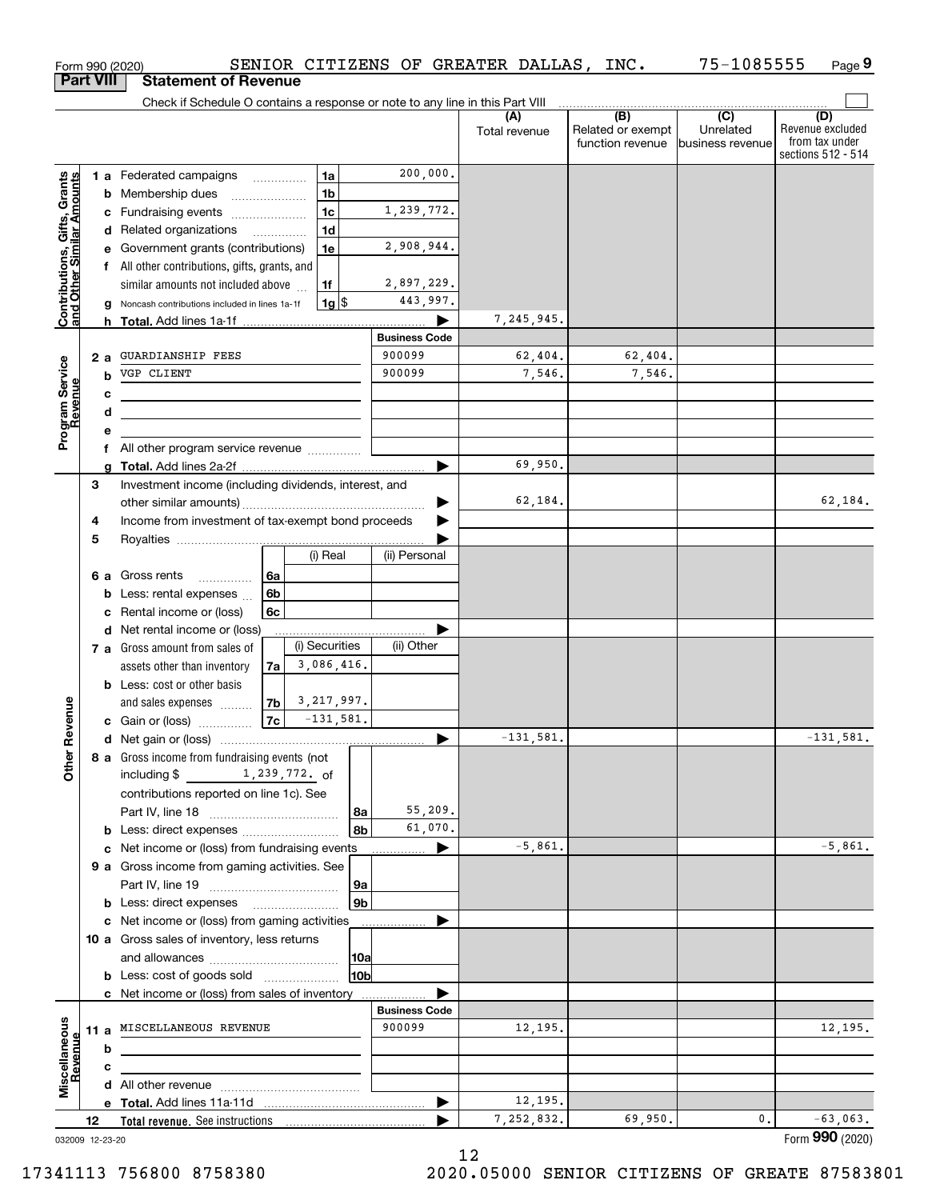Form 990 (2020) SENIOR CITIZENS OF GREATER DALLAS, INC. 75-1085555 Page 9

**Part VIII Statement of Revenue**

Check if Schedule O contains a response or note to any line in this Part VIII

| | | | (A) Total revenue | (B) Related or exempt function revenue | (C) Unrelated business revenue | (D) Revenue excluded from tax under sections 512 - 514 |
|---|---|---|---|---|---|---|
| **Contributions, Gifts, Grants and Other Similar Amounts** | 1a Federated campaigns 1a | 200,000. | | | | |
| | b Membership dues 1b | | | | | |
| | c Fundraising events 1c | 1,239,772. | | | | |
| | d Related organizations 1d | | | | | |
| | e Government grants (contributions) 1e | 2,908,944. | | | | |
| | f All other contributions, gifts, grants, and similar amounts not included above 1f | 2,897,229. | | | | |
| | g Noncash contributions included in lines 1a-1f 1g $ | 443,997. | | | | |
| | h Total. Add lines 1a-1f | | 7,245,945. | | | |
| **Program Service Revenue** | | Business Code | | | | |
| | 2a GUARDIANSHIP FEES | 900099 | 62,404. | 62,404. | | |
| | b VGP CLIENT | 900099 | 7,546. | 7,546. | | |
| | c | | | | | |
| | d | | | | | |
| | e | | | | | |
| | f All other program service revenue | | | | | |
| | g Total. Add lines 2a-2f | | 69,950. | | | |
| **Other Revenue** | 3 Investment income (including dividends, interest, and other similar amounts) | | 62,184. | | | 62,184. |
| | 4 Income from investment of tax-exempt bond proceeds | | | | | |
| | 5 Royalties | | | | | |
| | | (i) Real / (ii) Personal | | | | |
| | 6a Gross rents 6a | | | | | |
| | b Less: rental expenses 6b | | | | | |
| | c Rental income or (loss) 6c | | | | | |
| | d Net rental income or (loss) | | | | | |
| | | (i) Securities / (ii) Other | | | | |
| | 7a Gross amount from sales of assets other than inventory 7a | 3,086,416. | | | | |
| | b Less: cost or other basis and sales expenses 7b | 3,217,997. | | | | |
| | c Gain or (loss) 7c | -131,581. | | | | |
| | d Net gain or (loss) | | -131,581. | | | -131,581. |
| | 8a Gross income from fundraising events (not including $ 1,239,772. of contributions reported on line 1c). See Part IV, line 18 8a | 55,209. | | | | |
| | b Less: direct expenses 8b | 61,070. | | | | |
| | c Net income or (loss) from fundraising events | | -5,861. | | | -5,861. |
| | 9a Gross income from gaming activities. See Part IV, line 19 9a | | | | | |
| | b Less: direct expenses 9b | | | | | |
| | c Net income or (loss) from gaming activities | | | | | |
| | 10a Gross sales of inventory, less returns and allowances 10a | | | | | |
| | b Less: cost of goods sold 10b | | | | | |
| | c Net income or (loss) from sales of inventory | | | | | |
| **Miscellaneous Revenue** | | Business Code | | | | |
| | 11a MISCELLANEOUS REVENUE | 900099 | 12,195. | | | 12,195. |
| | b | | | | | |
| | c | | | | | |
| | d All other revenue | | | | | |
| | e Total. Add lines 11a-11d | | 12,195. | | | |
| | 12 Total revenue. See instructions | | 7,252,832. | 69,950. | 0. | -63,063. |

032009 12-23-20 Form 990 (2020)

17341113 756800 8758380 2020.05000 SENIOR CITIZENS OF GREATE 87583801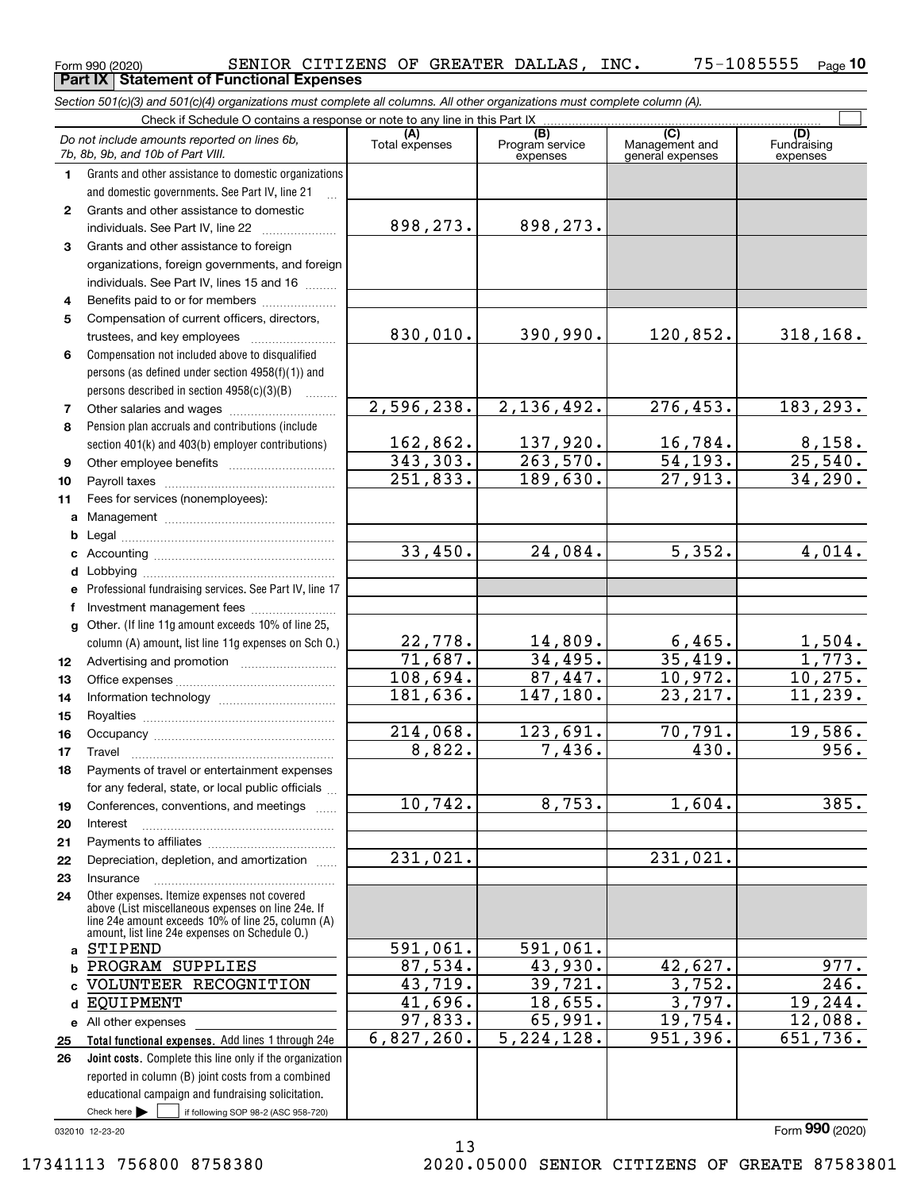Form 990 (2020) SENIOR CITIZENS OF GREATER DALLAS, INC. 75-1085555 Page 10

**Part IX Statement of Functional Expenses**

*Section 501(c)(3) and 501(c)(4) organizations must complete all columns. All other organizations must complete column (A).*

Check if Schedule O contains a response or note to any line in this Part IX

| *Do not include amounts reported on lines 6b, 7b, 8b, 9b, and 10b of Part VIII.* | (A) Total expenses | (B) Program service expenses | (C) Management and general expenses | (D) Fundraising expenses |
|---|---|---|---|---|
| 1 Grants and other assistance to domestic organizations and domestic governments. See Part IV, line 21 | | | | |
| 2 Grants and other assistance to domestic individuals. See Part IV, line 22 | 898,273. | 898,273. | | |
| 3 Grants and other assistance to foreign organizations, foreign governments, and foreign individuals. See Part IV, lines 15 and 16 | | | | |
| 4 Benefits paid to or for members | | | | |
| 5 Compensation of current officers, directors, trustees, and key employees | 830,010. | 390,990. | 120,852. | 318,168. |
| 6 Compensation not included above to disqualified persons (as defined under section 4958(f)(1)) and persons described in section 4958(c)(3)(B) | | | | |
| 7 Other salaries and wages | 2,596,238. | 2,136,492. | 276,453. | 183,293. |
| 8 Pension plan accruals and contributions (include section 401(k) and 403(b) employer contributions) | 162,862. | 137,920. | 16,784. | 8,158. |
| 9 Other employee benefits | 343,303. | 263,570. | 54,193. | 25,540. |
| 10 Payroll taxes | 251,833. | 189,630. | 27,913. | 34,290. |
| 11 Fees for services (nonemployees): | | | | |
| a Management | | | | |
| b Legal | | | | |
| c Accounting | 33,450. | 24,084. | 5,352. | 4,014. |
| d Lobbying | | | | |
| e Professional fundraising services. See Part IV, line 17 | | | | |
| f Investment management fees | | | | |
| g Other. (If line 11g amount exceeds 10% of line 25, column (A) amount, list line 11g expenses on Sch O.) | 22,778. | 14,809. | 6,465. | 1,504. |
| 12 Advertising and promotion | 71,687. | 34,495. | 35,419. | 1,773. |
| 13 Office expenses | 108,694. | 87,447. | 10,972. | 10,275. |
| 14 Information technology | 181,636. | 147,180. | 23,217. | 11,239. |
| 15 Royalties | | | | |
| 16 Occupancy | 214,068. | 123,691. | 70,791. | 19,586. |
| 17 Travel | 8,822. | 7,436. | 430. | 956. |
| 18 Payments of travel or entertainment expenses for any federal, state, or local public officials | | | | |
| 19 Conferences, conventions, and meetings | 10,742. | 8,753. | 1,604. | 385. |
| 20 Interest | | | | |
| 21 Payments to affiliates | | | | |
| 22 Depreciation, depletion, and amortization | 231,021. | | 231,021. | |
| 23 Insurance | | | | |
| 24 Other expenses. Itemize expenses not covered above (List miscellaneous expenses on line 24e. If line 24e amount exceeds 10% of line 25, column (A) amount, list line 24e expenses on Schedule O.) | | | | |
| a STIPEND | 591,061. | 591,061. | | |
| b PROGRAM SUPPLIES | 87,534. | 43,930. | 42,627. | 977. |
| c VOLUNTEER RECOGNITION | 43,719. | 39,721. | 3,752. | 246. |
| d EQUIPMENT | 41,696. | 18,655. | 3,797. | 19,244. |
| e All other expenses | 97,833. | 65,991. | 19,754. | 12,088. |
| 25 **Total functional expenses.** Add lines 1 through 24e | 6,827,260. | 5,224,128. | 951,396. | 651,736. |
| 26 **Joint costs.** Complete this line only if the organization reported in column (B) joint costs from a combined educational campaign and fundraising solicitation. Check here ☐ if following SOP 98-2 (ASC 958-720) | | | | |

032010 12-23-20

Form **990** (2020)

17341113 756800 8758380 2020.05000 SENIOR CITIZENS OF GREATE 87583801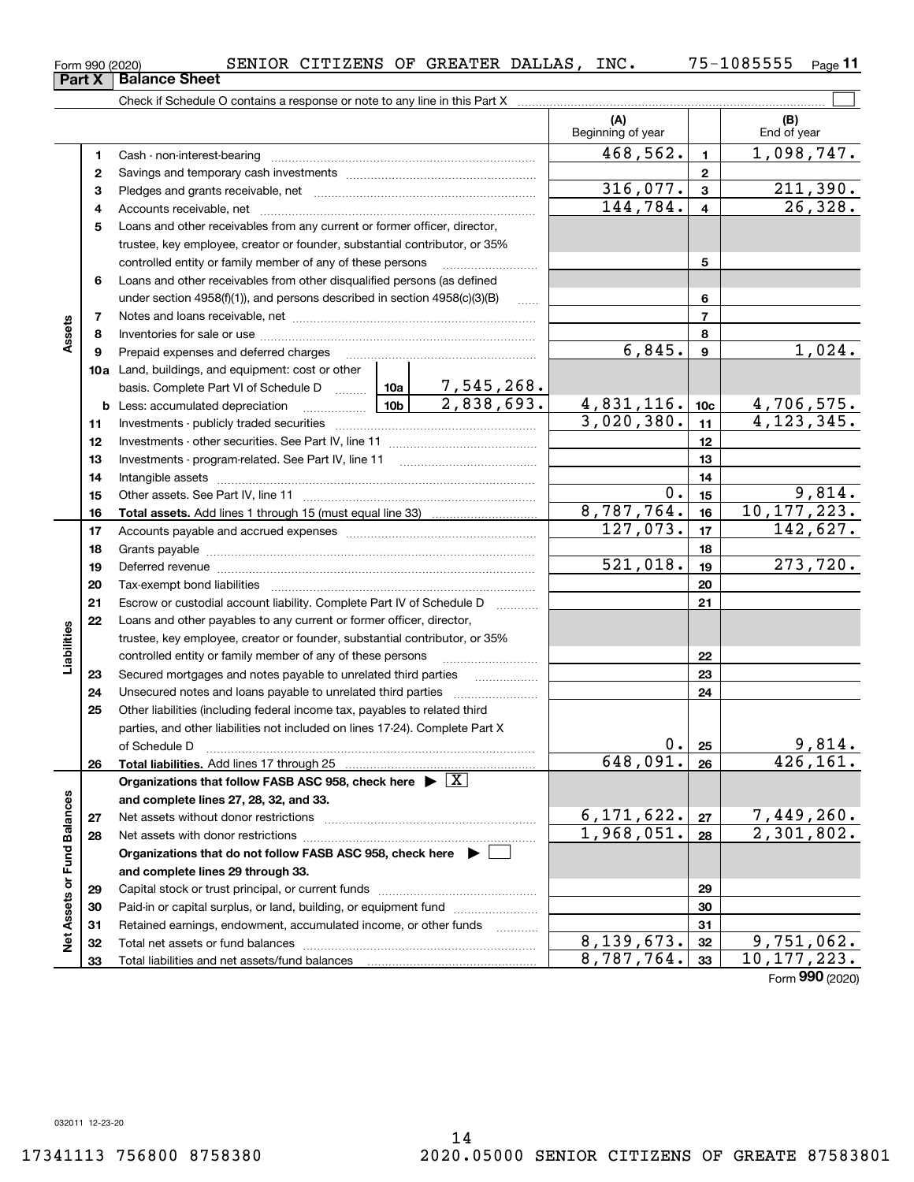Form 990 (2020) SENIOR CITIZENS OF GREATER DALLAS, INC. 75-1085555

## Part X Balance Sheet

Check if Schedule O contains a response or note to any line in this Part X ☐

| | | | | (A) Beginning of year | | (B) End of year |
|---|---|---|---|---|---|---|
| **Assets** | 1 | Cash - non-interest-bearing | | 468,562. | 1 | 1,098,747. |
| | 2 | Savings and temporary cash investments | | | 2 | |
| | 3 | Pledges and grants receivable, net | | 316,077. | 3 | 211,390. |
| | 4 | Accounts receivable, net | | 144,784. | 4 | 26,328. |
| | 5 | Loans and other receivables from any current or former officer, director, trustee, key employee, creator or founder, substantial contributor, or 35% controlled entity or family member of any of these persons | | | 5 | |
| | 6 | Loans and other receivables from other disqualified persons (as defined under section 4958(f)(1)), and persons described in section 4958(c)(3)(B) | | | 6 | |
| | 7 | Notes and loans receivable, net | | | 7 | |
| | 8 | Inventories for sale or use | | | 8 | |
| | 9 | Prepaid expenses and deferred charges | | 6,845. | 9 | 1,024. |
| | 10a | Land, buildings, and equipment: cost or other basis. Complete Part VI of Schedule D | 10a 7,545,268. | | | |
| | b | Less: accumulated depreciation | 10b 2,838,693. | 4,831,116. | 10c | 4,706,575. |
| | 11 | Investments - publicly traded securities | | 3,020,380. | 11 | 4,123,345. |
| | 12 | Investments - other securities. See Part IV, line 11 | | | 12 | |
| | 13 | Investments - program-related. See Part IV, line 11 | | | 13 | |
| | 14 | Intangible assets | | | 14 | |
| | 15 | Other assets. See Part IV, line 11 | | 0. | 15 | 9,814. |
| | 16 | **Total assets.** Add lines 1 through 15 (must equal line 33) | | 8,787,764. | 16 | 10,177,223. |
| **Liabilities** | 17 | Accounts payable and accrued expenses | | 127,073. | 17 | 142,627. |
| | 18 | Grants payable | | | 18 | |
| | 19 | Deferred revenue | | 521,018. | 19 | 273,720. |
| | 20 | Tax-exempt bond liabilities | | | 20 | |
| | 21 | Escrow or custodial account liability. Complete Part IV of Schedule D | | | 21 | |
| | 22 | Loans and other payables to any current or former officer, director, trustee, key employee, creator or founder, substantial contributor, or 35% controlled entity or family member of any of these persons | | | 22 | |
| | 23 | Secured mortgages and notes payable to unrelated third parties | | | 23 | |
| | 24 | Unsecured notes and loans payable to unrelated third parties | | | 24 | |
| | 25 | Other liabilities (including federal income tax, payables to related third parties, and other liabilities not included on lines 17-24). Complete Part X of Schedule D | | 0. | 25 | 9,814. |
| | 26 | **Total liabilities.** Add lines 17 through 25 | | 648,091. | 26 | 426,161. |
| **Net Assets or Fund Balances** | | **Organizations that follow FASB ASC 958, check here ▶ ☒ and complete lines 27, 28, 32, and 33.** | | | | |
| | 27 | Net assets without donor restrictions | | 6,171,622. | 27 | 7,449,260. |
| | 28 | Net assets with donor restrictions | | 1,968,051. | 28 | 2,301,802. |
| | | **Organizations that do not follow FASB ASC 958, check here ▶ ☐ and complete lines 29 through 33.** | | | | |
| | 29 | Capital stock or trust principal, or current funds | | | 29 | |
| | 30 | Paid-in or capital surplus, or land, building, or equipment fund | | | 30 | |
| | 31 | Retained earnings, endowment, accumulated income, or other funds | | | 31 | |
| | 32 | Total net assets or fund balances | | 8,139,673. | 32 | 9,751,062. |
| | 33 | Total liabilities and net assets/fund balances | | 8,787,764. | 33 | 10,177,223. |

Form **990** (2020)

032011 12-23-20

17341113 756800 8758380 2020.05000 SENIOR CITIZENS OF GREATE 87583801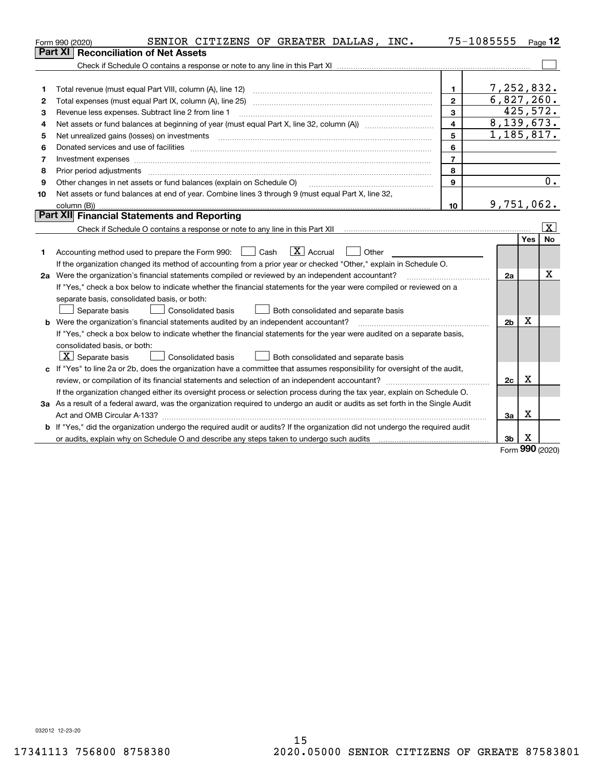Form 990 (2020) SENIOR CITIZENS OF GREATER DALLAS, INC. 75-1085555

## Part XI Reconciliation of Net Assets

Check if Schedule O contains a response or note to any line in this Part XI ☐

| | | | |
|---|---|---|---|
| 1 | Total revenue (must equal Part VIII, column (A), line 12) | 1 | 7,252,832. |
| 2 | Total expenses (must equal Part IX, column (A), line 25) | 2 | 6,827,260. |
| 3 | Revenue less expenses. Subtract line 2 from line 1 | 3 | 425,572. |
| 4 | Net assets or fund balances at beginning of year (must equal Part X, line 32, column (A)) | 4 | 8,139,673. |
| 5 | Net unrealized gains (losses) on investments | 5 | 1,185,817. |
| 6 | Donated services and use of facilities | 6 | |
| 7 | Investment expenses | 7 | |
| 8 | Prior period adjustments | 8 | |
| 9 | Other changes in net assets or fund balances (explain on Schedule O) | 9 | 0. |
| 10 | Net assets or fund balances at end of year. Combine lines 3 through 9 (must equal Part X, line 32, column (B)) | 10 | 9,751,062. |

## Part XII Financial Statements and Reporting

Check if Schedule O contains a response or note to any line in this Part XII ☒

| | | | Yes | No |
|---|---|---|---|---|
| 1 | Accounting method used to prepare the Form 990: ☐ Cash ☒ Accrual ☐ Other<br>If the organization changed its method of accounting from a prior year or checked "Other," explain in Schedule O. | | | |
| 2a | Were the organization's financial statements compiled or reviewed by an independent accountant?<br>If "Yes," check a box below to indicate whether the financial statements for the year were compiled or reviewed on a separate basis, consolidated basis, or both:<br>☐ Separate basis ☐ Consolidated basis ☐ Both consolidated and separate basis | 2a | | X |
| b | Were the organization's financial statements audited by an independent accountant?<br>If "Yes," check a box below to indicate whether the financial statements for the year were audited on a separate basis, consolidated basis, or both:<br>☒ Separate basis ☐ Consolidated basis ☐ Both consolidated and separate basis | 2b | X | |
| c | If "Yes" to line 2a or 2b, does the organization have a committee that assumes responsibility for oversight of the audit, review, or compilation of its financial statements and selection of an independent accountant?<br>If the organization changed either its oversight process or selection process during the tax year, explain on Schedule O. | 2c | X | |
| 3a | As a result of a federal award, was the organization required to undergo an audit or audits as set forth in the Single Audit Act and OMB Circular A-133? | 3a | X | |
| b | If "Yes," did the organization undergo the required audit or audits? If the organization did not undergo the required audit or audits, explain why on Schedule O and describe any steps taken to undergo such audits | 3b | X | |

Form 990 (2020)

032012 12-23-20

17341113 756800 8758380 2020.05000 SENIOR CITIZENS OF GREATE 87583801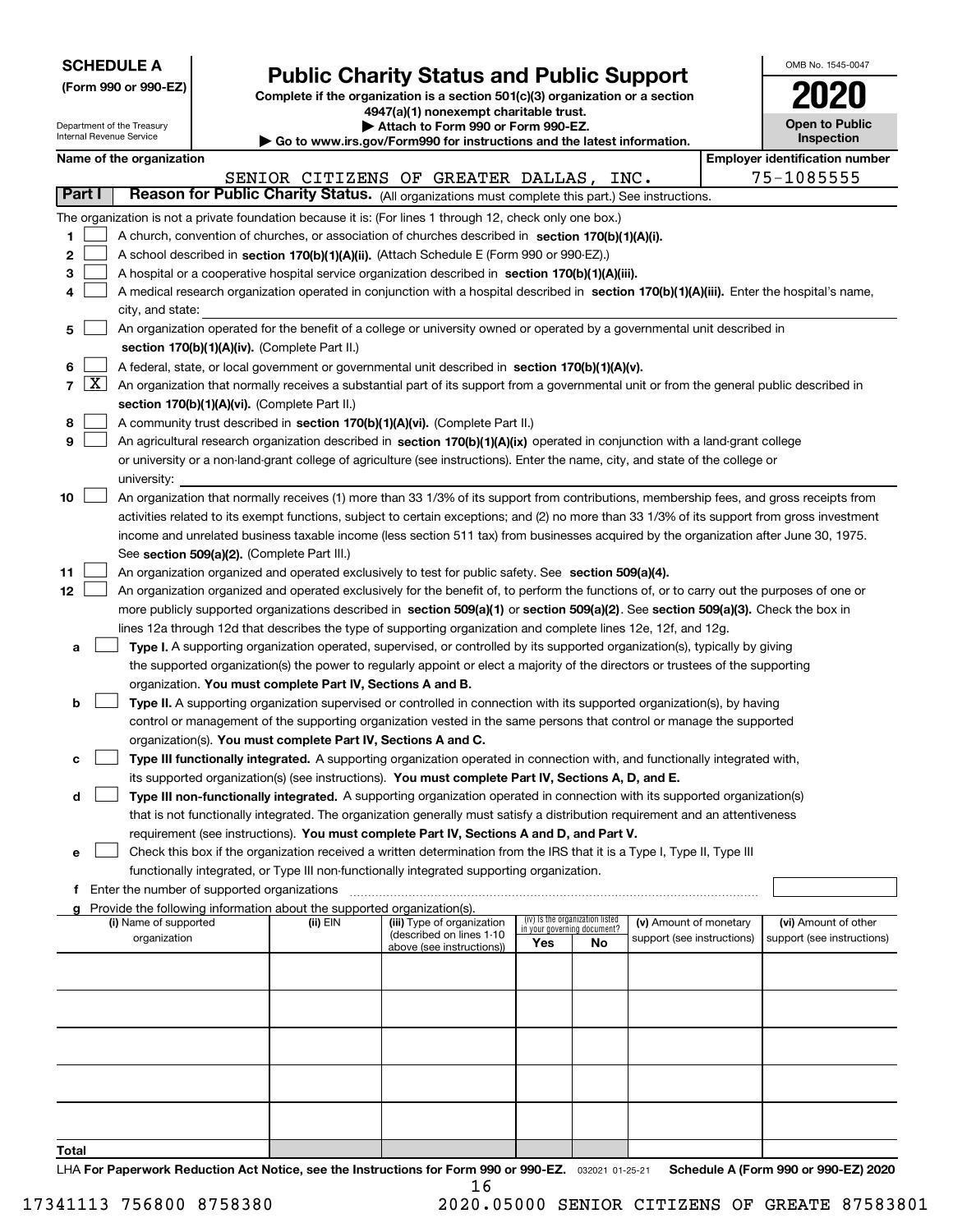**SCHEDULE A**
**(Form 990 or 990-EZ)**

Department of the Treasury
Internal Revenue Service

# Public Charity Status and Public Support

**Complete if the organization is a section 501(c)(3) organization or a section 4947(a)(1) nonexempt charitable trust.**
**▶ Attach to Form 990 or Form 990-EZ.**
**▶ Go to www.irs.gov/Form990 for instructions and the latest information.**

OMB No. 1545-0047

**2020**

**Open to Public Inspection**

**Name of the organization:** SENIOR CITIZENS OF GREATER DALLAS, INC.

**Employer identification number:** 75-1085555

## Part I — Reason for Public Charity Status. (All organizations must complete this part.) See instructions.

The organization is not a private foundation because it is: (For lines 1 through 12, check only one box.)

1. ☐ A church, convention of churches, or association of churches described in **section 170(b)(1)(A)(i).**
2. ☐ A school described in **section 170(b)(1)(A)(ii).** (Attach Schedule E (Form 990 or 990-EZ).)
3. ☐ A hospital or a cooperative hospital service organization described in **section 170(b)(1)(A)(iii).**
4. ☐ A medical research organization operated in conjunction with a hospital described in **section 170(b)(1)(A)(iii).** Enter the hospital's name, city, and state:
5. ☐ An organization operated for the benefit of a college or university owned or operated by a governmental unit described in **section 170(b)(1)(A)(iv).** (Complete Part II.)
6. ☐ A federal, state, or local government or governmental unit described in **section 170(b)(1)(A)(v).**
7. ☒ An organization that normally receives a substantial part of its support from a governmental unit or from the general public described in **section 170(b)(1)(A)(vi).** (Complete Part II.)
8. ☐ A community trust described in **section 170(b)(1)(A)(vi).** (Complete Part II.)
9. ☐ An agricultural research organization described in **section 170(b)(1)(A)(ix)** operated in conjunction with a land-grant college or university or a non-land-grant college of agriculture (see instructions). Enter the name, city, and state of the college or university:
10. ☐ An organization that normally receives (1) more than 33 1/3% of its support from contributions, membership fees, and gross receipts from activities related to its exempt functions, subject to certain exceptions; and (2) no more than 33 1/3% of its support from gross investment income and unrelated business taxable income (less section 511 tax) from businesses acquired by the organization after June 30, 1975. See **section 509(a)(2).** (Complete Part III.)
11. ☐ An organization organized and operated exclusively to test for public safety. See **section 509(a)(4).**
12. ☐ An organization organized and operated exclusively for the benefit of, to perform the functions of, or to carry out the purposes of one or more publicly supported organizations described in **section 509(a)(1)** or **section 509(a)(2)**. See **section 509(a)(3).** Check the box in lines 12a through 12d that describes the type of supporting organization and complete lines 12e, 12f, and 12g.
   - **a** ☐ **Type I.** A supporting organization operated, supervised, or controlled by its supported organization(s), typically by giving the supported organization(s) the power to regularly appoint or elect a majority of the directors or trustees of the supporting organization. **You must complete Part IV, Sections A and B.**
   - **b** ☐ **Type II.** A supporting organization supervised or controlled in connection with its supported organization(s), by having control or management of the supporting organization vested in the same persons that control or manage the supported organization(s). **You must complete Part IV, Sections A and C.**
   - **c** ☐ **Type III functionally integrated.** A supporting organization operated in connection with, and functionally integrated with, its supported organization(s) (see instructions). **You must complete Part IV, Sections A, D, and E.**
   - **d** ☐ **Type III non-functionally integrated.** A supporting organization operated in connection with its supported organization(s) that is not functionally integrated. The organization generally must satisfy a distribution requirement and an attentiveness requirement (see instructions). **You must complete Part IV, Sections A and D, and Part V.**
   - **e** ☐ Check this box if the organization received a written determination from the IRS that it is a Type I, Type II, Type III functionally integrated, or Type III non-functionally integrated supporting organization.
   - **f** Enter the number of supported organizations
   - **g** Provide the following information about the supported organization(s).

| (i) Name of supported organization | (ii) EIN | (iii) Type of organization (described on lines 1-10 above (see instructions)) | (iv) Is the organization listed in your governing document? Yes | No | (v) Amount of monetary support (see instructions) | (vi) Amount of other support (see instructions) |
|---|---|---|---|---|---|---|
| | | | | | | |
| | | | | | | |
| | | | | | | |
| | | | | | | |
| | | | | | | |
| **Total** | | | | | | |

LHA **For Paperwork Reduction Act Notice, see the Instructions for Form 990 or 990-EZ.** 032021 01-25-21 **Schedule A (Form 990 or 990-EZ) 2020**

17341113 756800 8758380 2020.05000 SENIOR CITIZENS OF GREATE 87583801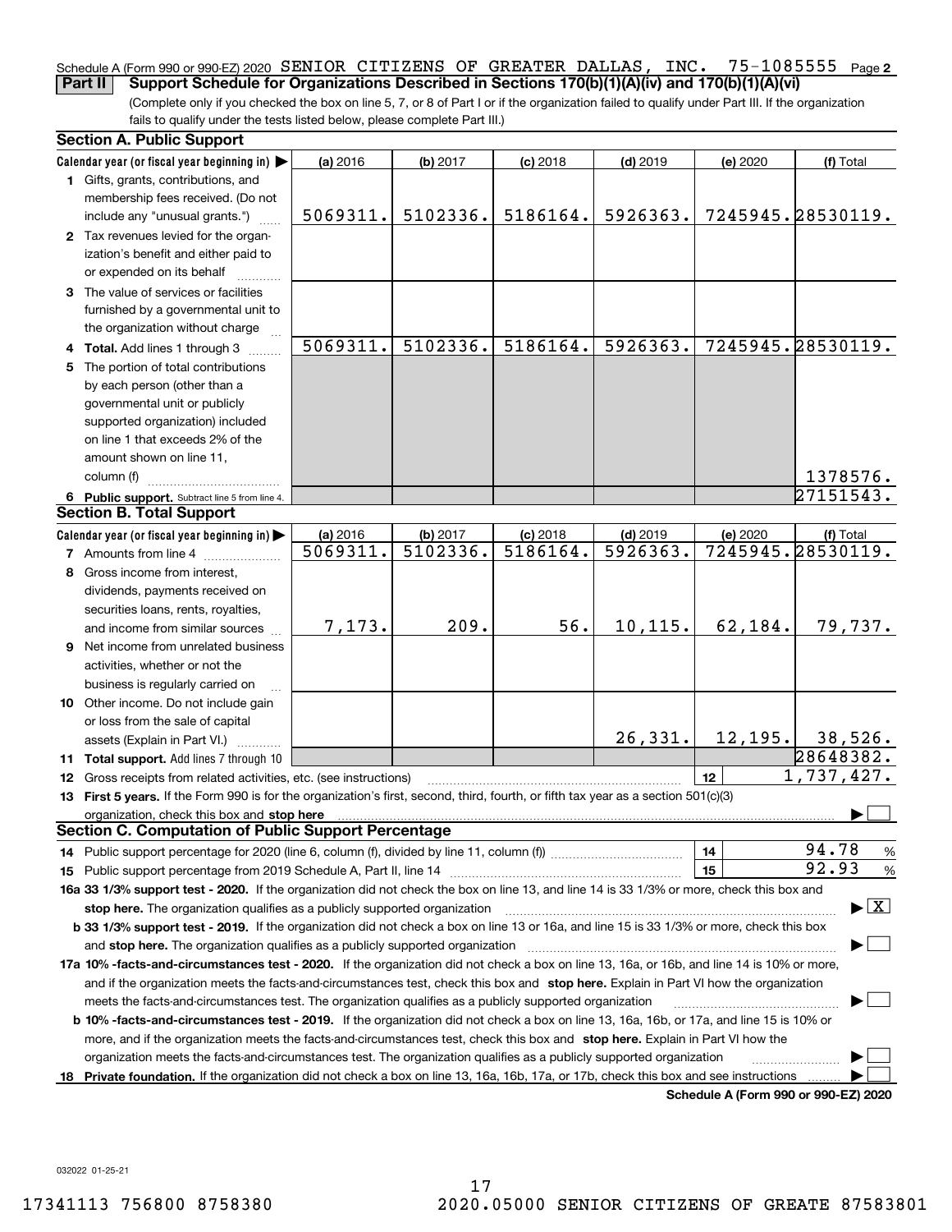Schedule A (Form 990 or 990-EZ) 2020 SENIOR CITIZENS OF GREATER DALLAS, INC. 75-1085555 Page 2

**Part II** **Support Schedule for Organizations Described in Sections 170(b)(1)(A)(iv) and 170(b)(1)(A)(vi)**

(Complete only if you checked the box on line 5, 7, or 8 of Part I or if the organization failed to qualify under Part III. If the organization fails to qualify under the tests listed below, please complete Part III.)

## Section A. Public Support

| Calendar year (or fiscal year beginning in) ▶ | (a) 2016 | (b) 2017 | (c) 2018 | (d) 2019 | (e) 2020 | (f) Total |
|---|---|---|---|---|---|---|
| 1 Gifts, grants, contributions, and membership fees received. (Do not include any "unusual grants.") | 5069311. | 5102336. | 5186164. | 5926363. | 7245945. | 28530119. |
| 2 Tax revenues levied for the organization's benefit and either paid to or expended on its behalf | | | | | | |
| 3 The value of services or facilities furnished by a governmental unit to the organization without charge | | | | | | |
| 4 Total. Add lines 1 through 3 | 5069311. | 5102336. | 5186164. | 5926363. | 7245945. | 28530119. |
| 5 The portion of total contributions by each person (other than a governmental unit or publicly supported organization) included on line 1 that exceeds 2% of the amount shown on line 11, column (f) | | | | | | 1378576. |
| 6 Public support. Subtract line 5 from line 4. | | | | | | 27151543. |

## Section B. Total Support

| Calendar year (or fiscal year beginning in) ▶ | (a) 2016 | (b) 2017 | (c) 2018 | (d) 2019 | (e) 2020 | (f) Total |
|---|---|---|---|---|---|---|
| 7 Amounts from line 4 | 5069311. | 5102336. | 5186164. | 5926363. | 7245945. | 28530119. |
| 8 Gross income from interest, dividends, payments received on securities loans, rents, royalties, and income from similar sources | 7,173. | 209. | 56. | 10,115. | 62,184. | 79,737. |
| 9 Net income from unrelated business activities, whether or not the business is regularly carried on | | | | | | |
| 10 Other income. Do not include gain or loss from the sale of capital assets (Explain in Part VI.) | | | | 26,331. | 12,195. | 38,526. |
| 11 Total support. Add lines 7 through 10 | | | | | | 28648382. |
| 12 Gross receipts from related activities, etc. (see instructions) | | | | | 12 | 1,737,427. |

**13 First 5 years.** If the Form 990 is for the organization's first, second, third, fourth, or fifth tax year as a section 501(c)(3) organization, check this box and **stop here** ▶ ☐

## Section C. Computation of Public Support Percentage

| | | |
|---|---|---|
| 14 Public support percentage for 2020 (line 6, column (f), divided by line 11, column (f)) | 14 | 94.78 % |
| 15 Public support percentage from 2019 Schedule A, Part II, line 14 | 15 | 92.93 % |

**16a 33 1/3% support test - 2020.** If the organization did not check the box on line 13, and line 14 is 33 1/3% or more, check this box and **stop here.** The organization qualifies as a publicly supported organization ▶ ☒

**b 33 1/3% support test - 2019.** If the organization did not check a box on line 13 or 16a, and line 15 is 33 1/3% or more, check this box and **stop here.** The organization qualifies as a publicly supported organization ▶ ☐

**17a 10% -facts-and-circumstances test - 2020.** If the organization did not check a box on line 13, 16a, or 16b, and line 14 is 10% or more, and if the organization meets the facts-and-circumstances test, check this box and **stop here.** Explain in Part VI how the organization meets the facts-and-circumstances test. The organization qualifies as a publicly supported organization ▶ ☐

**b 10% -facts-and-circumstances test - 2019.** If the organization did not check a box on line 13, 16a, 16b, or 17a, and line 15 is 10% or more, and if the organization meets the facts-and-circumstances test, check this box and **stop here.** Explain in Part VI how the organization meets the facts-and-circumstances test. The organization qualifies as a publicly supported organization ▶ ☐

**18 Private foundation.** If the organization did not check a box on line 13, 16a, 16b, 17a, or 17b, check this box and see instructions ▶ ☐

**Schedule A (Form 990 or 990-EZ) 2020**

032022 01-25-21

17341113 756800 8758380 2020.05000 SENIOR CITIZENS OF GREATE 87583801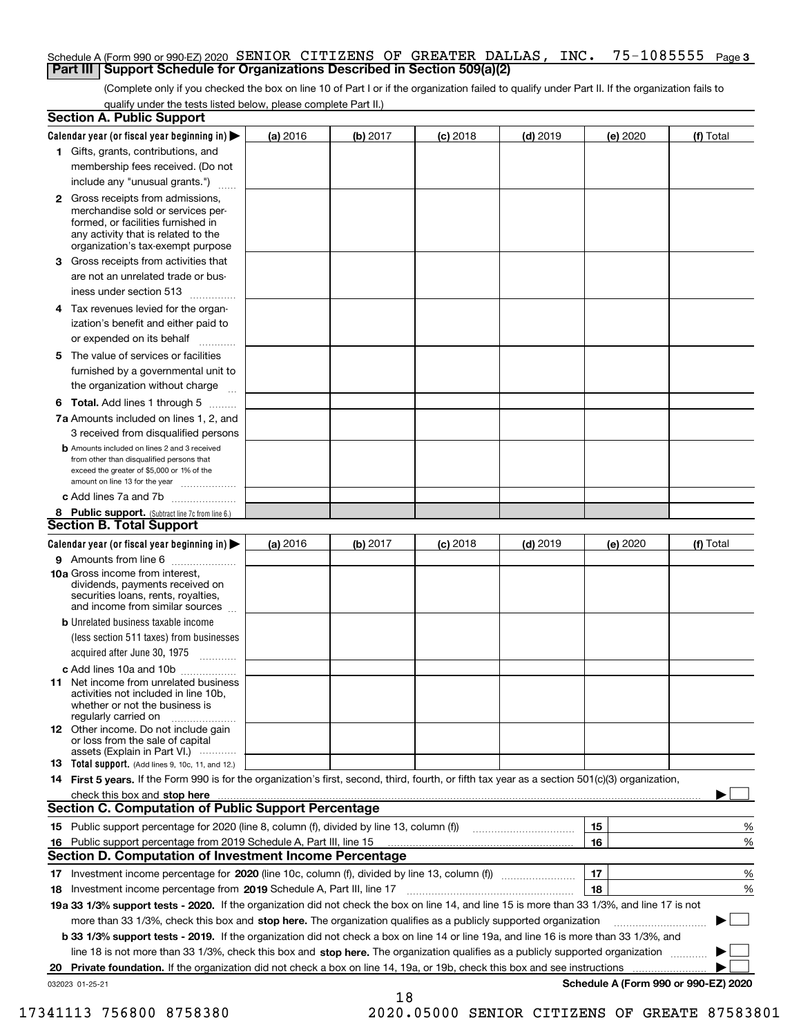Schedule A (Form 990 or 990-EZ) 2020 SENIOR CITIZENS OF GREATER DALLAS, INC. 75-1085555 Page **3**

## Part III Support Schedule for Organizations Described in Section 509(a)(2)

(Complete only if you checked the box on line 10 of Part I or if the organization failed to qualify under Part II. If the organization fails to qualify under the tests listed below, please complete Part II.)

### Section A. Public Support

| Calendar year (or fiscal year beginning in) ▶ | (a) 2016 | (b) 2017 | (c) 2018 | (d) 2019 | (e) 2020 | (f) Total |
|---|---|---|---|---|---|---|
| **1** Gifts, grants, contributions, and membership fees received. (Do not include any "unusual grants.") | | | | | | |
| **2** Gross receipts from admissions, merchandise sold or services performed, or facilities furnished in any activity that is related to the organization's tax-exempt purpose | | | | | | |
| **3** Gross receipts from activities that are not an unrelated trade or business under section 513 | | | | | | |
| **4** Tax revenues levied for the organization's benefit and either paid to or expended on its behalf | | | | | | |
| **5** The value of services or facilities furnished by a governmental unit to the organization without charge | | | | | | |
| **6 Total.** Add lines 1 through 5 | | | | | | |
| **7a** Amounts included on lines 1, 2, and 3 received from disqualified persons | | | | | | |
| **b** Amounts included on lines 2 and 3 received from other than disqualified persons that exceed the greater of $5,000 or 1% of the amount on line 13 for the year | | | | | | |
| **c** Add lines 7a and 7b | | | | | | |
| **8 Public support.** (Subtract line 7c from line 6.) | | | | | | |

### Section B. Total Support

| Calendar year (or fiscal year beginning in) ▶ | (a) 2016 | (b) 2017 | (c) 2018 | (d) 2019 | (e) 2020 | (f) Total |
|---|---|---|---|---|---|---|
| **9** Amounts from line 6 | | | | | | |
| **10a** Gross income from interest, dividends, payments received on securities loans, rents, royalties, and income from similar sources | | | | | | |
| **b** Unrelated business taxable income (less section 511 taxes) from businesses acquired after June 30, 1975 | | | | | | |
| **c** Add lines 10a and 10b | | | | | | |
| **11** Net income from unrelated business activities not included in line 10b, whether or not the business is regularly carried on | | | | | | |
| **12** Other income. Do not include gain or loss from the sale of capital assets (Explain in Part VI.) | | | | | | |
| **13 Total support.** (Add lines 9, 10c, 11, and 12.) | | | | | | |

**14 First 5 years.** If the Form 990 is for the organization's first, second, third, fourth, or fifth tax year as a section 501(c)(3) organization, check this box and **stop here** ▶ ☐

### Section C. Computation of Public Support Percentage

| | | | |
|---|---|---|---|
| **15** | Public support percentage for 2020 (line 8, column (f), divided by line 13, column (f)) | **15** | % |
| **16** | Public support percentage from 2019 Schedule A, Part III, line 15 | **16** | % |

### Section D. Computation of Investment Income Percentage

| | | | |
|---|---|---|---|
| **17** | Investment income percentage for **2020** (line 10c, column (f), divided by line 13, column (f)) | **17** | % |
| **18** | Investment income percentage from **2019** Schedule A, Part III, line 17 | **18** | % |

**19a 33 1/3% support tests - 2020.** If the organization did not check the box on line 14, and line 15 is more than 33 1/3%, and line 17 is not more than 33 1/3%, check this box and **stop here.** The organization qualifies as a publicly supported organization ▶ ☐

**b 33 1/3% support tests - 2019.** If the organization did not check a box on line 14 or line 19a, and line 16 is more than 33 1/3%, and line 18 is not more than 33 1/3%, check this box and **stop here.** The organization qualifies as a publicly supported organization ▶ ☐

**20 Private foundation.** If the organization did not check a box on line 14, 19a, or 19b, check this box and see instructions ▶ ☐

032023 01-25-21 **Schedule A (Form 990 or 990-EZ) 2020**

17341113 756800 8758380 2020.05000 SENIOR CITIZENS OF GREATE 87583801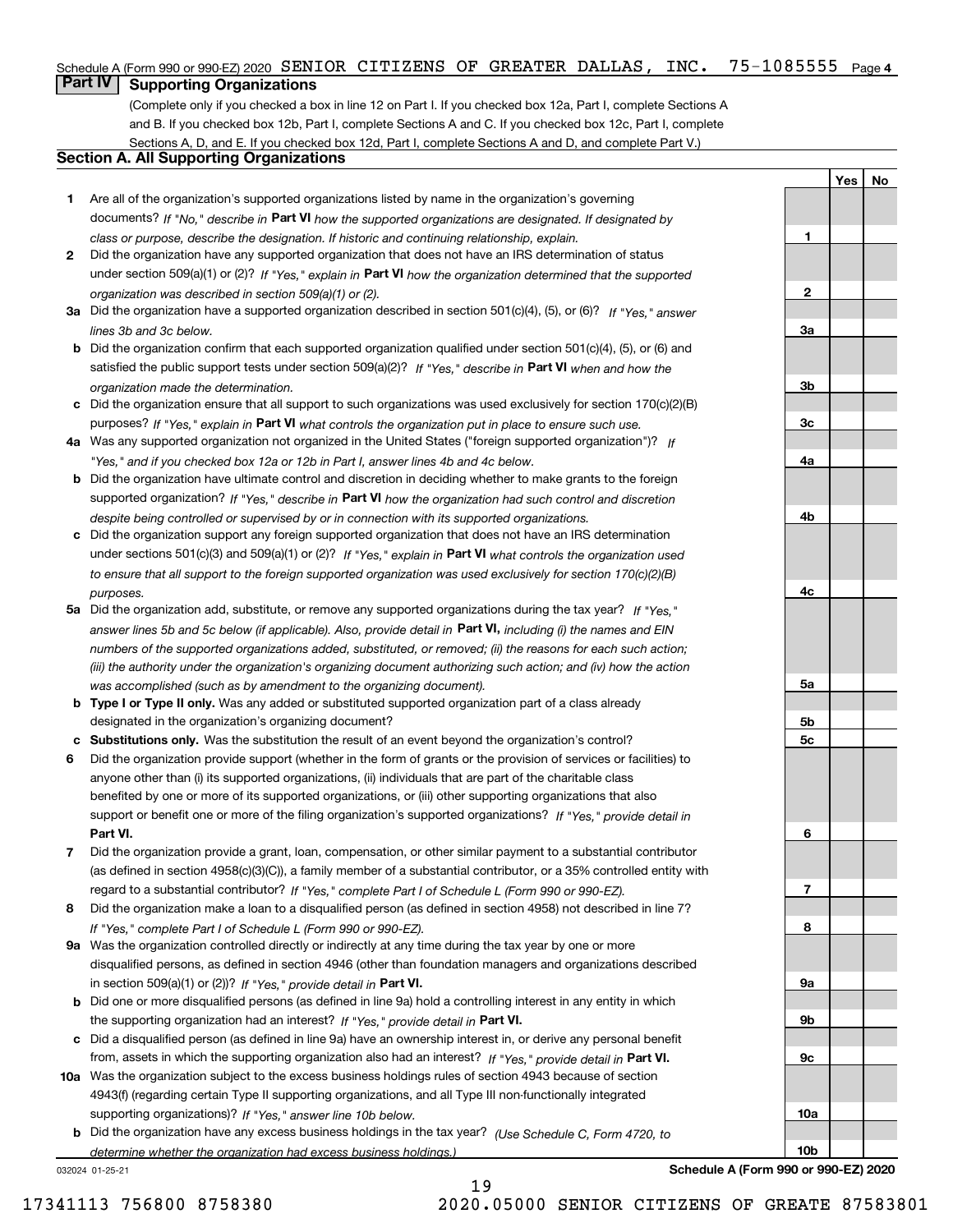Schedule A (Form 990 or 990-EZ) 2020 SENIOR CITIZENS OF GREATER DALLAS, INC. 75-1085555 Page 4

## Part IV Supporting Organizations

(Complete only if you checked a box in line 12 on Part I. If you checked box 12a, Part I, complete Sections A and B. If you checked box 12b, Part I, complete Sections A and C. If you checked box 12c, Part I, complete Sections A, D, and E. If you checked box 12d, Part I, complete Sections A and D, and complete Part V.)

### Section A. All Supporting Organizations

| | | | Yes | No |
|---|---|---|---|---|
| 1 | Are all of the organization's supported organizations listed by name in the organization's governing documents? *If "No," describe in* **Part VI** *how the supported organizations are designated. If designated by class or purpose, describe the designation. If historic and continuing relationship, explain.* | 1 | | |
| 2 | Did the organization have any supported organization that does not have an IRS determination of status under section 509(a)(1) or (2)? *If "Yes," explain in* **Part VI** *how the organization determined that the supported organization was described in section 509(a)(1) or (2).* | 2 | | |
| 3a | Did the organization have a supported organization described in section 501(c)(4), (5), or (6)? *If "Yes," answer lines 3b and 3c below.* | 3a | | |
| b | Did the organization confirm that each supported organization qualified under section 501(c)(4), (5), or (6) and satisfied the public support tests under section 509(a)(2)? *If "Yes," describe in* **Part VI** *when and how the organization made the determination.* | 3b | | |
| c | Did the organization ensure that all support to such organizations was used exclusively for section 170(c)(2)(B) purposes? *If "Yes," explain in* **Part VI** *what controls the organization put in place to ensure such use.* | 3c | | |
| 4a | Was any supported organization not organized in the United States ("foreign supported organization")? *If "Yes," and if you checked box 12a or 12b in Part I, answer lines 4b and 4c below.* | 4a | | |
| b | Did the organization have ultimate control and discretion in deciding whether to make grants to the foreign supported organization? *If "Yes," describe in* **Part VI** *how the organization had such control and discretion despite being controlled or supervised by or in connection with its supported organizations.* | 4b | | |
| c | Did the organization support any foreign supported organization that does not have an IRS determination under sections 501(c)(3) and 509(a)(1) or (2)? *If "Yes," explain in* **Part VI** *what controls the organization used to ensure that all support to the foreign supported organization was used exclusively for section 170(c)(2)(B) purposes.* | 4c | | |
| 5a | Did the organization add, substitute, or remove any supported organizations during the tax year? *If "Yes," answer lines 5b and 5c below (if applicable). Also, provide detail in* **Part VI,** *including (i) the names and EIN numbers of the supported organizations added, substituted, or removed; (ii) the reasons for each such action; (iii) the authority under the organization's organizing document authorizing such action; and (iv) how the action was accomplished (such as by amendment to the organizing document).* | 5a | | |
| b | **Type I or Type II only.** Was any added or substituted supported organization part of a class already designated in the organization's organizing document? | 5b | | |
| c | **Substitutions only.** Was the substitution the result of an event beyond the organization's control? | 5c | | |
| 6 | Did the organization provide support (whether in the form of grants or the provision of services or facilities) to anyone other than (i) its supported organizations, (ii) individuals that are part of the charitable class benefited by one or more of its supported organizations, or (iii) other supporting organizations that also support or benefit one or more of the filing organization's supported organizations? *If "Yes," provide detail in* **Part VI.** | 6 | | |
| 7 | Did the organization provide a grant, loan, compensation, or other similar payment to a substantial contributor (as defined in section 4958(c)(3)(C)), a family member of a substantial contributor, or a 35% controlled entity with regard to a substantial contributor? *If "Yes," complete Part I of Schedule L (Form 990 or 990-EZ).* | 7 | | |
| 8 | Did the organization make a loan to a disqualified person (as defined in section 4958) not described in line 7? *If "Yes," complete Part I of Schedule L (Form 990 or 990-EZ).* | 8 | | |
| 9a | Was the organization controlled directly or indirectly at any time during the tax year by one or more disqualified persons, as defined in section 4946 (other than foundation managers and organizations described in section 509(a)(1) or (2))? *If "Yes," provide detail in* **Part VI.** | 9a | | |
| b | Did one or more disqualified persons (as defined in line 9a) hold a controlling interest in any entity in which the supporting organization had an interest? *If "Yes," provide detail in* **Part VI.** | 9b | | |
| c | Did a disqualified person (as defined in line 9a) have an ownership interest in, or derive any personal benefit from, assets in which the supporting organization also had an interest? *If "Yes," provide detail in* **Part VI.** | 9c | | |
| 10a | Was the organization subject to the excess business holdings rules of section 4943 because of section 4943(f) (regarding certain Type II supporting organizations, and all Type III non-functionally integrated supporting organizations)? *If "Yes," answer line 10b below.* | 10a | | |
| b | Did the organization have any excess business holdings in the tax year? *(Use Schedule C, Form 4720, to determine whether the organization had excess business holdings.)* | 10b | | |

032024 01-25-21

**Schedule A (Form 990 or 990-EZ) 2020**

17341113 756800 8758380 2020.05000 SENIOR CITIZENS OF GREATE 87583801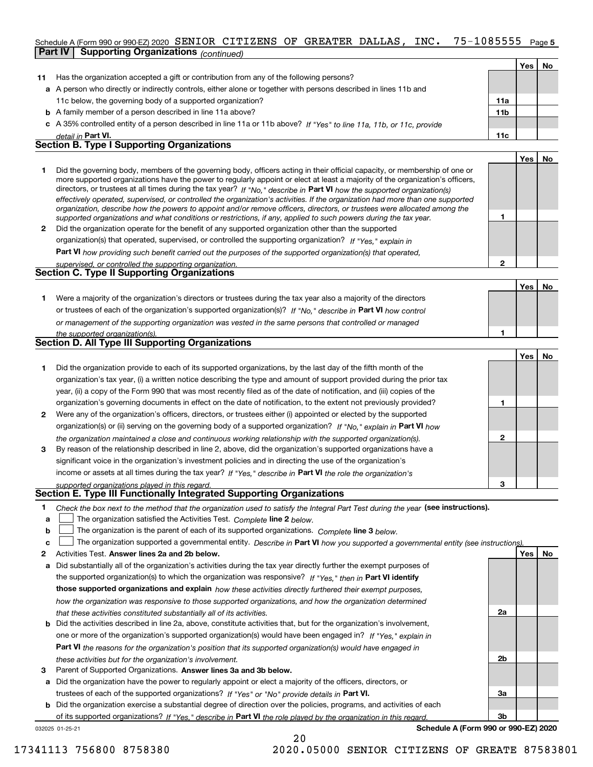Schedule A (Form 990 or 990-EZ) 2020 SENIOR CITIZENS OF GREATER DALLAS, INC. 75-1085555 Page 5

## Part IV Supporting Organizations *(continued)*

| | | | Yes | No |
|---|---|---|---|---|
| 11 | Has the organization accepted a gift or contribution from any of the following persons? | | | |
| a | A person who directly or indirectly controls, either alone or together with persons described in lines 11b and 11c below, the governing body of a supported organization? | 11a | | |
| b | A family member of a person described in line 11a above? | 11b | | |
| c | A 35% controlled entity of a person described in line 11a or 11b above? *If "Yes" to line 11a, 11b, or 11c, provide detail in* **Part VI.** | 11c | | |

### Section B. Type I Supporting Organizations

| | | | Yes | No |
|---|---|---|---|---|
| 1 | Did the governing body, members of the governing body, officers acting in their official capacity, or membership of one or more supported organizations have the power to regularly appoint or elect at least a majority of the organization's officers, directors, or trustees at all times during the tax year? *If "No," describe in* **Part VI** *how the supported organization(s) effectively operated, supervised, or controlled the organization's activities. If the organization had more than one supported organization, describe how the powers to appoint and/or remove officers, directors, or trustees were allocated among the supported organizations and what conditions or restrictions, if any, applied to such powers during the tax year.* | 1 | | |
| 2 | Did the organization operate for the benefit of any supported organization other than the supported organization(s) that operated, supervised, or controlled the supporting organization? *If "Yes," explain in* **Part VI** *how providing such benefit carried out the purposes of the supported organization(s) that operated, supervised, or controlled the supporting organization.* | 2 | | |

### Section C. Type II Supporting Organizations

| | | | Yes | No |
|---|---|---|---|---|
| 1 | Were a majority of the organization's directors or trustees during the tax year also a majority of the directors or trustees of each of the organization's supported organization(s)? *If "No," describe in* **Part VI** *how control or management of the supporting organization was vested in the same persons that controlled or managed the supported organization(s).* | 1 | | |

### Section D. All Type III Supporting Organizations

| | | | Yes | No |
|---|---|---|---|---|
| 1 | Did the organization provide to each of its supported organizations, by the last day of the fifth month of the organization's tax year, (i) a written notice describing the type and amount of support provided during the prior tax year, (ii) a copy of the Form 990 that was most recently filed as of the date of notification, and (iii) copies of the organization's governing documents in effect on the date of notification, to the extent not previously provided? | 1 | | |
| 2 | Were any of the organization's officers, directors, or trustees either (i) appointed or elected by the supported organization(s) or (ii) serving on the governing body of a supported organization? *If "No," explain in* **Part VI** *how the organization maintained a close and continuous working relationship with the supported organization(s).* | 2 | | |
| 3 | By reason of the relationship described in line 2, above, did the organization's supported organizations have a significant voice in the organization's investment policies and in directing the use of the organization's income or assets at all times during the tax year? *If "Yes," describe in* **Part VI** *the role the organization's supported organizations played in this regard.* | 3 | | |

### Section E. Type III Functionally Integrated Supporting Organizations

1 *Check the box next to the method that the organization used to satisfy the Integral Part Test during the year* **(see instructions).**

- a ☐ The organization satisfied the Activities Test. *Complete* **line 2** *below.*
- b ☐ The organization is the parent of each of its supported organizations. *Complete* **line 3** *below.*
- c ☐ The organization supported a governmental entity. *Describe in* **Part VI** *how you supported a governmental entity (see instructions).*

| | | | Yes | No |
|---|---|---|---|---|
| 2 | Activities Test. **Answer lines 2a and 2b below.** | | | |
| a | Did substantially all of the organization's activities during the tax year directly further the exempt purposes of the supported organization(s) to which the organization was responsive? *If "Yes," then in* **Part VI identify those supported organizations and explain** *how these activities directly furthered their exempt purposes, how the organization was responsive to those supported organizations, and how the organization determined that these activities constituted substantially all of its activities.* | 2a | | |
| b | Did the activities described in line 2a, above, constitute activities that, but for the organization's involvement, one or more of the organization's supported organization(s) would have been engaged in? *If "Yes," explain in* **Part VI** *the reasons for the organization's position that its supported organization(s) would have engaged in these activities but for the organization's involvement.* | 2b | | |
| 3 | Parent of Supported Organizations. **Answer lines 3a and 3b below.** | | | |
| a | Did the organization have the power to regularly appoint or elect a majority of the officers, directors, or trustees of each of the supported organizations? *If "Yes" or "No" provide details in* **Part VI.** | 3a | | |
| b | Did the organization exercise a substantial degree of direction over the policies, programs, and activities of each of its supported organizations? *If "Yes," describe in* **Part VI** *the role played by the organization in this regard.* | 3b | | |

032025 01-25-21 **Schedule A (Form 990 or 990-EZ) 2020**

17341113 756800 8758380 2020.05000 SENIOR CITIZENS OF GREATE 87583801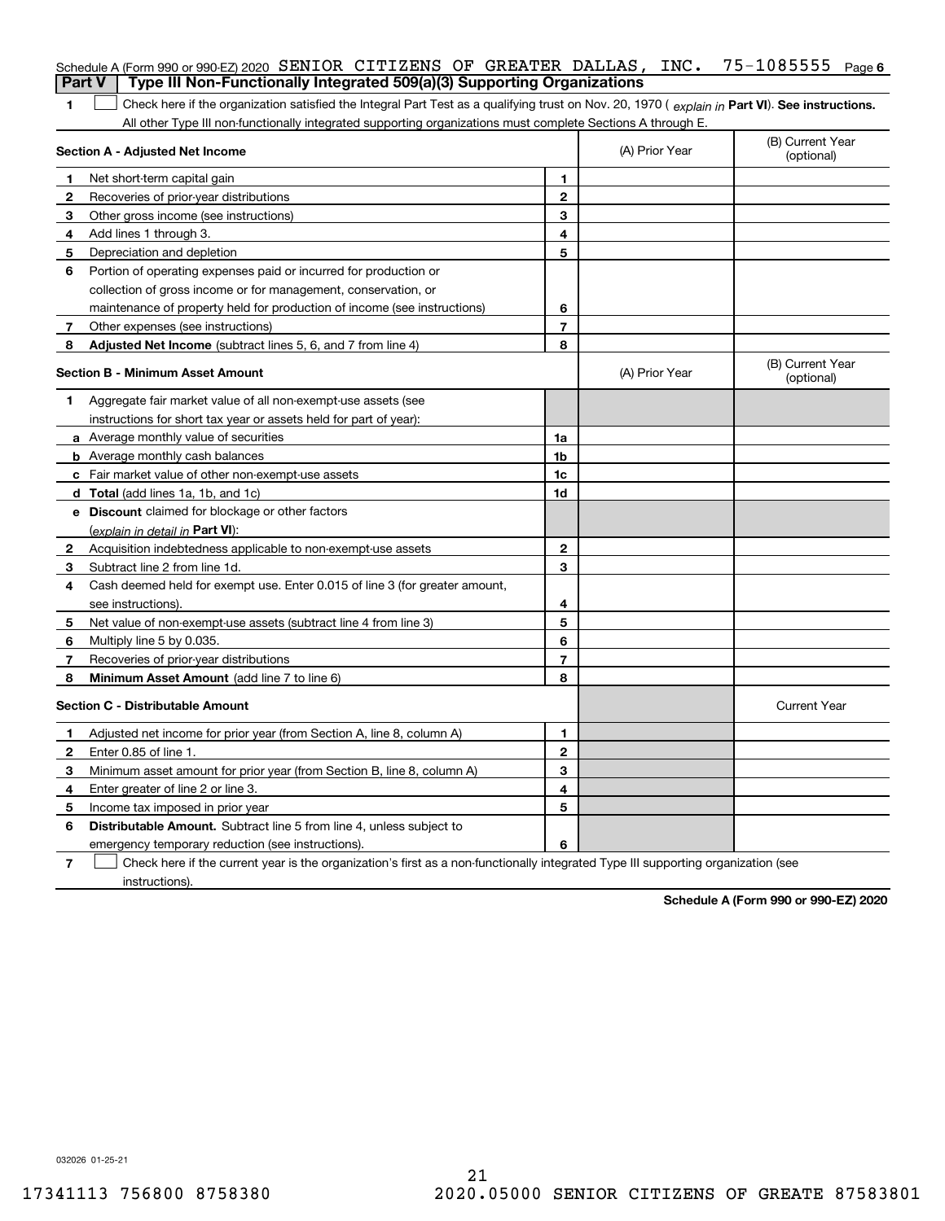Schedule A (Form 990 or 990-EZ) 2020 SENIOR CITIZENS OF GREATER DALLAS, INC. 75-1085555 Page 6

**Part V | Type III Non-Functionally Integrated 509(a)(3) Supporting Organizations**

**1** ☐ Check here if the organization satisfied the Integral Part Test as a qualifying trust on Nov. 20, 1970 ( *explain in* **Part VI**). **See instructions.** All other Type III non-functionally integrated supporting organizations must complete Sections A through E.

| **Section A - Adjusted Net Income** | | | (A) Prior Year | (B) Current Year (optional) |
|---|---|---|---|---|
| **1** | Net short-term capital gain | **1** | | |
| **2** | Recoveries of prior-year distributions | **2** | | |
| **3** | Other gross income (see instructions) | **3** | | |
| **4** | Add lines 1 through 3. | **4** | | |
| **5** | Depreciation and depletion | **5** | | |
| **6** | Portion of operating expenses paid or incurred for production or collection of gross income or for management, conservation, or maintenance of property held for production of income (see instructions) | **6** | | |
| **7** | Other expenses (see instructions) | **7** | | |
| **8** | **Adjusted Net Income** (subtract lines 5, 6, and 7 from line 4) | **8** | | |

| **Section B - Minimum Asset Amount** | | | (A) Prior Year | (B) Current Year (optional) |
|---|---|---|---|---|
| **1** | Aggregate fair market value of all non-exempt-use assets (see instructions for short tax year or assets held for part of year): | | | |
| **a** | Average monthly value of securities | **1a** | | |
| **b** | Average monthly cash balances | **1b** | | |
| **c** | Fair market value of other non-exempt-use assets | **1c** | | |
| **d** | **Total** (add lines 1a, 1b, and 1c) | **1d** | | |
| **e** | **Discount** claimed for blockage or other factors (*explain in detail in* **Part VI**): | | | |
| **2** | Acquisition indebtedness applicable to non-exempt-use assets | **2** | | |
| **3** | Subtract line 2 from line 1d. | **3** | | |
| **4** | Cash deemed held for exempt use. Enter 0.015 of line 3 (for greater amount, see instructions). | **4** | | |
| **5** | Net value of non-exempt-use assets (subtract line 4 from line 3) | **5** | | |
| **6** | Multiply line 5 by 0.035. | **6** | | |
| **7** | Recoveries of prior-year distributions | **7** | | |
| **8** | **Minimum Asset Amount** (add line 7 to line 6) | **8** | | |

| **Section C - Distributable Amount** | | | | Current Year |
|---|---|---|---|---|
| **1** | Adjusted net income for prior year (from Section A, line 8, column A) | **1** | | |
| **2** | Enter 0.85 of line 1. | **2** | | |
| **3** | Minimum asset amount for prior year (from Section B, line 8, column A) | **3** | | |
| **4** | Enter greater of line 2 or line 3. | **4** | | |
| **5** | Income tax imposed in prior year | **5** | | |
| **6** | **Distributable Amount.** Subtract line 5 from line 4, unless subject to emergency temporary reduction (see instructions). | **6** | | |

**7** ☐ Check here if the current year is the organization's first as a non-functionally integrated Type III supporting organization (see instructions).

**Schedule A (Form 990 or 990-EZ) 2020**

032026 01-25-21

17341113 756800 8758380 2020.05000 SENIOR CITIZENS OF GREATE 87583801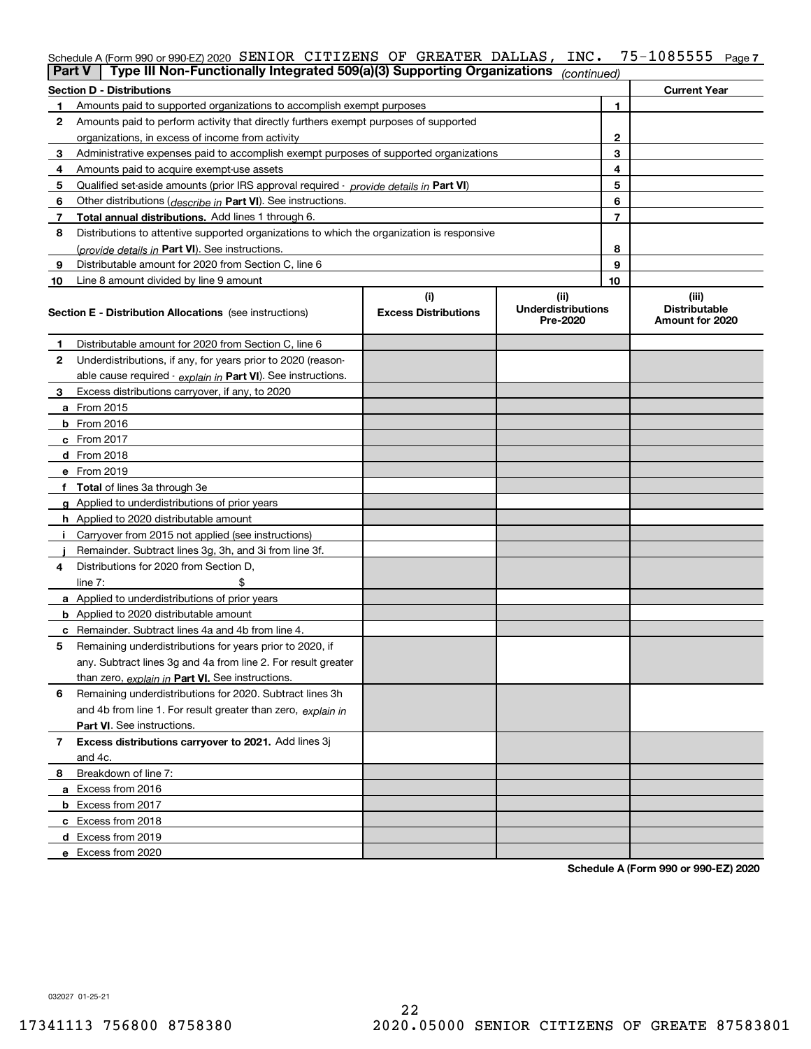Schedule A (Form 990 or 990-EZ) 2020 SENIOR CITIZENS OF GREATER DALLAS, INC. 75-1085555 Page 7

## Part V | Type III Non-Functionally Integrated 509(a)(3) Supporting Organizations *(continued)*

| Section D - Distributions | | | Current Year |
|---|---|---|---|
| 1 | Amounts paid to supported organizations to accomplish exempt purposes | 1 | |
| 2 | Amounts paid to perform activity that directly furthers exempt purposes of supported organizations, in excess of income from activity | 2 | |
| 3 | Administrative expenses paid to accomplish exempt purposes of supported organizations | 3 | |
| 4 | Amounts paid to acquire exempt-use assets | 4 | |
| 5 | Qualified set-aside amounts (prior IRS approval required - *provide details in* **Part VI**) | 5 | |
| 6 | Other distributions (*describe in* **Part VI**). See instructions. | 6 | |
| 7 | **Total annual distributions.** Add lines 1 through 6. | 7 | |
| 8 | Distributions to attentive supported organizations to which the organization is responsive (*provide details in* **Part VI**). See instructions. | 8 | |
| 9 | Distributable amount for 2020 from Section C, line 6 | 9 | |
| 10 | Line 8 amount divided by line 9 amount | 10 | |

| Section E - Distribution Allocations (see instructions) | (i) Excess Distributions | (ii) Underdistributions Pre-2020 | (iii) Distributable Amount for 2020 |
|---|---|---|---|
| 1 Distributable amount for 2020 from Section C, line 6 | | | |
| 2 Underdistributions, if any, for years prior to 2020 (reasonable cause required - *explain in* **Part VI**). See instructions. | | | |
| 3 Excess distributions carryover, if any, to 2020 | | | |
| a From 2015 | | | |
| b From 2016 | | | |
| c From 2017 | | | |
| d From 2018 | | | |
| e From 2019 | | | |
| f **Total** of lines 3a through 3e | | | |
| g Applied to underdistributions of prior years | | | |
| h Applied to 2020 distributable amount | | | |
| i Carryover from 2015 not applied (see instructions) | | | |
| j Remainder. Subtract lines 3g, 3h, and 3i from line 3f. | | | |
| 4 Distributions for 2020 from Section D, line 7: $ | | | |
| a Applied to underdistributions of prior years | | | |
| b Applied to 2020 distributable amount | | | |
| c Remainder. Subtract lines 4a and 4b from line 4. | | | |
| 5 Remaining underdistributions for years prior to 2020, if any. Subtract lines 3g and 4a from line 2. For result greater than zero, *explain in* **Part VI.** See instructions. | | | |
| 6 Remaining underdistributions for 2020. Subtract lines 3h and 4b from line 1. For result greater than zero, *explain in* **Part VI**. See instructions. | | | |
| 7 **Excess distributions carryover to 2021.** Add lines 3j and 4c. | | | |
| 8 Breakdown of line 7: | | | |
| a Excess from 2016 | | | |
| b Excess from 2017 | | | |
| c Excess from 2018 | | | |
| d Excess from 2019 | | | |
| e Excess from 2020 | | | |

**Schedule A (Form 990 or 990-EZ) 2020**

032027 01-25-21

17341113 756800 8758380 2020.05000 SENIOR CITIZENS OF GREATE 87583801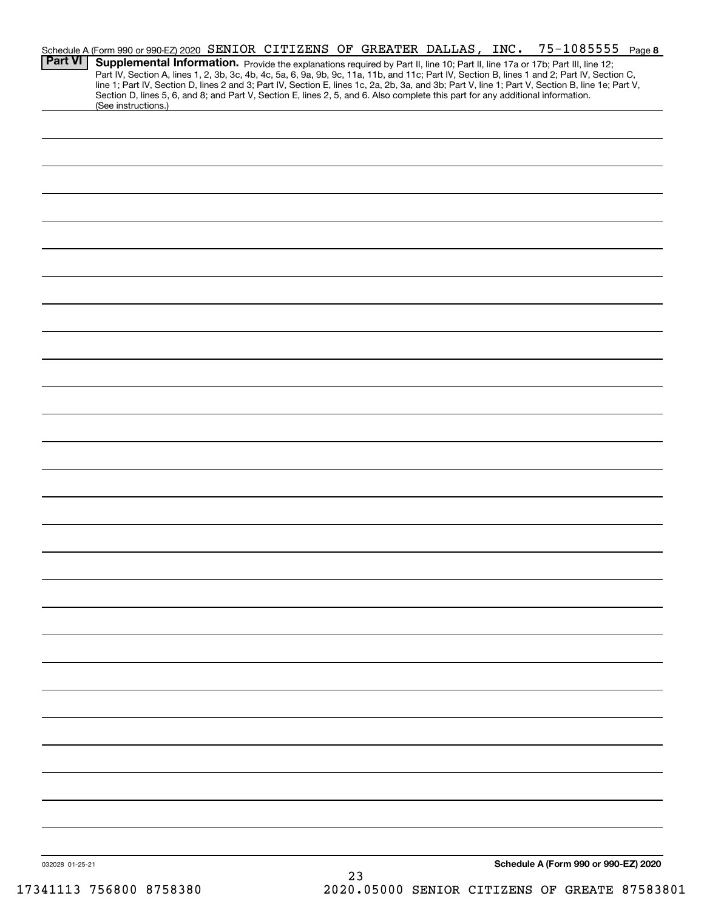Schedule A (Form 990 or 990-EZ) 2020 SENIOR CITIZENS OF GREATER DALLAS, INC. 75-1085555 Page **8**

**Part VI** **Supplemental Information.** Provide the explanations required by Part II, line 10; Part II, line 17a or 17b; Part III, line 12; Part IV, Section A, lines 1, 2, 3b, 3c, 4b, 4c, 5a, 6, 9a, 9b, 9c, 11a, 11b, and 11c; Part IV, Section B, lines 1 and 2; Part IV, Section C, line 1; Part IV, Section D, lines 2 and 3; Part IV, Section E, lines 1c, 2a, 2b, 3a, and 3b; Part V, line 1; Part V, Section B, line 1e; Part V, Section D, lines 5, 6, and 8; and Part V, Section E, lines 2, 5, and 6. Also complete this part for any additional information. (See instructions.)

032028 01-25-21

**Schedule A (Form 990 or 990-EZ) 2020**

17341113 756800 8758380 2020.05000 SENIOR CITIZENS OF GREATE 87583801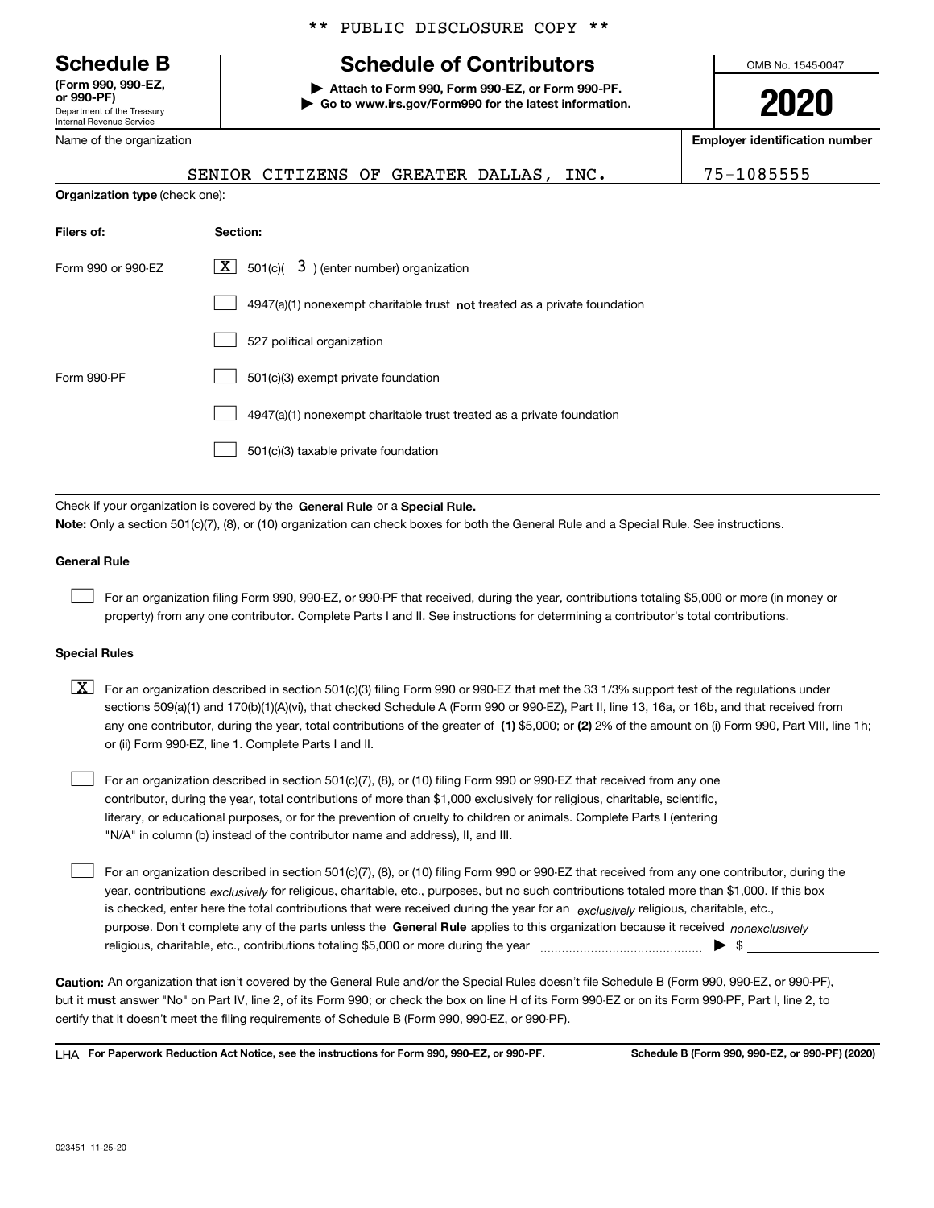\*\* PUBLIC DISCLOSURE COPY \*\*

# Schedule B

**(Form 990, 990-EZ, or 990-PF)**
Department of the Treasury
Internal Revenue Service

## Schedule of Contributors

▶ **Attach to Form 990, Form 990-EZ, or Form 990-PF.**
▶ **Go to www.irs.gov/Form990 for the latest information.**

OMB No. 1545-0047

**2020**

Name of the organization: SENIOR CITIZENS OF GREATER DALLAS, INC.

**Employer identification number:** 75-1085555

**Organization type** (check one):

| **Filers of:** | **Section:** |
|---|---|
| Form 990 or 990-EZ | [X] 501(c)( 3 ) (enter number) organization |
| | [ ] 4947(a)(1) nonexempt charitable trust **not** treated as a private foundation |
| | [ ] 527 political organization |
| Form 990-PF | [ ] 501(c)(3) exempt private foundation |
| | [ ] 4947(a)(1) nonexempt charitable trust treated as a private foundation |
| | [ ] 501(c)(3) taxable private foundation |

Check if your organization is covered by the **General Rule** or a **Special Rule.**

**Note:** Only a section 501(c)(7), (8), or (10) organization can check boxes for both the General Rule and a Special Rule. See instructions.

### General Rule

[ ] For an organization filing Form 990, 990-EZ, or 990-PF that received, during the year, contributions totaling $5,000 or more (in money or property) from any one contributor. Complete Parts I and II. See instructions for determining a contributor's total contributions.

### Special Rules

[X] For an organization described in section 501(c)(3) filing Form 990 or 990-EZ that met the 33 1/3% support test of the regulations under sections 509(a)(1) and 170(b)(1)(A)(vi), that checked Schedule A (Form 990 or 990-EZ), Part II, line 13, 16a, or 16b, and that received from any one contributor, during the year, total contributions of the greater of **(1)** $5,000; or **(2)** 2% of the amount on (i) Form 990, Part VIII, line 1h; or (ii) Form 990-EZ, line 1. Complete Parts I and II.

[ ] For an organization described in section 501(c)(7), (8), or (10) filing Form 990 or 990-EZ that received from any one contributor, during the year, total contributions of more than $1,000 exclusively for religious, charitable, scientific, literary, or educational purposes, or for the prevention of cruelty to children or animals. Complete Parts I (entering "N/A" in column (b) instead of the contributor name and address), II, and III.

[ ] For an organization described in section 501(c)(7), (8), or (10) filing Form 990 or 990-EZ that received from any one contributor, during the year, contributions *exclusively* for religious, charitable, etc., purposes, but no such contributions totaled more than $1,000. If this box is checked, enter here the total contributions that were received during the year for an *exclusively* religious, charitable, etc., purpose. Don't complete any of the parts unless the **General Rule** applies to this organization because it received *nonexclusively* religious, charitable, etc., contributions totaling $5,000 or more during the year ▶ $ ____________

**Caution:** An organization that isn't covered by the General Rule and/or the Special Rules doesn't file Schedule B (Form 990, 990-EZ, or 990-PF), but it **must** answer "No" on Part IV, line 2, of its Form 990; or check the box on line H of its Form 990-EZ or on its Form 990-PF, Part I, line 2, to certify that it doesn't meet the filing requirements of Schedule B (Form 990, 990-EZ, or 990-PF).

LHA **For Paperwork Reduction Act Notice, see the instructions for Form 990, 990-EZ, or 990-PF.** **Schedule B (Form 990, 990-EZ, or 990-PF) (2020)**

023451 11-25-20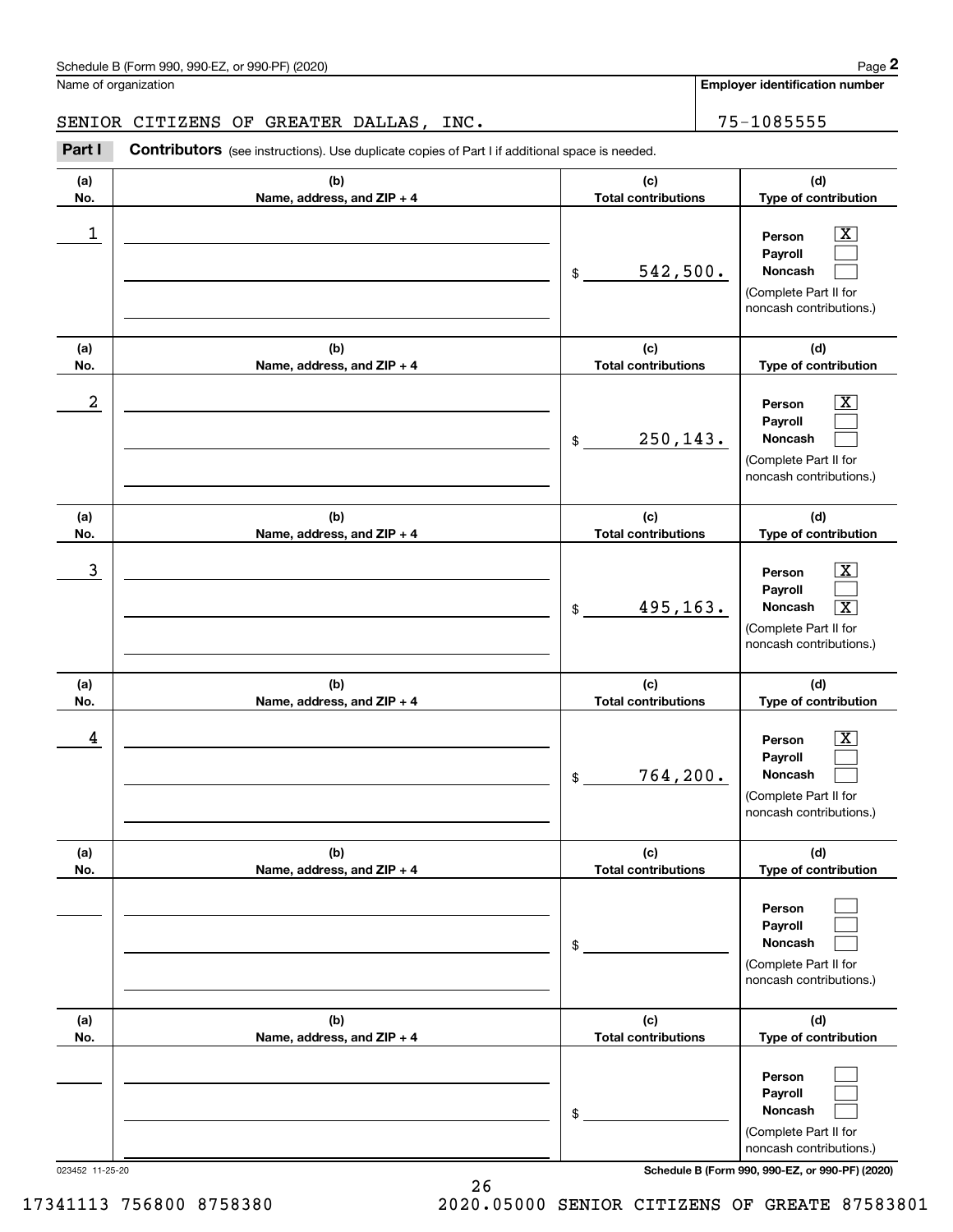Schedule B (Form 990, 990-EZ, or 990-PF) (2020) Page **2**

Name of organization: SENIOR CITIZENS OF GREATER DALLAS, INC.

**Employer identification number**: 75-1085555

**Part I** **Contributors** (see instructions). Use duplicate copies of Part I if additional space is needed.

| (a) No. | (b) Name, address, and ZIP + 4 | (c) Total contributions | (d) Type of contribution |
|---|---|---|---|
| 1 | | $ 542,500. | Person [X] Payroll [ ] Noncash [ ] (Complete Part II for noncash contributions.) |
| 2 | | $ 250,143. | Person [X] Payroll [ ] Noncash [ ] (Complete Part II for noncash contributions.) |
| 3 | | $ 495,163. | Person [X] Payroll [ ] Noncash [X] (Complete Part II for noncash contributions.) |
| 4 | | $ 764,200. | Person [X] Payroll [ ] Noncash [ ] (Complete Part II for noncash contributions.) |
| | | $ | Person [ ] Payroll [ ] Noncash [ ] (Complete Part II for noncash contributions.) |
| | | $ | Person [ ] Payroll [ ] Noncash [ ] (Complete Part II for noncash contributions.) |

023452 11-25-20 **Schedule B (Form 990, 990-EZ, or 990-PF) (2020)**

17341113 756800 8758380 2020.05000 SENIOR CITIZENS OF GREATE 87583801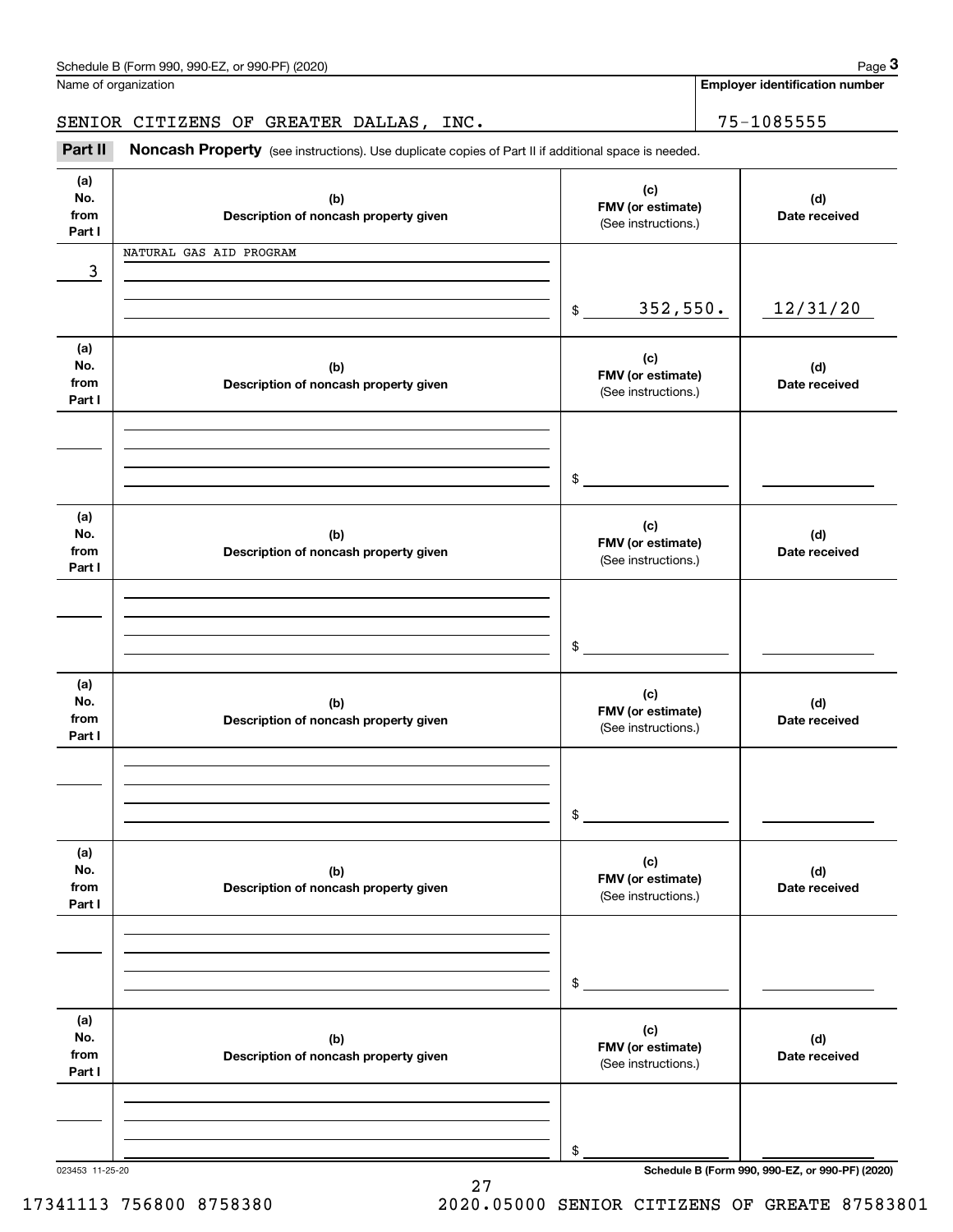Schedule B (Form 990, 990-EZ, or 990-PF) (2020)

Name of organization: SENIOR CITIZENS OF GREATER DALLAS, INC.

**Employer identification number:** 75-1085555

**Part II** **Noncash Property** (see instructions). Use duplicate copies of Part II if additional space is needed.

| (a) No. from Part I | (b) Description of noncash property given | (c) FMV (or estimate) (See instructions.) | (d) Date received |
|---|---|---|---|
| 3 | NATURAL GAS AID PROGRAM | $ 352,550. | 12/31/20 |
| | | $ | |
| | | $ | |
| | | $ | |
| | | $ | |
| | | $ | |

023453 11-25-20

Schedule B (Form 990, 990-EZ, or 990-PF) (2020)

17341113 756800 8758380 2020.05000 SENIOR CITIZENS OF GREATE 87583801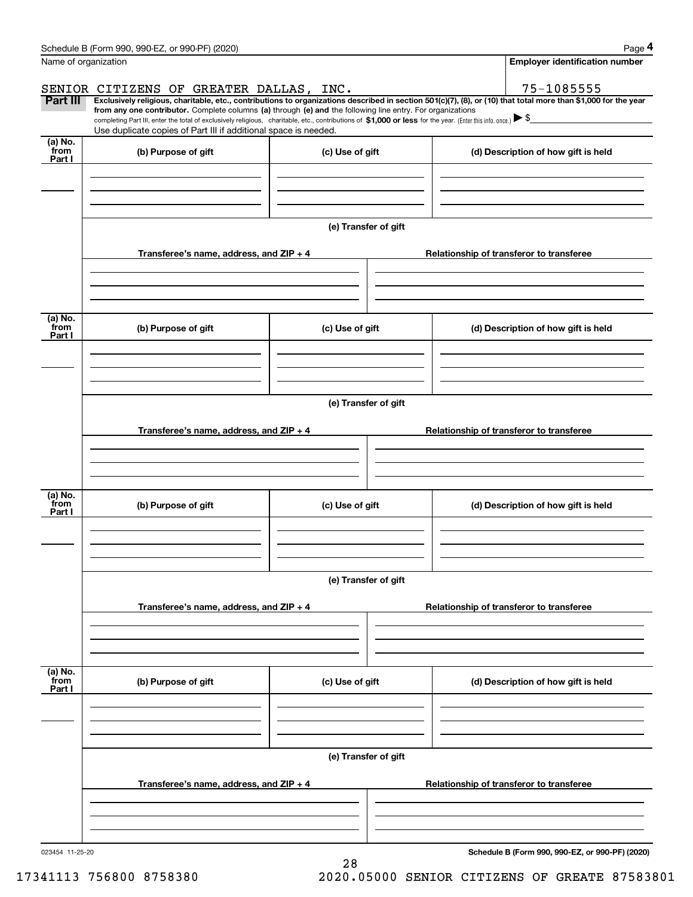Name of organization

**Employer identification number**

SENIOR CITIZENS OF GREATER DALLAS, INC. | 75-1085555

**Part III** **Exclusively religious, charitable, etc., contributions to organizations described in section 501(c)(7), (8), or (10) that total more than $1,000 for the year from any one contributor.** Complete columns **(a)** through **(e) and** the following line entry. For organizations completing Part III, enter the total of exclusively religious, charitable, etc., contributions of **$1,000 or less** for the year. (Enter this info. once.) ▶ $

Use duplicate copies of Part III if additional space is needed.

| (a) No. from Part I | (b) Purpose of gift | (c) Use of gift | (d) Description of how gift is held |
|---|---|---|---|
| | | | |

(e) Transfer of gift

| Transferee's name, address, and ZIP + 4 | Relationship of transferor to transferee |
|---|---|
| | |

| (a) No. from Part I | (b) Purpose of gift | (c) Use of gift | (d) Description of how gift is held |
|---|---|---|---|
| | | | |

(e) Transfer of gift

| Transferee's name, address, and ZIP + 4 | Relationship of transferor to transferee |
|---|---|
| | |

| (a) No. from Part I | (b) Purpose of gift | (c) Use of gift | (d) Description of how gift is held |
|---|---|---|---|
| | | | |

(e) Transfer of gift

| Transferee's name, address, and ZIP + 4 | Relationship of transferor to transferee |
|---|---|
| | |

| (a) No. from Part I | (b) Purpose of gift | (c) Use of gift | (d) Description of how gift is held |
|---|---|---|---|
| | | | |

(e) Transfer of gift

| Transferee's name, address, and ZIP + 4 | Relationship of transferor to transferee |
|---|---|
| | |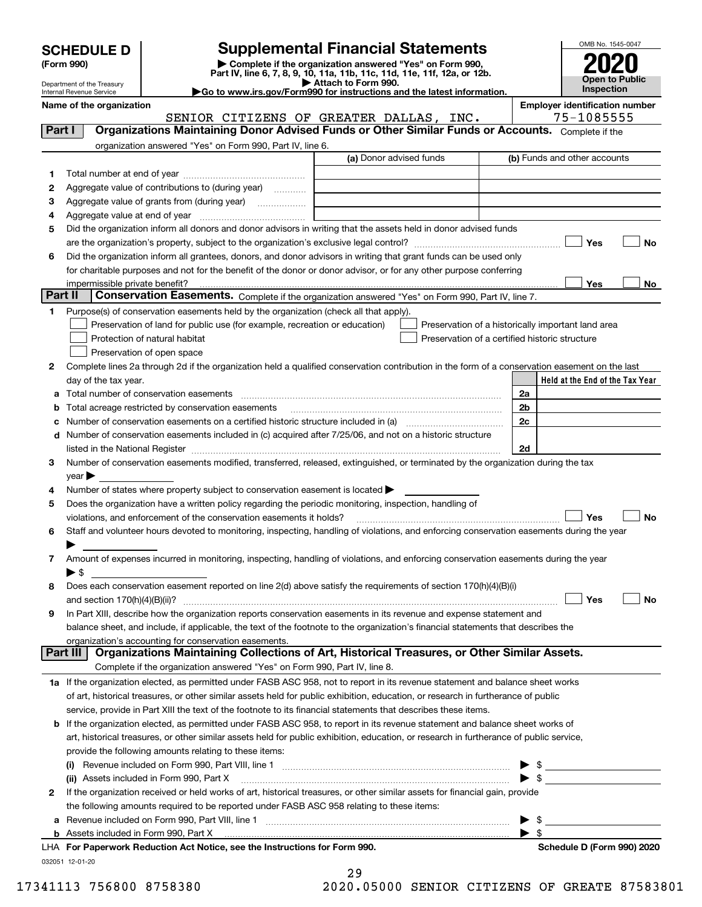# SCHEDULE D (Form 990)

Department of the Treasury
Internal Revenue Service

## Supplemental Financial Statements

▶ Complete if the organization answered "Yes" on Form 990, Part IV, line 6, 7, 8, 9, 10, 11a, 11b, 11c, 11d, 11e, 11f, 12a, or 12b.
▶ Attach to Form 990.
▶Go to www.irs.gov/Form990 for instructions and the latest information.

OMB No. 1545-0047
**2020**
**Open to Public Inspection**

**Name of the organization:** SENIOR CITIZENS OF GREATER DALLAS, INC.
**Employer identification number:** 75-1085555

### Part I — Organizations Maintaining Donor Advised Funds or Other Similar Funds or Accounts.
Complete if the organization answered "Yes" on Form 990, Part IV, line 6.

| | | (a) Donor advised funds | (b) Funds and other accounts |
|---|---|---|---|
| 1 | Total number at end of year | | |
| 2 | Aggregate value of contributions to (during year) | | |
| 3 | Aggregate value of grants from (during year) | | |
| 4 | Aggregate value at end of year | | |

5 Did the organization inform all donors and donor advisors in writing that the assets held in donor advised funds are the organization's property, subject to the organization's exclusive legal control? ☐ Yes ☐ No

6 Did the organization inform all grantees, donors, and donor advisors in writing that grant funds can be used only for charitable purposes and not for the benefit of the donor or donor advisor, or for any other purpose conferring impermissible private benefit? ☐ Yes ☐ No

### Part II — Conservation Easements.
Complete if the organization answered "Yes" on Form 990, Part IV, line 7.

1 Purpose(s) of conservation easements held by the organization (check all that apply).
- ☐ Preservation of land for public use (for example, recreation or education)
- ☐ Protection of natural habitat
- ☐ Preservation of open space
- ☐ Preservation of a historically important land area
- ☐ Preservation of a certified historic structure

2 Complete lines 2a through 2d if the organization held a qualified conservation contribution in the form of a conservation easement on the last day of the tax year.

| | | | Held at the End of the Tax Year |
|---|---|---|---|
| a | Total number of conservation easements | 2a | |
| b | Total acreage restricted by conservation easements | 2b | |
| c | Number of conservation easements on a certified historic structure included in (a) | 2c | |
| d | Number of conservation easements included in (c) acquired after 7/25/06, and not on a historic structure listed in the National Register | 2d | |

3 Number of conservation easements modified, transferred, released, extinguished, or terminated by the organization during the tax year ▶

4 Number of states where property subject to conservation easement is located ▶

5 Does the organization have a written policy regarding the periodic monitoring, inspection, handling of violations, and enforcement of the conservation easements it holds? ☐ Yes ☐ No

6 Staff and volunteer hours devoted to monitoring, inspecting, handling of violations, and enforcing conservation easements during the year ▶

7 Amount of expenses incurred in monitoring, inspecting, handling of violations, and enforcing conservation easements during the year ▶ $

8 Does each conservation easement reported on line 2(d) above satisfy the requirements of section 170(h)(4)(B)(i) and section 170(h)(4)(B)(ii)? ☐ Yes ☐ No

9 In Part XIII, describe how the organization reports conservation easements in its revenue and expense statement and balance sheet, and include, if applicable, the text of the footnote to the organization's financial statements that describes the organization's accounting for conservation easements.

### Part III — Organizations Maintaining Collections of Art, Historical Treasures, or Other Similar Assets.
Complete if the organization answered "Yes" on Form 990, Part IV, line 8.

1a If the organization elected, as permitted under FASB ASC 958, not to report in its revenue statement and balance sheet works of art, historical treasures, or other similar assets held for public exhibition, education, or research in furtherance of public service, provide in Part XIII the text of the footnote to its financial statements that describes these items.

b If the organization elected, as permitted under FASB ASC 958, to report in its revenue statement and balance sheet works of art, historical treasures, or other similar assets held for public exhibition, education, or research in furtherance of public service, provide the following amounts relating to these items:

(i) Revenue included on Form 990, Part VIII, line 1 ▶ $

(ii) Assets included in Form 990, Part X ▶ $

2 If the organization received or held works of art, historical treasures, or other similar assets for financial gain, provide the following amounts required to be reported under FASB ASC 958 relating to these items:

a Revenue included on Form 990, Part VIII, line 1 ▶ $

b Assets included in Form 990, Part X ▶ $

LHA **For Paperwork Reduction Act Notice, see the Instructions for Form 990.** **Schedule D (Form 990) 2020**

032051 12-01-20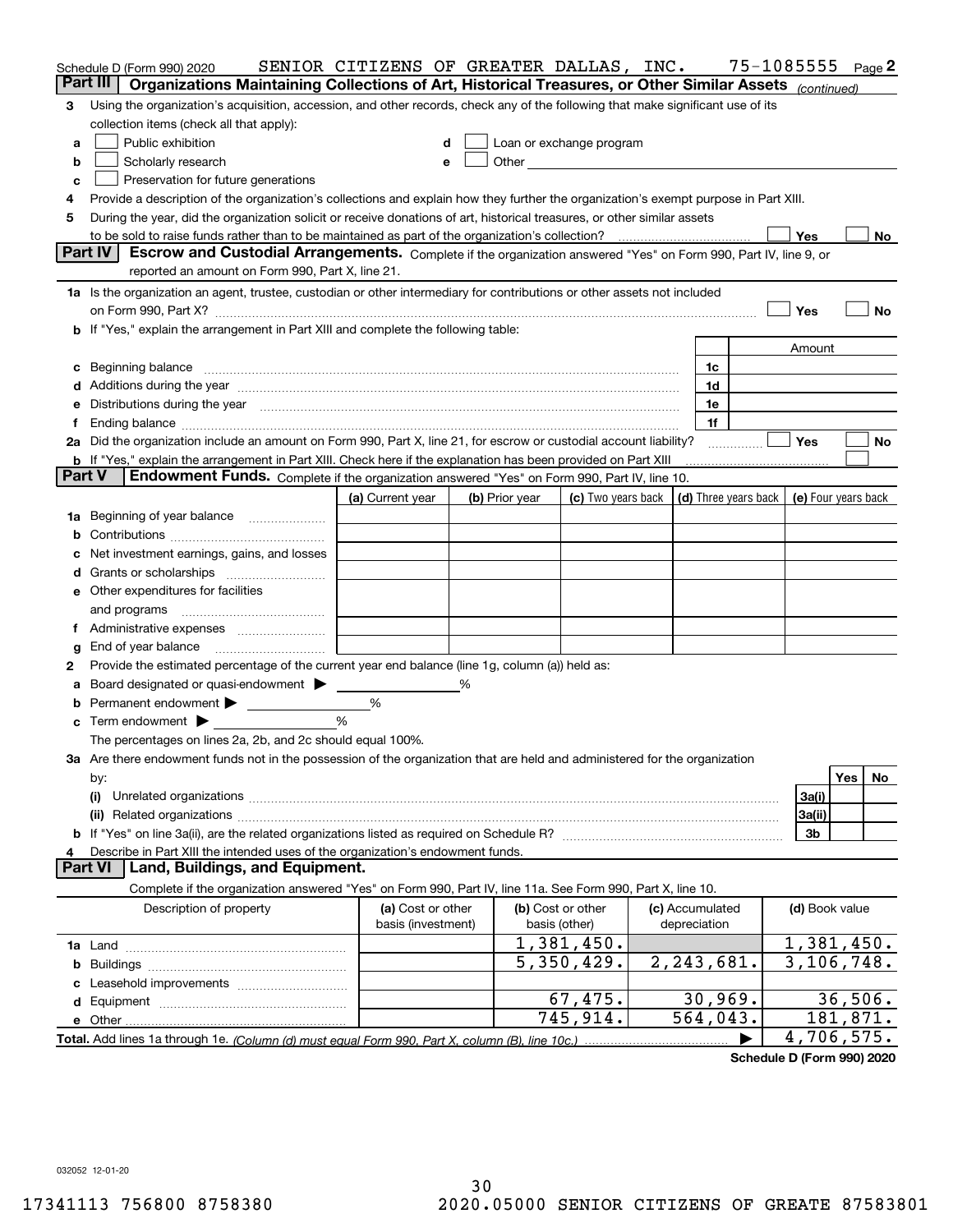Schedule D (Form 990) 2020 SENIOR CITIZENS OF GREATER DALLAS, INC. 75-1085555 Page 2

## Part III Organizations Maintaining Collections of Art, Historical Treasures, or Other Similar Assets *(continued)*

3 Using the organization's acquisition, accession, and other records, check any of the following that make significant use of its collection items (check all that apply):

- a ☐ Public exhibition
- b ☐ Scholarly research
- c ☐ Preservation for future generations
- d ☐ Loan or exchange program
- e ☐ Other

4 Provide a description of the organization's collections and explain how they further the organization's exempt purpose in Part XIII.

5 During the year, did the organization solicit or receive donations of art, historical treasures, or other similar assets to be sold to raise funds rather than to be maintained as part of the organization's collection? ☐ Yes ☐ No

## Part IV Escrow and Custodial Arrangements.

Complete if the organization answered "Yes" on Form 990, Part IV, line 9, or reported an amount on Form 990, Part X, line 21.

1a Is the organization an agent, trustee, custodian or other intermediary for contributions or other assets not included on Form 990, Part X? ☐ Yes ☐ No

b If "Yes," explain the arrangement in Part XIII and complete the following table:

| | | Amount |
|---|---|---|
| c Beginning balance | 1c | |
| d Additions during the year | 1d | |
| e Distributions during the year | 1e | |
| f Ending balance | 1f | |

2a Did the organization include an amount on Form 990, Part X, line 21, for escrow or custodial account liability? ☐ Yes ☐ No

b If "Yes," explain the arrangement in Part XIII. Check here if the explanation has been provided on Part XIII ☐

## Part V Endowment Funds.

Complete if the organization answered "Yes" on Form 990, Part IV, line 10.

| | (a) Current year | (b) Prior year | (c) Two years back | (d) Three years back | (e) Four years back |
|---|---|---|---|---|---|
| 1a Beginning of year balance | | | | | |
| b Contributions | | | | | |
| c Net investment earnings, gains, and losses | | | | | |
| d Grants or scholarships | | | | | |
| e Other expenditures for facilities and programs | | | | | |
| f Administrative expenses | | | | | |
| g End of year balance | | | | | |

2 Provide the estimated percentage of the current year end balance (line 1g, column (a)) held as:

a Board designated or quasi-endowment ▶ %

b Permanent endowment ▶ %

c Term endowment ▶ %

The percentages on lines 2a, 2b, and 2c should equal 100%.

3a Are there endowment funds not in the possession of the organization that are held and administered for the organization by:

| | | Yes | No |
|---|---|---|---|
| (i) Unrelated organizations | 3a(i) | | |
| (ii) Related organizations | 3a(ii) | | |
| b If "Yes" on line 3a(ii), are the related organizations listed as required on Schedule R? | 3b | | |

4 Describe in Part XIII the intended uses of the organization's endowment funds.

## Part VI Land, Buildings, and Equipment.

Complete if the organization answered "Yes" on Form 990, Part IV, line 11a. See Form 990, Part X, line 10.

| Description of property | (a) Cost or other basis (investment) | (b) Cost or other basis (other) | (c) Accumulated depreciation | (d) Book value |
|---|---|---|---|---|
| 1a Land | | 1,381,450. | | 1,381,450. |
| b Buildings | | 5,350,429. | 2,243,681. | 3,106,748. |
| c Leasehold improvements | | | | |
| d Equipment | | 67,475. | 30,969. | 36,506. |
| e Other | | 745,914. | 564,043. | 181,871. |
| Total. Add lines 1a through 1e. *(Column (d) must equal Form 990, Part X, column (B), line 10c.)* ▶ | | | | 4,706,575. |

Schedule D (Form 990) 2020

032052 12-01-20

17341113 756800 8758380 2020.05000 SENIOR CITIZENS OF GREATE 87583801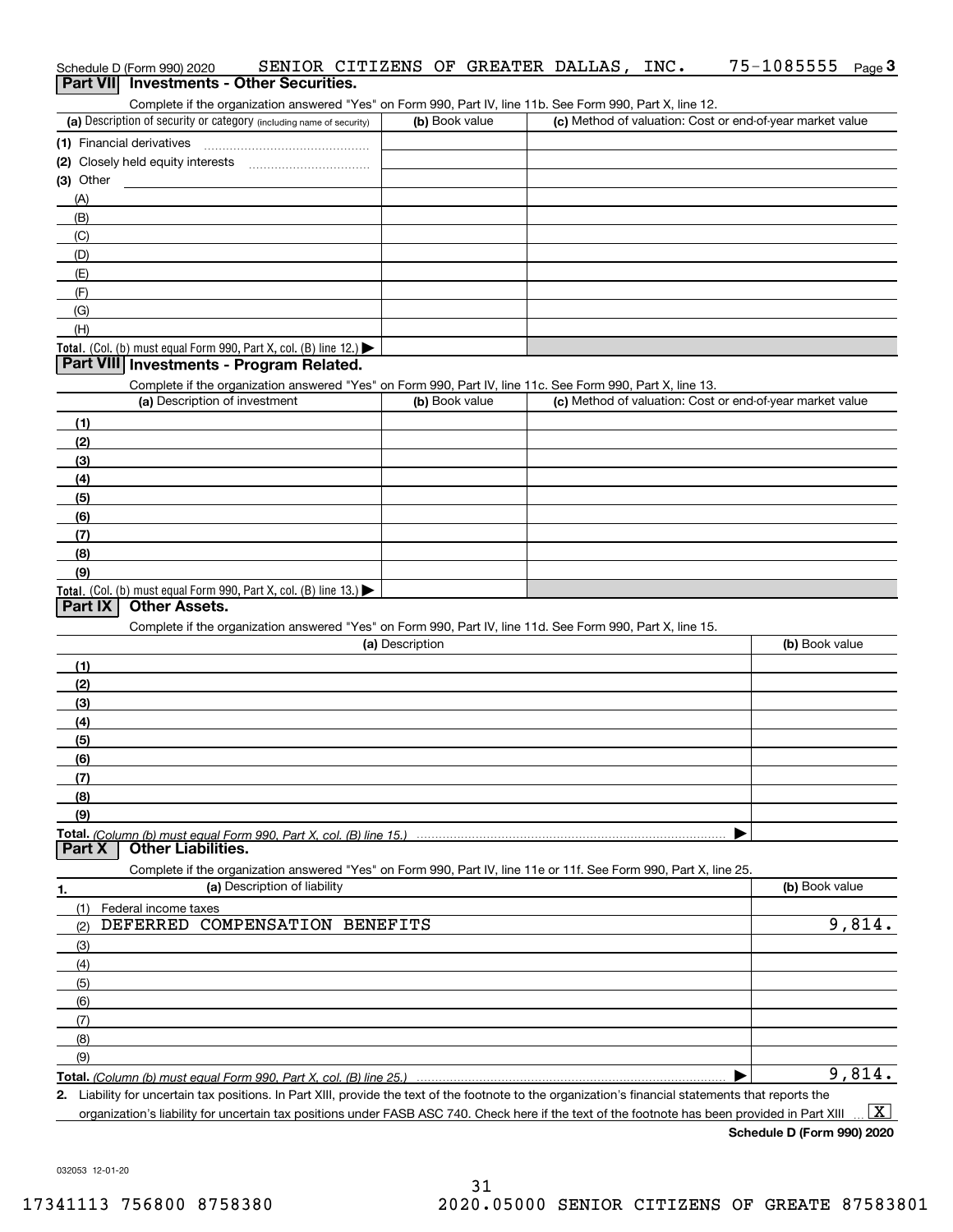Schedule D (Form 990) 2020 SENIOR CITIZENS OF GREATER DALLAS, INC. 75-1085555 Page 3

## Part VII Investments - Other Securities.

Complete if the organization answered "Yes" on Form 990, Part IV, line 11b. See Form 990, Part X, line 12.

| (a) Description of security or category (including name of security) | (b) Book value | (c) Method of valuation: Cost or end-of-year market value |
|---|---|---|
| (1) Financial derivatives | | |
| (2) Closely held equity interests | | |
| (3) Other | | |
| (A) | | |
| (B) | | |
| (C) | | |
| (D) | | |
| (E) | | |
| (F) | | |
| (G) | | |
| (H) | | |
| **Total.** (Col. (b) must equal Form 990, Part X, col. (B) line 12.) ▶ | | |

## Part VIII Investments - Program Related.

Complete if the organization answered "Yes" on Form 990, Part IV, line 11c. See Form 990, Part X, line 13.

| (a) Description of investment | (b) Book value | (c) Method of valuation: Cost or end-of-year market value |
|---|---|---|
| (1) | | |
| (2) | | |
| (3) | | |
| (4) | | |
| (5) | | |
| (6) | | |
| (7) | | |
| (8) | | |
| (9) | | |
| **Total.** (Col. (b) must equal Form 990, Part X, col. (B) line 13.) ▶ | | |

## Part IX Other Assets.

Complete if the organization answered "Yes" on Form 990, Part IV, line 11d. See Form 990, Part X, line 15.

| (a) Description | (b) Book value |
|---|---|
| (1) | |
| (2) | |
| (3) | |
| (4) | |
| (5) | |
| (6) | |
| (7) | |
| (8) | |
| (9) | |
| **Total.** (Column (b) must equal Form 990, Part X, col. (B) line 15.) ▶ | |

## Part X Other Liabilities.

Complete if the organization answered "Yes" on Form 990, Part IV, line 11e or 11f. See Form 990, Part X, line 25.

| 1. (a) Description of liability | (b) Book value |
|---|---|
| (1) Federal income taxes | |
| (2) DEFERRED COMPENSATION BENEFITS | 9,814. |
| (3) | |
| (4) | |
| (5) | |
| (6) | |
| (7) | |
| (8) | |
| (9) | |
| **Total.** (Column (b) must equal Form 990, Part X, col. (B) line 25.) ▶ | 9,814. |

2. Liability for uncertain tax positions. In Part XIII, provide the text of the footnote to the organization's financial statements that reports the organization's liability for uncertain tax positions under FASB ASC 740. Check here if the text of the footnote has been provided in Part XIII ... [X]

**Schedule D (Form 990) 2020**

032053 12-01-20

17341113 756800 8758380 2020.05000 SENIOR CITIZENS OF GREATE 87583801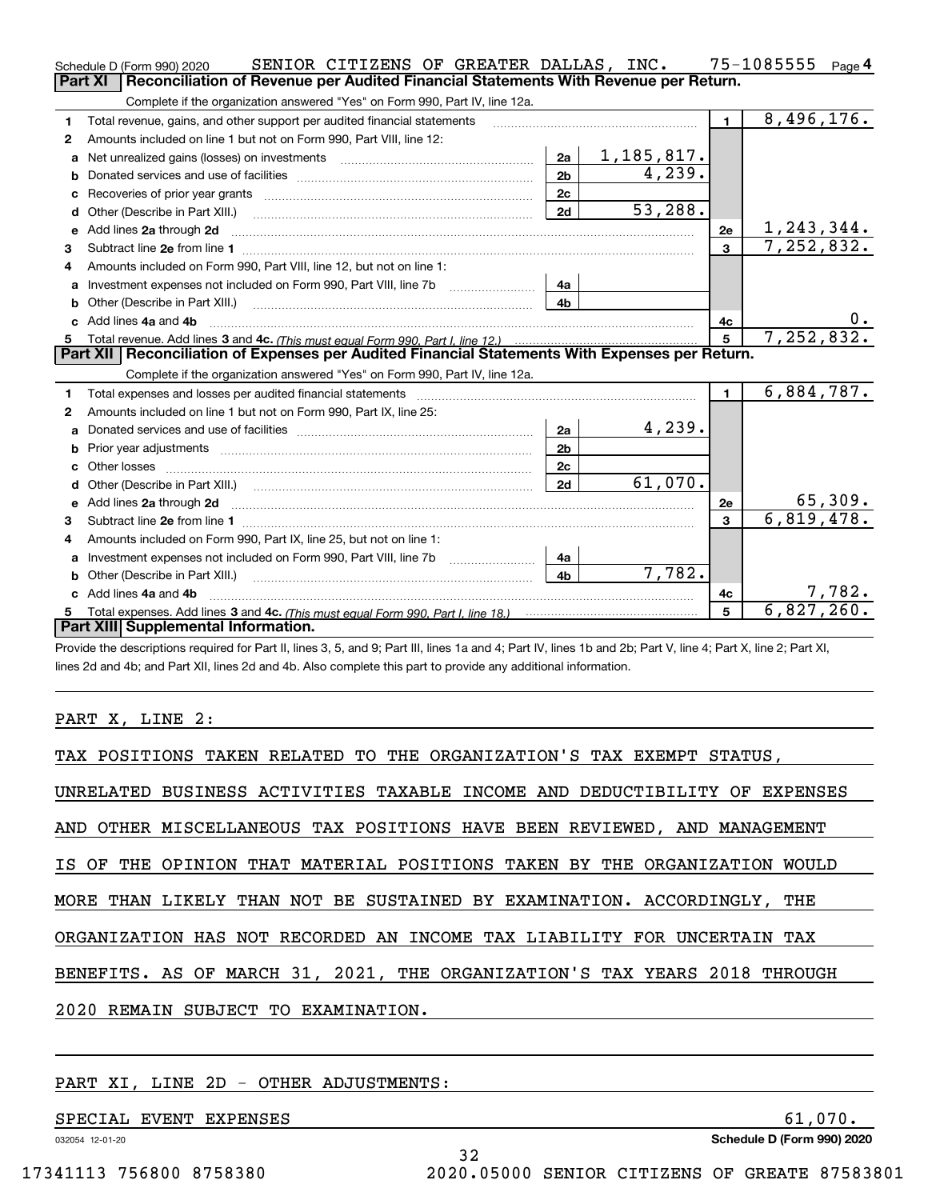Schedule D (Form 990) 2020 SENIOR CITIZENS OF GREATER DALLAS, INC. 75-1085555 Page 4

## Part XI Reconciliation of Revenue per Audited Financial Statements With Revenue per Return.

Complete if the organization answered "Yes" on Form 990, Part IV, line 12a.

| | | | | | |
|---|---|---|---|---|---|
| 1 | Total revenue, gains, and other support per audited financial statements | | | 1 | 8,496,176. |
| 2 | Amounts included on line 1 but not on Form 990, Part VIII, line 12: | | | | |
| a | Net unrealized gains (losses) on investments | 2a | 1,185,817. | | |
| b | Donated services and use of facilities | 2b | 4,239. | | |
| c | Recoveries of prior year grants | 2c | | | |
| d | Other (Describe in Part XIII.) | 2d | 53,288. | | |
| e | Add lines 2a through 2d | | | 2e | 1,243,344. |
| 3 | Subtract line 2e from line 1 | | | 3 | 7,252,832. |
| 4 | Amounts included on Form 990, Part VIII, line 12, but not on line 1: | | | | |
| a | Investment expenses not included on Form 990, Part VIII, line 7b | 4a | | | |
| b | Other (Describe in Part XIII.) | 4b | | | |
| c | Add lines 4a and 4b | | | 4c | 0. |
| 5 | Total revenue. Add lines 3 and 4c. *(This must equal Form 990, Part I, line 12.)* | | | 5 | 7,252,832. |

## Part XII Reconciliation of Expenses per Audited Financial Statements With Expenses per Return.

Complete if the organization answered "Yes" on Form 990, Part IV, line 12a.

| | | | | | |
|---|---|---|---|---|---|
| 1 | Total expenses and losses per audited financial statements | | | 1 | 6,884,787. |
| 2 | Amounts included on line 1 but not on Form 990, Part IX, line 25: | | | | |
| a | Donated services and use of facilities | 2a | 4,239. | | |
| b | Prior year adjustments | 2b | | | |
| c | Other losses | 2c | | | |
| d | Other (Describe in Part XIII.) | 2d | 61,070. | | |
| e | Add lines 2a through 2d | | | 2e | 65,309. |
| 3 | Subtract line 2e from line 1 | | | 3 | 6,819,478. |
| 4 | Amounts included on Form 990, Part IX, line 25, but not on line 1: | | | | |
| a | Investment expenses not included on Form 990, Part VIII, line 7b | 4a | | | |
| b | Other (Describe in Part XIII.) | 4b | 7,782. | | |
| c | Add lines 4a and 4b | | | 4c | 7,782. |
| 5 | Total expenses. Add lines 3 and 4c. *(This must equal Form 990, Part I, line 18.)* | | | 5 | 6,827,260. |

## Part XIII Supplemental Information.

Provide the descriptions required for Part II, lines 3, 5, and 9; Part III, lines 1a and 4; Part IV, lines 1b and 2b; Part V, line 4; Part X, line 2; Part XI, lines 2d and 4b; and Part XII, lines 2d and 4b. Also complete this part to provide any additional information.

PART X, LINE 2:

TAX POSITIONS TAKEN RELATED TO THE ORGANIZATION'S TAX EXEMPT STATUS, UNRELATED BUSINESS ACTIVITIES TAXABLE INCOME AND DEDUCTIBILITY OF EXPENSES AND OTHER MISCELLANEOUS TAX POSITIONS HAVE BEEN REVIEWED, AND MANAGEMENT IS OF THE OPINION THAT MATERIAL POSITIONS TAKEN BY THE ORGANIZATION WOULD MORE THAN LIKELY THAN NOT BE SUSTAINED BY EXAMINATION. ACCORDINGLY, THE ORGANIZATION HAS NOT RECORDED AN INCOME TAX LIABILITY FOR UNCERTAIN TAX BENEFITS. AS OF MARCH 31, 2021, THE ORGANIZATION'S TAX YEARS 2018 THROUGH 2020 REMAIN SUBJECT TO EXAMINATION.

PART XI, LINE 2D - OTHER ADJUSTMENTS:

SPECIAL EVENT EXPENSES 61,070.

032054 12-01-20 Schedule D (Form 990) 2020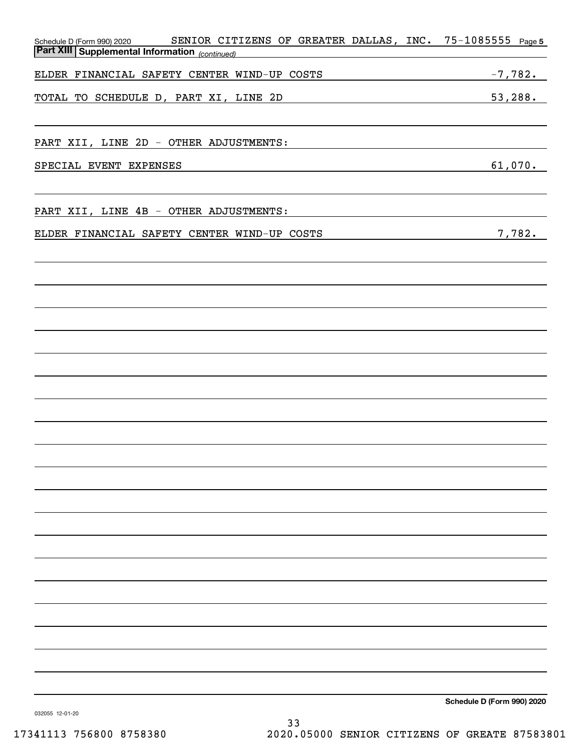Schedule D (Form 990) 2020 SENIOR CITIZENS OF GREATER DALLAS, INC. 75-1085555

**Part XIII | Supplemental Information** *(continued)*

| | |
|---|---|
| ELDER FINANCIAL SAFETY CENTER WIND-UP COSTS | -7,782. |
| TOTAL TO SCHEDULE D, PART XI, LINE 2D | 53,288. |

PART XII, LINE 2D - OTHER ADJUSTMENTS:

| | |
|---|---|
| SPECIAL EVENT EXPENSES | 61,070. |

PART XII, LINE 4B - OTHER ADJUSTMENTS:

| | |
|---|---|
| ELDER FINANCIAL SAFETY CENTER WIND-UP COSTS | 7,782. |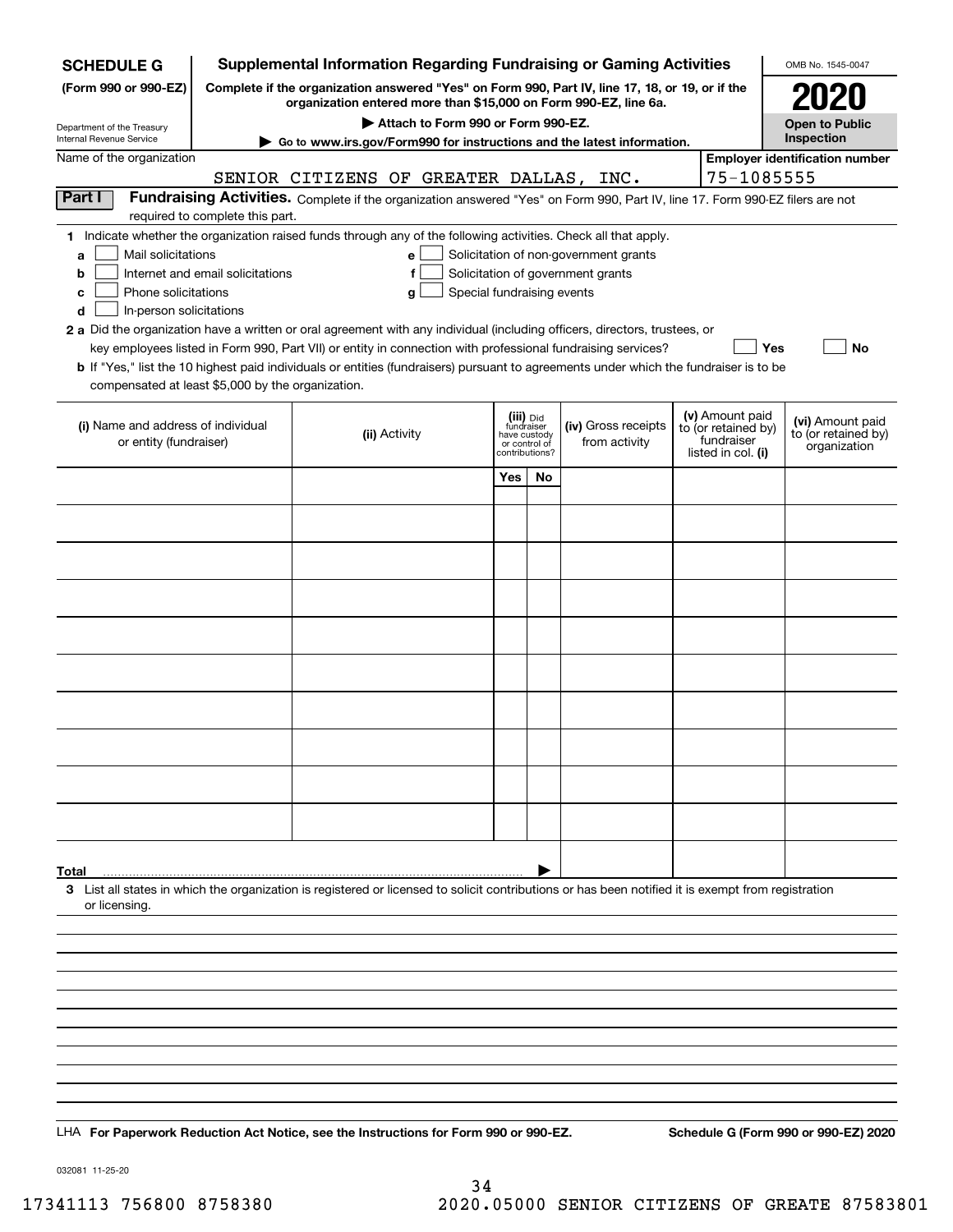**SCHEDULE G**
**(Form 990 or 990-EZ)**

Department of the Treasury
Internal Revenue Service

# Supplemental Information Regarding Fundraising or Gaming Activities

**Complete if the organization answered "Yes" on Form 990, Part IV, line 17, 18, or 19, or if the organization entered more than $15,000 on Form 990-EZ, line 6a.**

**▶ Attach to Form 990 or Form 990-EZ.**

**▶ Go to www.irs.gov/Form990 for instructions and the latest information.**

OMB No. 1545-0047

**2020**

**Open to Public Inspection**

Name of the organization: SENIOR CITIZENS OF GREATER DALLAS, INC.

**Employer identification number:** 75-1085555

**Part I** **Fundraising Activities.** Complete if the organization answered "Yes" on Form 990, Part IV, line 17. Form 990-EZ filers are not required to complete this part.

**1** Indicate whether the organization raised funds through any of the following activities. Check all that apply.

- **a** ☐ Mail solicitations
- **b** ☐ Internet and email solicitations
- **c** ☐ Phone solicitations
- **d** ☐ In-person solicitations
- **e** ☐ Solicitation of non-government grants
- **f** ☐ Solicitation of government grants
- **g** ☐ Special fundraising events

**2 a** Did the organization have a written or oral agreement with any individual (including officers, directors, trustees, or key employees listed in Form 990, Part VII) or entity in connection with professional fundraising services? ☐ **Yes** ☐ **No**

**b** If "Yes," list the 10 highest paid individuals or entities (fundraisers) pursuant to agreements under which the fundraiser is to be compensated at least $5,000 by the organization.

| (i) Name and address of individual or entity (fundraiser) | (ii) Activity | (iii) Did fundraiser have custody or control of contributions? | | (iv) Gross receipts from activity | (v) Amount paid to (or retained by) fundraiser listed in col. (i) | (vi) Amount paid to (or retained by) organization |
|---|---|---|---|---|---|---|
| | | Yes | No | | | |
| | | | | | | |
| | | | | | | |
| | | | | | | |
| | | | | | | |
| | | | | | | |
| | | | | | | |
| | | | | | | |
| | | | | | | |
| | | | | | | |
| | | | | | | |
| **Total** ▶ | | | | | | |

**3** List all states in which the organization is registered or licensed to solicit contributions or has been notified it is exempt from registration or licensing.

LHA **For Paperwork Reduction Act Notice, see the Instructions for Form 990 or 990-EZ.** **Schedule G (Form 990 or 990-EZ) 2020**

032081 11-25-20

17341113 756800 8758380 2020.05000 SENIOR CITIZENS OF GREATE 87583801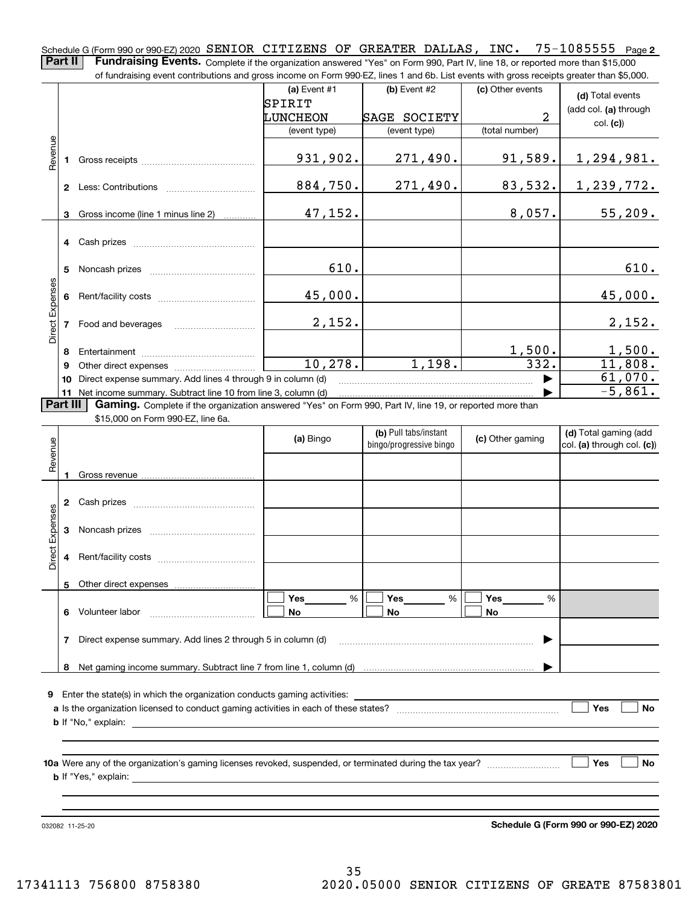Schedule G (Form 990 or 990-EZ) 2020 SENIOR CITIZENS OF GREATER DALLAS, INC. 75-1085555 Page **2**

**Part II** **Fundraising Events.** Complete if the organization answered "Yes" on Form 990, Part IV, line 18, or reported more than $15,000 of fundraising event contributions and gross income on Form 990-EZ, lines 1 and 6b. List events with gross receipts greater than $5,000.

| | | (a) Event #1<br>SPIRIT LUNCHEON<br>(event type) | (b) Event #2<br>SAGE SOCIETY<br>(event type) | (c) Other events<br>2<br>(total number) | (d) Total events (add col. (a) through col. (c)) |
|---|---|---|---|---|---|
| Revenue | 1 Gross receipts | 931,902. | 271,490. | 91,589. | 1,294,981. |
| | 2 Less: Contributions | 884,750. | 271,490. | 83,532. | 1,239,772. |
| | 3 Gross income (line 1 minus line 2) | 47,152. | | 8,057. | 55,209. |
| Direct Expenses | 4 Cash prizes | | | | |
| | 5 Noncash prizes | 610. | | | 610. |
| | 6 Rent/facility costs | 45,000. | | | 45,000. |
| | 7 Food and beverages | 2,152. | | | 2,152. |
| | 8 Entertainment | | | 1,500. | 1,500. |
| | 9 Other direct expenses | 10,278. | 1,198. | 332. | 11,808. |
| | 10 Direct expense summary. Add lines 4 through 9 in column (d) | | | ▶ | 61,070. |
| | 11 Net income summary. Subtract line 10 from line 3, column (d) | | | ▶ | -5,861. |

**Part III** **Gaming.** Complete if the organization answered "Yes" on Form 990, Part IV, line 19, or reported more than $15,000 on Form 990-EZ, line 6a.

| | | (a) Bingo | (b) Pull tabs/instant bingo/progressive bingo | (c) Other gaming | (d) Total gaming (add col. (a) through col. (c)) |
|---|---|---|---|---|---|
| Revenue | 1 Gross revenue | | | | |
| Direct Expenses | 2 Cash prizes | | | | |
| | 3 Noncash prizes | | | | |
| | 4 Rent/facility costs | | | | |
| | 5 Other direct expenses | | | | |
| | 6 Volunteer labor | ☐ Yes ____ %<br>☐ No | ☐ Yes ____ %<br>☐ No | ☐ Yes ____ %<br>☐ No | |
| | 7 Direct expense summary. Add lines 2 through 5 in column (d) | | | ▶ | |
| | 8 Net gaming income summary. Subtract line 7 from line 1, column (d) | | | ▶ | |

**9** Enter the state(s) in which the organization conducts gaming activities: ____________________

**a** Is the organization licensed to conduct gaming activities in each of these states? ☐ Yes ☐ No

**b** If "No," explain: ____________________

**10a** Were any of the organization's gaming licenses revoked, suspended, or terminated during the tax year? ☐ Yes ☐ No

**b** If "Yes," explain: ____________________

032082 11-25-20

**Schedule G (Form 990 or 990-EZ) 2020**

17341113 756800 8758380 2020.05000 SENIOR CITIZENS OF GREATE 87583801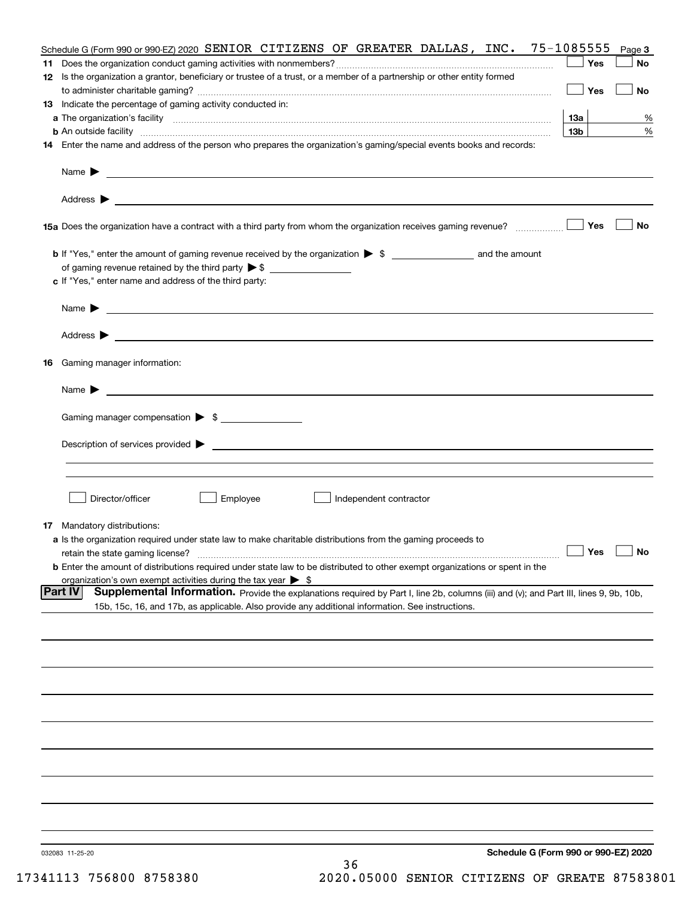Schedule G (Form 990 or 990-EZ) 2020 SENIOR CITIZENS OF GREATER DALLAS, INC. 75-1085555 Page 3

**11** Does the organization conduct gaming activities with nonmembers? ☐ Yes ☐ No

**12** Is the organization a grantor, beneficiary or trustee of a trust, or a member of a partnership or other entity formed to administer charitable gaming? ☐ Yes ☐ No

**13** Indicate the percentage of gaming activity conducted in:

**a** The organization's facility **13a** %

**b** An outside facility **13b** %

**14** Enter the name and address of the person who prepares the organization's gaming/special events books and records:

Name ▶

Address ▶

**15a** Does the organization have a contract with a third party from whom the organization receives gaming revenue? ☐ Yes ☐ No

**b** If "Yes," enter the amount of gaming revenue received by the organization ▶ $ __________ and the amount of gaming revenue retained by the third party ▶ $ __________

**c** If "Yes," enter name and address of the third party:

Name ▶

Address ▶

**16** Gaming manager information:

Name ▶

Gaming manager compensation ▶ $

Description of services provided ▶

☐ Director/officer ☐ Employee ☐ Independent contractor

**17** Mandatory distributions:

**a** Is the organization required under state law to make charitable distributions from the gaming proceeds to retain the state gaming license? ☐ Yes ☐ No

**b** Enter the amount of distributions required under state law to be distributed to other exempt organizations or spent in the organization's own exempt activities during the tax year ▶ $

**Part IV** **Supplemental Information.** Provide the explanations required by Part I, line 2b, columns (iii) and (v); and Part III, lines 9, 9b, 10b, 15b, 15c, 16, and 17b, as applicable. Also provide any additional information. See instructions.

032083 11-25-20 **Schedule G (Form 990 or 990-EZ) 2020**

17341113 756800 8758380 2020.05000 SENIOR CITIZENS OF GREATE 87583801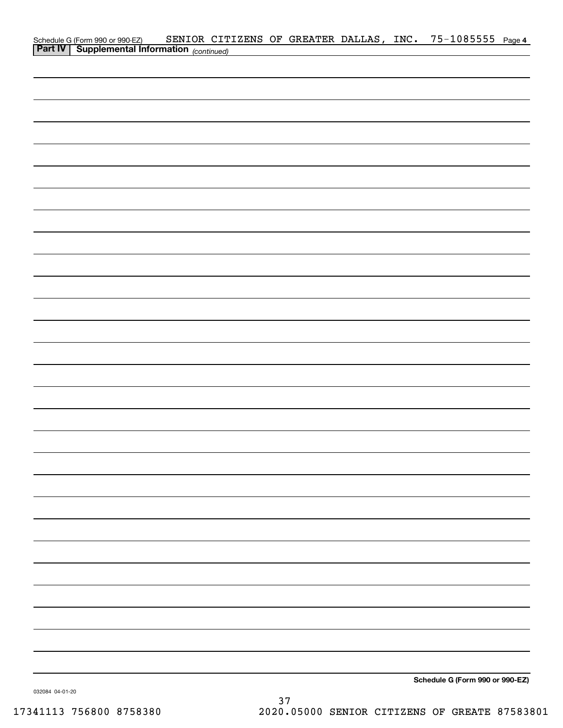Schedule G (Form 990 or 990-EZ) SENIOR CITIZENS OF GREATER DALLAS, INC. 75-1085555 Page 4

**Part IV | Supplemental Information** *(continued)*

**Schedule G (Form 990 or 990-EZ)**

032084 04-01-20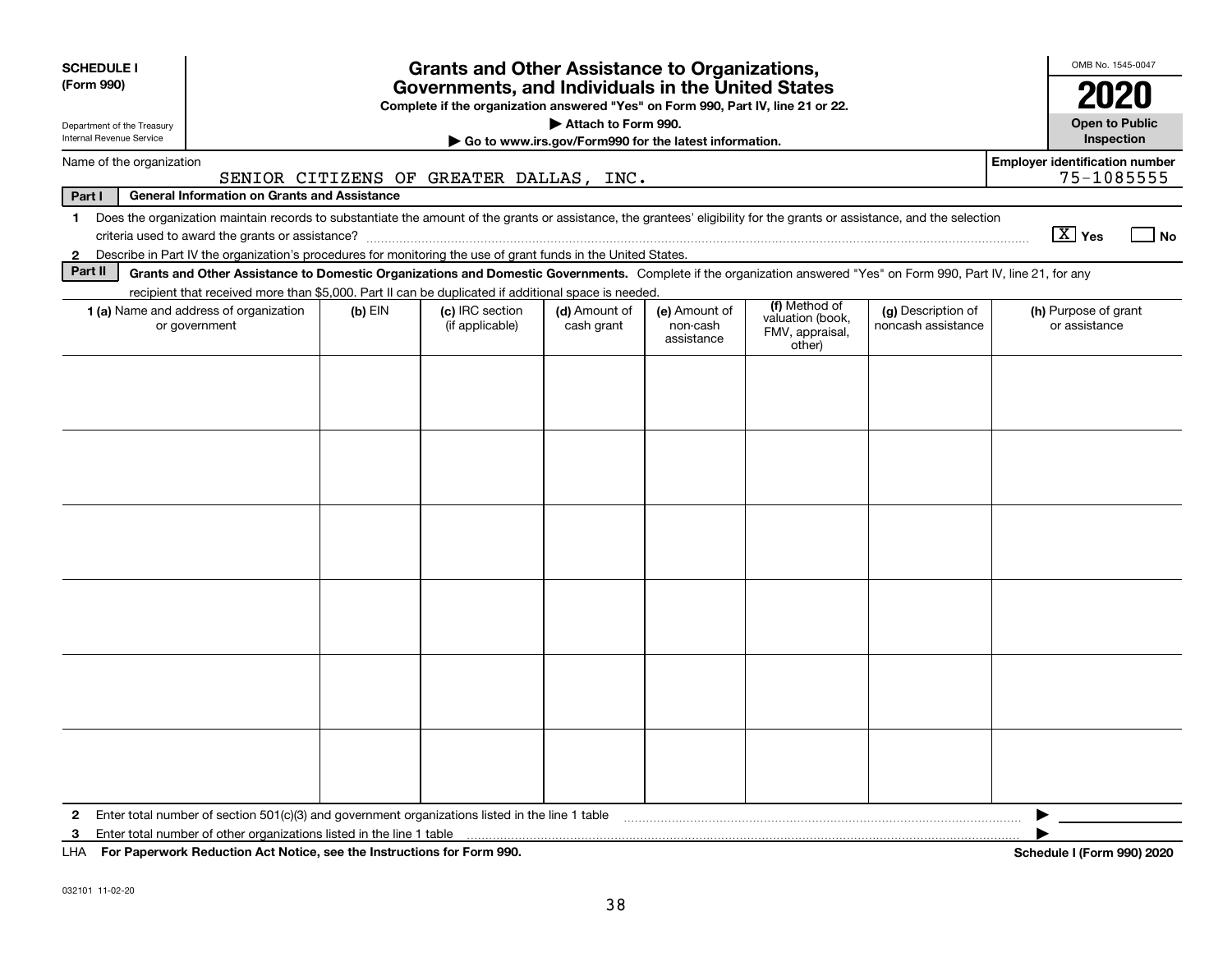**SCHEDULE I (Form 990)**

Department of the Treasury
Internal Revenue Service

# Grants and Other Assistance to Organizations, Governments, and Individuals in the United States

**Complete if the organization answered "Yes" on Form 990, Part IV, line 21 or 22.**

**▶ Attach to Form 990.**

**▶ Go to www.irs.gov/Form990 for the latest information.**

OMB No. 1545-0047

**2020**

**Open to Public Inspection**

Name of the organization: SENIOR CITIZENS OF GREATER DALLAS, INC.

Employer identification number: 75-1085555

**Part I — General Information on Grants and Assistance**

1 Does the organization maintain records to substantiate the amount of the grants or assistance, the grantees' eligibility for the grants or assistance, and the selection criteria used to award the grants or assistance? [X] Yes [ ] No

2 Describe in Part IV the organization's procedures for monitoring the use of grant funds in the United States.

**Part II — Grants and Other Assistance to Domestic Organizations and Domestic Governments.** Complete if the organization answered "Yes" on Form 990, Part IV, line 21, for any recipient that received more than $5,000. Part II can be duplicated if additional space is needed.

| 1 (a) Name and address of organization or government | (b) EIN | (c) IRC section (if applicable) | (d) Amount of cash grant | (e) Amount of non-cash assistance | (f) Method of valuation (book, FMV, appraisal, other) | (g) Description of noncash assistance | (h) Purpose of grant or assistance |
|---|---|---|---|---|---|---|---|
| | | | | | | | |
| | | | | | | | |
| | | | | | | | |
| | | | | | | | |
| | | | | | | | |
| | | | | | | | |

2 Enter total number of section 501(c)(3) and government organizations listed in the line 1 table ▶

3 Enter total number of other organizations listed in the line 1 table ▶

LHA **For Paperwork Reduction Act Notice, see the Instructions for Form 990.** **Schedule I (Form 990) 2020**

032101 11-02-20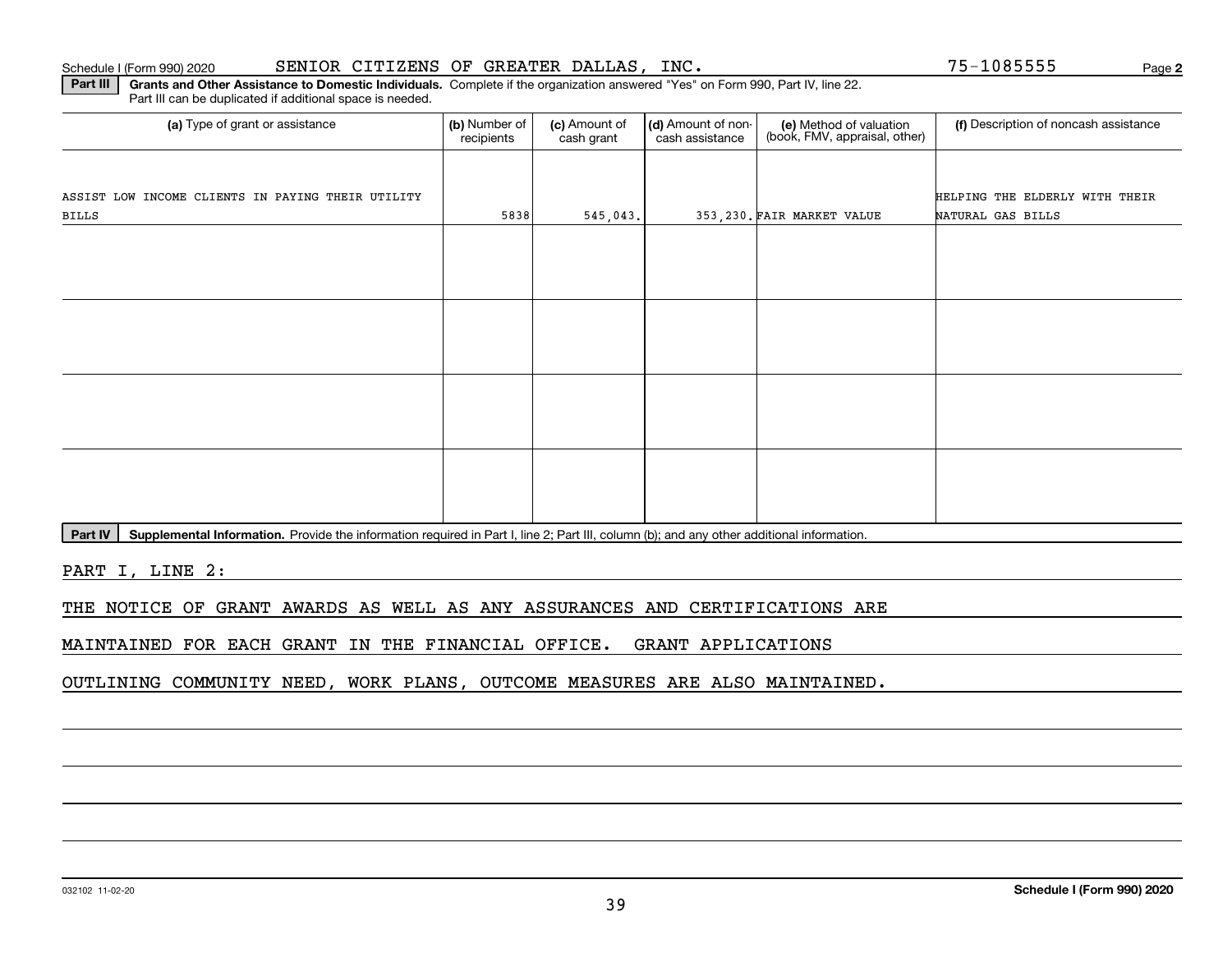Schedule I (Form 990) 2020 SENIOR CITIZENS OF GREATER DALLAS, INC. 75-1085555 Page **2**

**Part III** **Grants and Other Assistance to Domestic Individuals.** Complete if the organization answered "Yes" on Form 990, Part IV, line 22. Part III can be duplicated if additional space is needed.

| (a) Type of grant or assistance | (b) Number of recipients | (c) Amount of cash grant | (d) Amount of non-cash assistance | (e) Method of valuation (book, FMV, appraisal, other) | (f) Description of noncash assistance |
|---|---|---|---|---|---|
| ASSIST LOW INCOME CLIENTS IN PAYING THEIR UTILITY BILLS | 5838 | 545,043. | 353,230. | FAIR MARKET VALUE | HELPING THE ELDERLY WITH THEIR NATURAL GAS BILLS |
| | | | | | |
| | | | | | |
| | | | | | |
| | | | | | |

**Part IV** **Supplemental Information.** Provide the information required in Part I, line 2; Part III, column (b); and any other additional information.

PART I, LINE 2:

THE NOTICE OF GRANT AWARDS AS WELL AS ANY ASSURANCES AND CERTIFICATIONS ARE MAINTAINED FOR EACH GRANT IN THE FINANCIAL OFFICE. GRANT APPLICATIONS OUTLINING COMMUNITY NEED, WORK PLANS, OUTCOME MEASURES ARE ALSO MAINTAINED.

032102 11-02-20 **Schedule I (Form 990) 2020**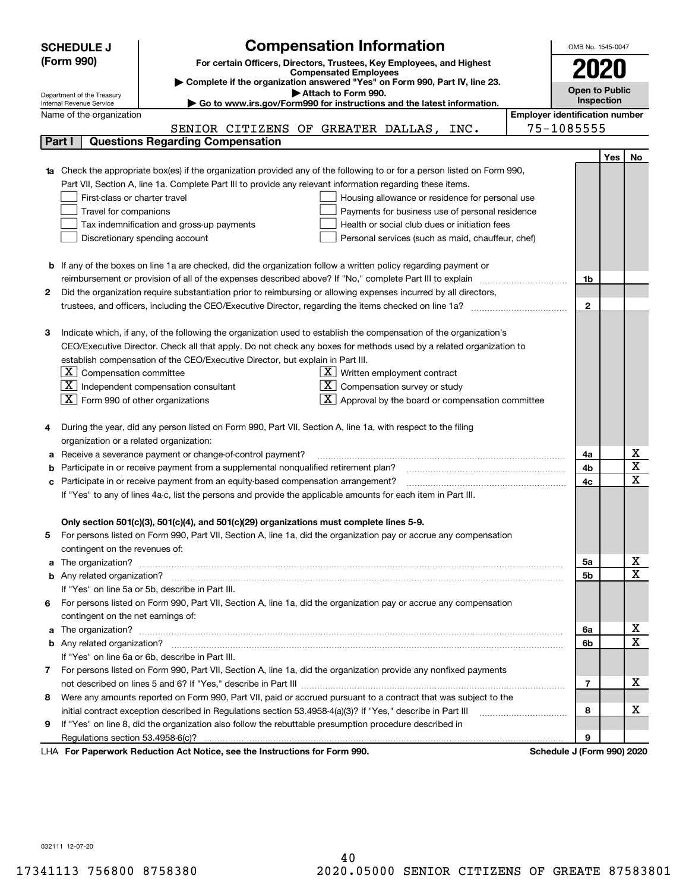# SCHEDULE J (Form 990)

## Compensation Information

**For certain Officers, Directors, Trustees, Key Employees, and Highest Compensated Employees**

▶ Complete if the organization answered "Yes" on Form 990, Part IV, line 23.

▶ Attach to Form 990.

▶ Go to www.irs.gov/Form990 for instructions and the latest information.

Department of the Treasury
Internal Revenue Service

OMB No. 1545-0047

**2020**

**Open to Public Inspection**

Name of the organization: SENIOR CITIZENS OF GREATER DALLAS, INC.

Employer identification number: 75-1085555

### Part I Questions Regarding Compensation

| | | | Yes | No |
|---|---|---|---|---|
| **1a** | Check the appropriate box(es) if the organization provided any of the following to or for a person listed on Form 990, Part VII, Section A, line 1a. Complete Part III to provide any relevant information regarding these items.<br>☐ First-class or charter travel ☐ Housing allowance or residence for personal use<br>☐ Travel for companions ☐ Payments for business use of personal residence<br>☐ Tax indemnification and gross-up payments ☐ Health or social club dues or initiation fees<br>☐ Discretionary spending account ☐ Personal services (such as maid, chauffeur, chef) | | | |
| **b** | If any of the boxes on line 1a are checked, did the organization follow a written policy regarding payment or reimbursement or provision of all of the expenses described above? If "No," complete Part III to explain | 1b | | |
| **2** | Did the organization require substantiation prior to reimbursing or allowing expenses incurred by all directors, trustees, and officers, including the CEO/Executive Director, regarding the items checked on line 1a? | 2 | | |
| **3** | Indicate which, if any, of the following the organization used to establish the compensation of the organization's CEO/Executive Director. Check all that apply. Do not check any boxes for methods used by a related organization to establish compensation of the CEO/Executive Director, but explain in Part III.<br>☒ Compensation committee ☒ Written employment contract<br>☒ Independent compensation consultant ☒ Compensation survey or study<br>☒ Form 990 of other organizations ☒ Approval by the board or compensation committee | | | |
| **4** | During the year, did any person listed on Form 990, Part VII, Section A, line 1a, with respect to the filing organization or a related organization: | | | |
| **a** | Receive a severance payment or change-of-control payment? | 4a | | X |
| **b** | Participate in or receive payment from a supplemental nonqualified retirement plan? | 4b | | X |
| **c** | Participate in or receive payment from an equity-based compensation arrangement? | 4c | | X |
| | If "Yes" to any of lines 4a-c, list the persons and provide the applicable amounts for each item in Part III. | | | |
| | **Only section 501(c)(3), 501(c)(4), and 501(c)(29) organizations must complete lines 5-9.** | | | |
| **5** | For persons listed on Form 990, Part VII, Section A, line 1a, did the organization pay or accrue any compensation contingent on the revenues of: | | | |
| **a** | The organization? | 5a | | X |
| **b** | Any related organization? | 5b | | X |
| | If "Yes" on line 5a or 5b, describe in Part III. | | | |
| **6** | For persons listed on Form 990, Part VII, Section A, line 1a, did the organization pay or accrue any compensation contingent on the net earnings of: | | | |
| **a** | The organization? | 6a | | X |
| **b** | Any related organization? | 6b | | X |
| | If "Yes" on line 6a or 6b, describe in Part III. | | | |
| **7** | For persons listed on Form 990, Part VII, Section A, line 1a, did the organization provide any nonfixed payments not described on lines 5 and 6? If "Yes," describe in Part III | 7 | | X |
| **8** | Were any amounts reported on Form 990, Part VII, paid or accrued pursuant to a contract that was subject to the initial contract exception described in Regulations section 53.4958-4(a)(3)? If "Yes," describe in Part III | 8 | | X |
| **9** | If "Yes" on line 8, did the organization also follow the rebuttable presumption procedure described in Regulations section 53.4958-6(c)? | 9 | | |

LHA **For Paperwork Reduction Act Notice, see the Instructions for Form 990.** **Schedule J (Form 990) 2020**

032111 12-07-20

17341113 756800 8758380 2020.05000 SENIOR CITIZENS OF GREATE 87583801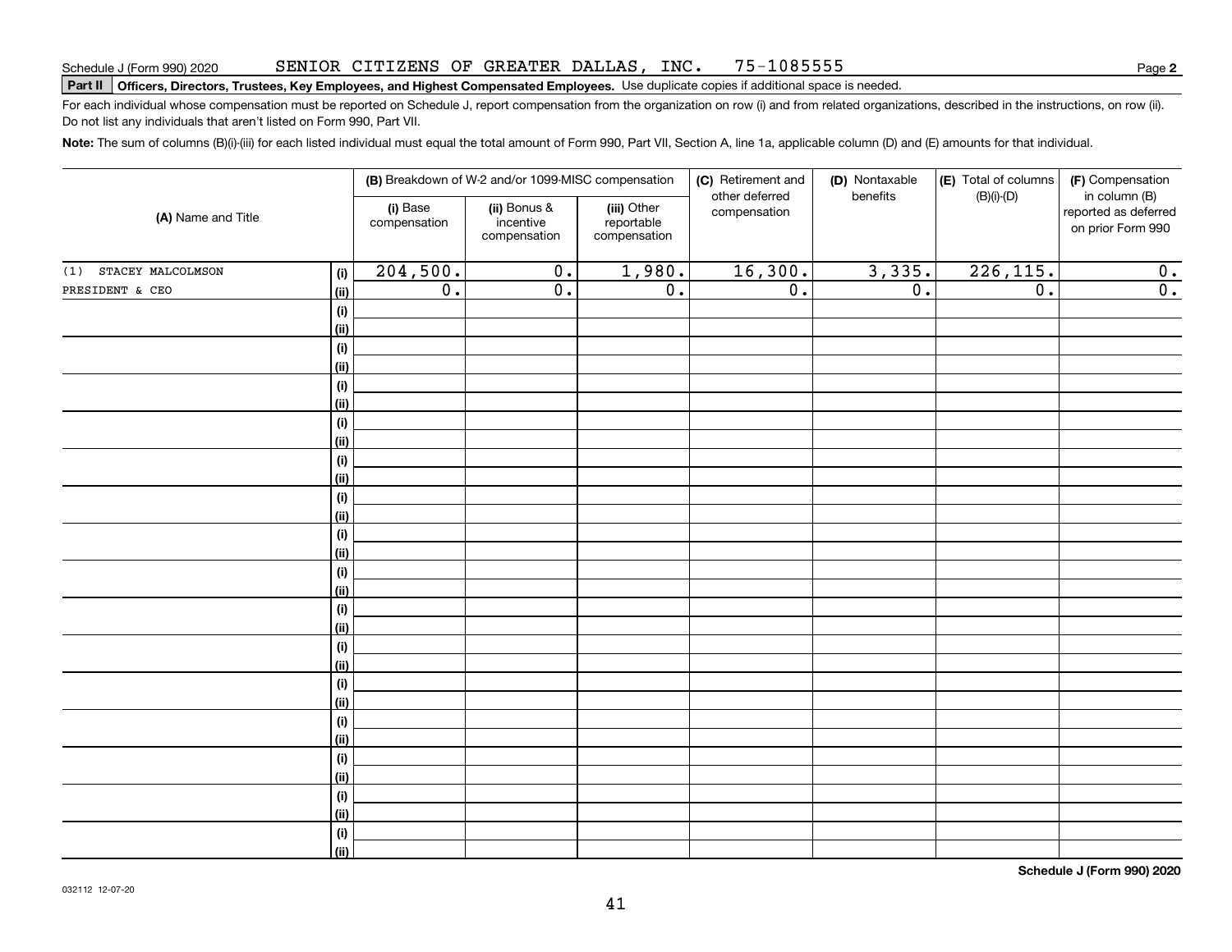Schedule J (Form 990) 2020 SENIOR CITIZENS OF GREATER DALLAS, INC. 75-1085555

**Part II Officers, Directors, Trustees, Key Employees, and Highest Compensated Employees.** Use duplicate copies if additional space is needed.

For each individual whose compensation must be reported on Schedule J, report compensation from the organization on row (i) and from related organizations, described in the instructions, on row (ii). Do not list any individuals that aren't listed on Form 990, Part VII.

**Note:** The sum of columns (B)(i)-(iii) for each listed individual must equal the total amount of Form 990, Part VII, Section A, line 1a, applicable column (D) and (E) amounts for that individual.

| (A) Name and Title | | (B) Breakdown of W-2 and/or 1099-MISC compensation | | | (C) Retirement and other deferred compensation | (D) Nontaxable benefits | (E) Total of columns (B)(i)-(D) | (F) Compensation in column (B) reported as deferred on prior Form 990 |
|---|---|---|---|---|---|---|---|---|
| | | (i) Base compensation | (ii) Bonus & incentive compensation | (iii) Other reportable compensation | | | | |
| (1) STACEY MALCOLMSON | (i) | 204,500. | 0. | 1,980. | 16,300. | 3,335. | 226,115. | 0. |
| PRESIDENT & CEO | (ii) | 0. | 0. | 0. | 0. | 0. | 0. | 0. |
| | (i) | | | | | | | |
| | (ii) | | | | | | | |
| | (i) | | | | | | | |
| | (ii) | | | | | | | |
| | (i) | | | | | | | |
| | (ii) | | | | | | | |
| | (i) | | | | | | | |
| | (ii) | | | | | | | |
| | (i) | | | | | | | |
| | (ii) | | | | | | | |
| | (i) | | | | | | | |
| | (ii) | | | | | | | |
| | (i) | | | | | | | |
| | (ii) | | | | | | | |
| | (i) | | | | | | | |
| | (ii) | | | | | | | |
| | (i) | | | | | | | |
| | (ii) | | | | | | | |
| | (i) | | | | | | | |
| | (ii) | | | | | | | |
| | (i) | | | | | | | |
| | (ii) | | | | | | | |
| | (i) | | | | | | | |
| | (ii) | | | | | | | |
| | (i) | | | | | | | |
| | (ii) | | | | | | | |
| | (i) | | | | | | | |
| | (ii) | | | | | | | |
| | (i) | | | | | | | |
| | (ii) | | | | | | | |

Schedule J (Form 990) 2020

032112 12-07-20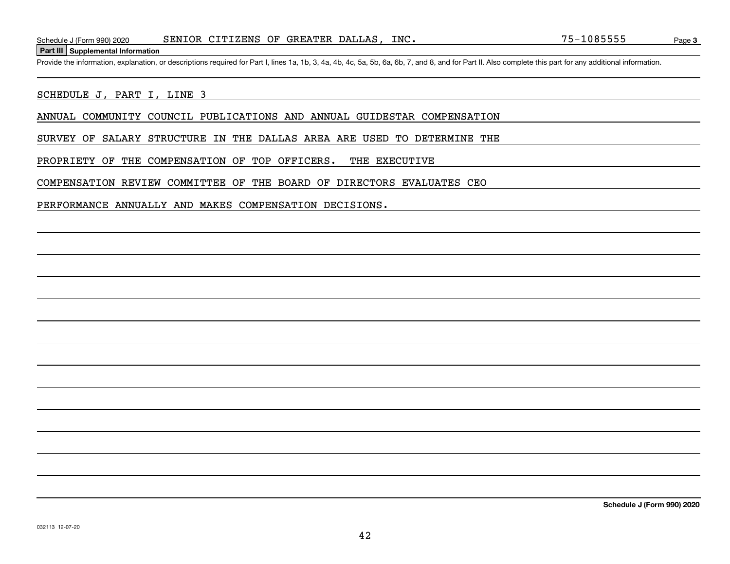## Part III Supplemental Information

Provide the information, explanation, or descriptions required for Part I, lines 1a, 1b, 3, 4a, 4b, 4c, 5a, 5b, 6a, 6b, 7, and 8, and for Part II. Also complete this part for any additional information.

SCHEDULE J, PART I, LINE 3

ANNUAL COMMUNITY COUNCIL PUBLICATIONS AND ANNUAL GUIDESTAR COMPENSATION SURVEY OF SALARY STRUCTURE IN THE DALLAS AREA ARE USED TO DETERMINE THE PROPRIETY OF THE COMPENSATION OF TOP OFFICERS. THE EXECUTIVE COMPENSATION REVIEW COMMITTEE OF THE BOARD OF DIRECTORS EVALUATES CEO PERFORMANCE ANNUALLY AND MAKES COMPENSATION DECISIONS.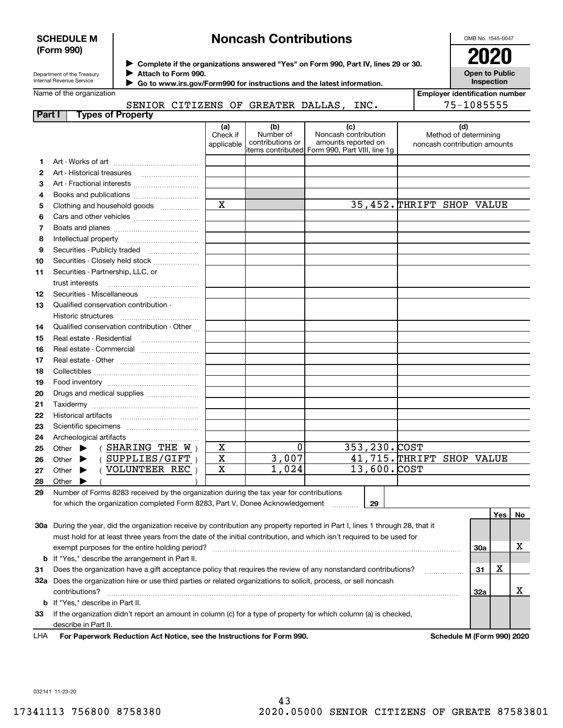**SCHEDULE M (Form 990)**

# Noncash Contributions

▶ Complete if the organizations answered "Yes" on Form 990, Part IV, lines 29 or 30.
▶ Attach to Form 990.
▶ Go to www.irs.gov/Form990 for instructions and the latest information.

OMB No. 1545-0047

**2020**

**Open to Public Inspection**

Department of the Treasury
Internal Revenue Service

Name of the organization: SENIOR CITIZENS OF GREATER DALLAS, INC.

Employer identification number: 75-1085555

## Part I Types of Property

| | | (a) Check if applicable | (b) Number of contributions or items contributed | (c) Noncash contribution amounts reported on Form 990, Part VIII, line 1g | (d) Method of determining noncash contribution amounts |
|---|---|---|---|---|---|
| 1 | Art - Works of art | | | | |
| 2 | Art - Historical treasures | | | | |
| 3 | Art - Fractional interests | | | | |
| 4 | Books and publications | | | | |
| 5 | Clothing and household goods | X | | 35,452. | THRIFT SHOP VALUE |
| 6 | Cars and other vehicles | | | | |
| 7 | Boats and planes | | | | |
| 8 | Intellectual property | | | | |
| 9 | Securities - Publicly traded | | | | |
| 10 | Securities - Closely held stock | | | | |
| 11 | Securities - Partnership, LLC, or trust interests | | | | |
| 12 | Securities - Miscellaneous | | | | |
| 13 | Qualified conservation contribution - Historic structures | | | | |
| 14 | Qualified conservation contribution - Other | | | | |
| 15 | Real estate - Residential | | | | |
| 16 | Real estate - Commercial | | | | |
| 17 | Real estate - Other | | | | |
| 18 | Collectibles | | | | |
| 19 | Food inventory | | | | |
| 20 | Drugs and medical supplies | | | | |
| 21 | Taxidermy | | | | |
| 22 | Historical artifacts | | | | |
| 23 | Scientific specimens | | | | |
| 24 | Archeological artifacts | | | | |
| 25 | Other ▶ ( SHARING THE W ) | X | 0 | 353,230. | COST |
| 26 | Other ▶ ( SUPPLIES/GIFT ) | X | 3,007 | 41,715. | THRIFT SHOP VALUE |
| 27 | Other ▶ ( VOLUNTEER REC ) | X | 1,024 | 13,600. | COST |
| 28 | Other ▶ ( ) | | | | |

29 Number of Forms 8283 received by the organization during the tax year for contributions for which the organization completed Form 8283, Part V, Donee Acknowledgement ..... 29

| | | | Yes | No |
|---|---|---|---|---|
| 30a | During the year, did the organization receive by contribution any property reported in Part I, lines 1 through 28, that it must hold for at least three years from the date of the initial contribution, and which isn't required to be used for exempt purposes for the entire holding period? | 30a | | X |
| b | If "Yes," describe the arrangement in Part II. | | | |
| 31 | Does the organization have a gift acceptance policy that requires the review of any nonstandard contributions? | 31 | X | |
| 32a | Does the organization hire or use third parties or related organizations to solicit, process, or sell noncash contributions? | 32a | | X |
| b | If "Yes," describe in Part II. | | | |
| 33 | If the organization didn't report an amount in column (c) for a type of property for which column (a) is checked, describe in Part II. | | | |

LHA **For Paperwork Reduction Act Notice, see the Instructions for Form 990.** **Schedule M (Form 990) 2020**

032141 11-23-20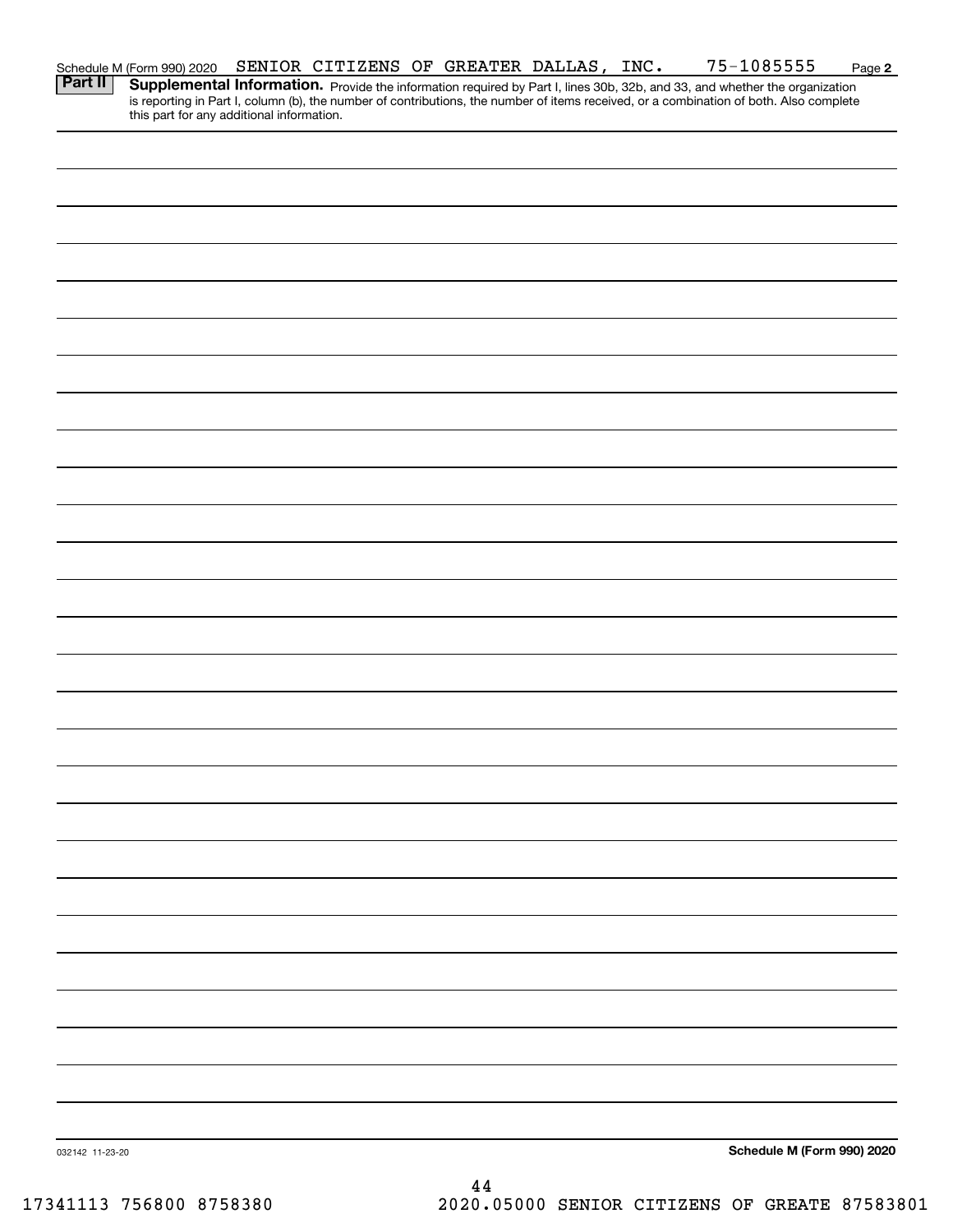Schedule M (Form 990) 2020 SENIOR CITIZENS OF GREATER DALLAS, INC. 75-1085555

**Part II** **Supplemental Information.** Provide the information required by Part I, lines 30b, 32b, and 33, and whether the organization is reporting in Part I, column (b), the number of contributions, the number of items received, or a combination of both. Also complete this part for any additional information.

032142 11-23-20

**Schedule M (Form 990) 2020**

17341113 756800 8758380 2020.05000 SENIOR CITIZENS OF GREATE 87583801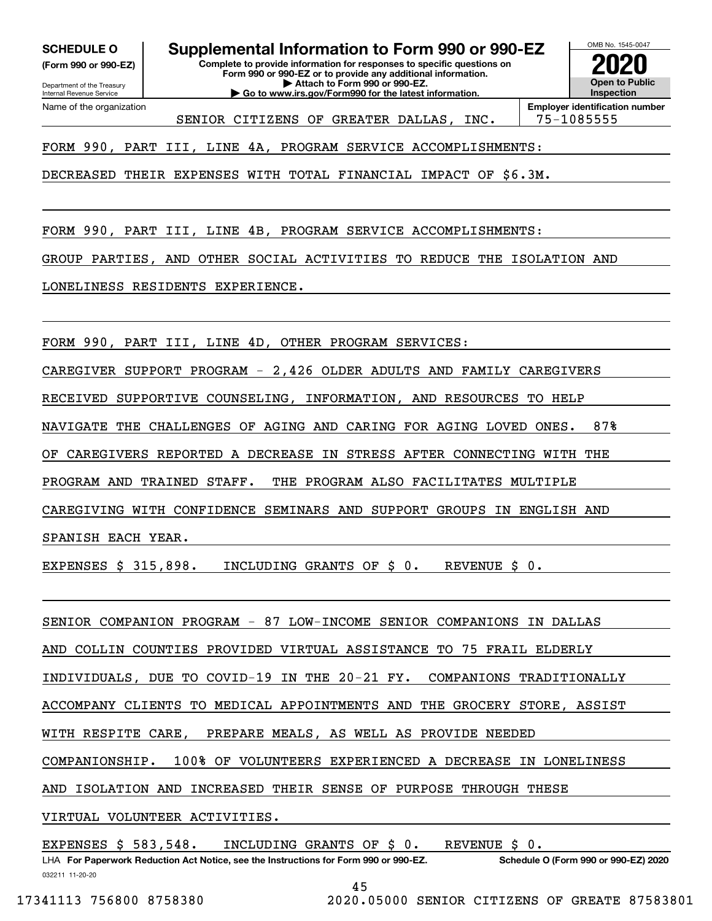**SCHEDULE O**
**(Form 990 or 990-EZ)**

Department of the Treasury
Internal Revenue Service

# Supplemental Information to Form 990 or 990-EZ

**Complete to provide information for responses to specific questions on Form 990 or 990-EZ or to provide any additional information.**
**▶ Attach to Form 990 or 990-EZ.**
**▶ Go to www.irs.gov/Form990 for the latest information.**

OMB No. 1545-0047
**2020**
**Open to Public Inspection**

Name of the organization: SENIOR CITIZENS OF GREATER DALLAS, INC.
**Employer identification number:** 75-1085555

FORM 990, PART III, LINE 4A, PROGRAM SERVICE ACCOMPLISHMENTS:

DECREASED THEIR EXPENSES WITH TOTAL FINANCIAL IMPACT OF $6.3M.

FORM 990, PART III, LINE 4B, PROGRAM SERVICE ACCOMPLISHMENTS:

GROUP PARTIES, AND OTHER SOCIAL ACTIVITIES TO REDUCE THE ISOLATION AND LONELINESS RESIDENTS EXPERIENCE.

FORM 990, PART III, LINE 4D, OTHER PROGRAM SERVICES:

CAREGIVER SUPPORT PROGRAM - 2,426 OLDER ADULTS AND FAMILY CAREGIVERS RECEIVED SUPPORTIVE COUNSELING, INFORMATION, AND RESOURCES TO HELP NAVIGATE THE CHALLENGES OF AGING AND CARING FOR AGING LOVED ONES. 87% OF CAREGIVERS REPORTED A DECREASE IN STRESS AFTER CONNECTING WITH THE PROGRAM AND TRAINED STAFF. THE PROGRAM ALSO FACILITATES MULTIPLE CAREGIVING WITH CONFIDENCE SEMINARS AND SUPPORT GROUPS IN ENGLISH AND SPANISH EACH YEAR.

EXPENSES $ 315,898. INCLUDING GRANTS OF $ 0. REVENUE $ 0.

SENIOR COMPANION PROGRAM - 87 LOW-INCOME SENIOR COMPANIONS IN DALLAS AND COLLIN COUNTIES PROVIDED VIRTUAL ASSISTANCE TO 75 FRAIL ELDERLY INDIVIDUALS, DUE TO COVID-19 IN THE 20-21 FY. COMPANIONS TRADITIONALLY ACCOMPANY CLIENTS TO MEDICAL APPOINTMENTS AND THE GROCERY STORE, ASSIST WITH RESPITE CARE, PREPARE MEALS, AS WELL AS PROVIDE NEEDED COMPANIONSHIP. 100% OF VOLUNTEERS EXPERIENCED A DECREASE IN LONELINESS AND ISOLATION AND INCREASED THEIR SENSE OF PURPOSE THROUGH THESE VIRTUAL VOLUNTEER ACTIVITIES.

EXPENSES $ 583,548. INCLUDING GRANTS OF $ 0. REVENUE $ 0.

LHA **For Paperwork Reduction Act Notice, see the Instructions for Form 990 or 990-EZ.** **Schedule O (Form 990 or 990-EZ) 2020**
032211 11-20-20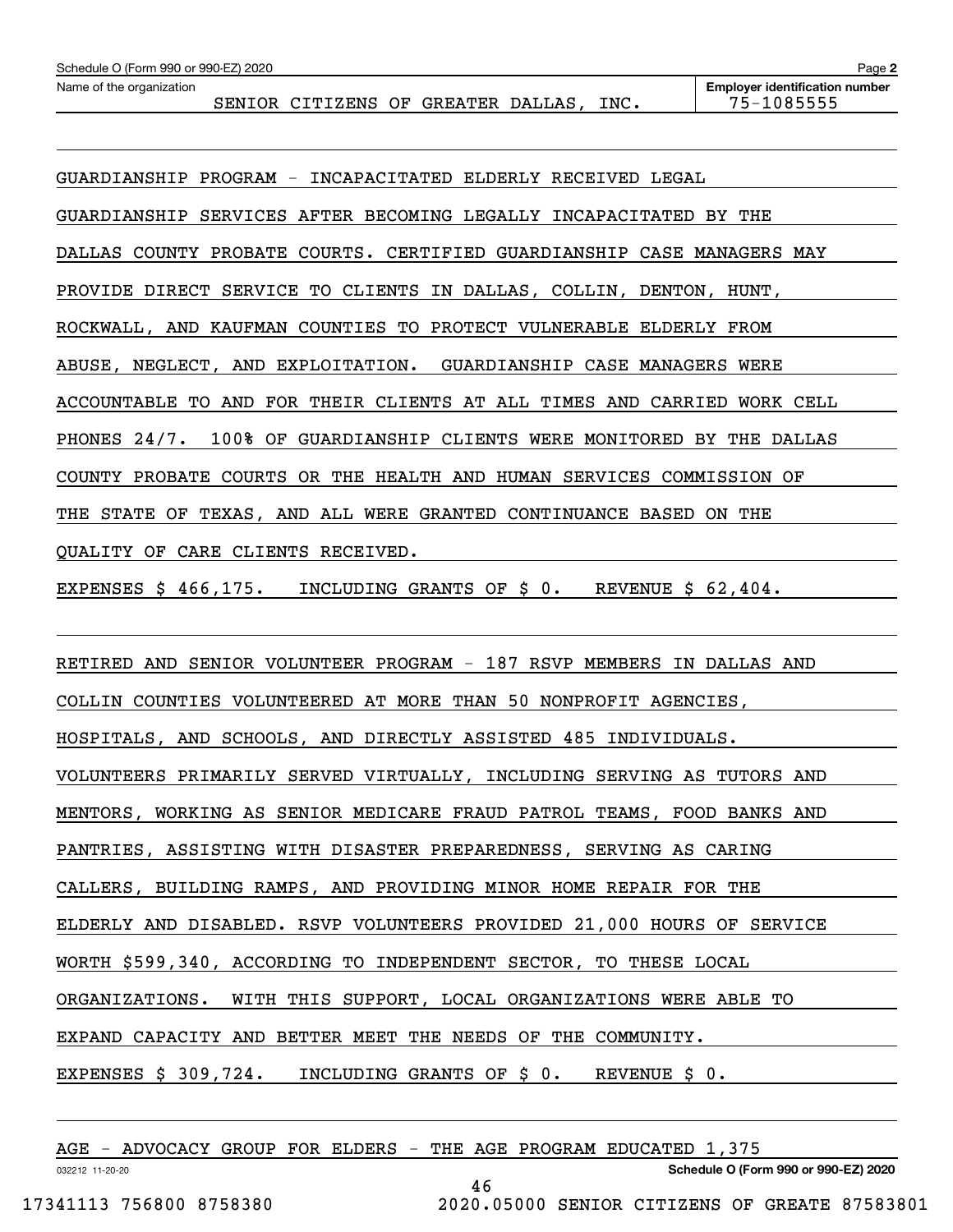Name of the organization: SENIOR CITIZENS OF GREATER DALLAS, INC.

Employer identification number: 75-1085555

GUARDIANSHIP PROGRAM - INCAPACITATED ELDERLY RECEIVED LEGAL GUARDIANSHIP SERVICES AFTER BECOMING LEGALLY INCAPACITATED BY THE DALLAS COUNTY PROBATE COURTS. CERTIFIED GUARDIANSHIP CASE MANAGERS MAY PROVIDE DIRECT SERVICE TO CLIENTS IN DALLAS, COLLIN, DENTON, HUNT, ROCKWALL, AND KAUFMAN COUNTIES TO PROTECT VULNERABLE ELDERLY FROM ABUSE, NEGLECT, AND EXPLOITATION. GUARDIANSHIP CASE MANAGERS WERE ACCOUNTABLE TO AND FOR THEIR CLIENTS AT ALL TIMES AND CARRIED WORK CELL PHONES 24/7. 100% OF GUARDIANSHIP CLIENTS WERE MONITORED BY THE DALLAS COUNTY PROBATE COURTS OR THE HEALTH AND HUMAN SERVICES COMMISSION OF THE STATE OF TEXAS, AND ALL WERE GRANTED CONTINUANCE BASED ON THE QUALITY OF CARE CLIENTS RECEIVED.

EXPENSES $ 466,175. INCLUDING GRANTS OF $ 0. REVENUE $ 62,404.

RETIRED AND SENIOR VOLUNTEER PROGRAM - 187 RSVP MEMBERS IN DALLAS AND COLLIN COUNTIES VOLUNTEERED AT MORE THAN 50 NONPROFIT AGENCIES, HOSPITALS, AND SCHOOLS, AND DIRECTLY ASSISTED 485 INDIVIDUALS. VOLUNTEERS PRIMARILY SERVED VIRTUALLY, INCLUDING SERVING AS TUTORS AND MENTORS, WORKING AS SENIOR MEDICARE FRAUD PATROL TEAMS, FOOD BANKS AND PANTRIES, ASSISTING WITH DISASTER PREPAREDNESS, SERVING AS CARING CALLERS, BUILDING RAMPS, AND PROVIDING MINOR HOME REPAIR FOR THE ELDERLY AND DISABLED. RSVP VOLUNTEERS PROVIDED 21,000 HOURS OF SERVICE WORTH $599,340, ACCORDING TO INDEPENDENT SECTOR, TO THESE LOCAL ORGANIZATIONS. WITH THIS SUPPORT, LOCAL ORGANIZATIONS WERE ABLE TO EXPAND CAPACITY AND BETTER MEET THE NEEDS OF THE COMMUNITY.

EXPENSES $ 309,724. INCLUDING GRANTS OF $ 0. REVENUE $ 0.

AGE - ADVOCACY GROUP FOR ELDERS - THE AGE PROGRAM EDUCATED 1,375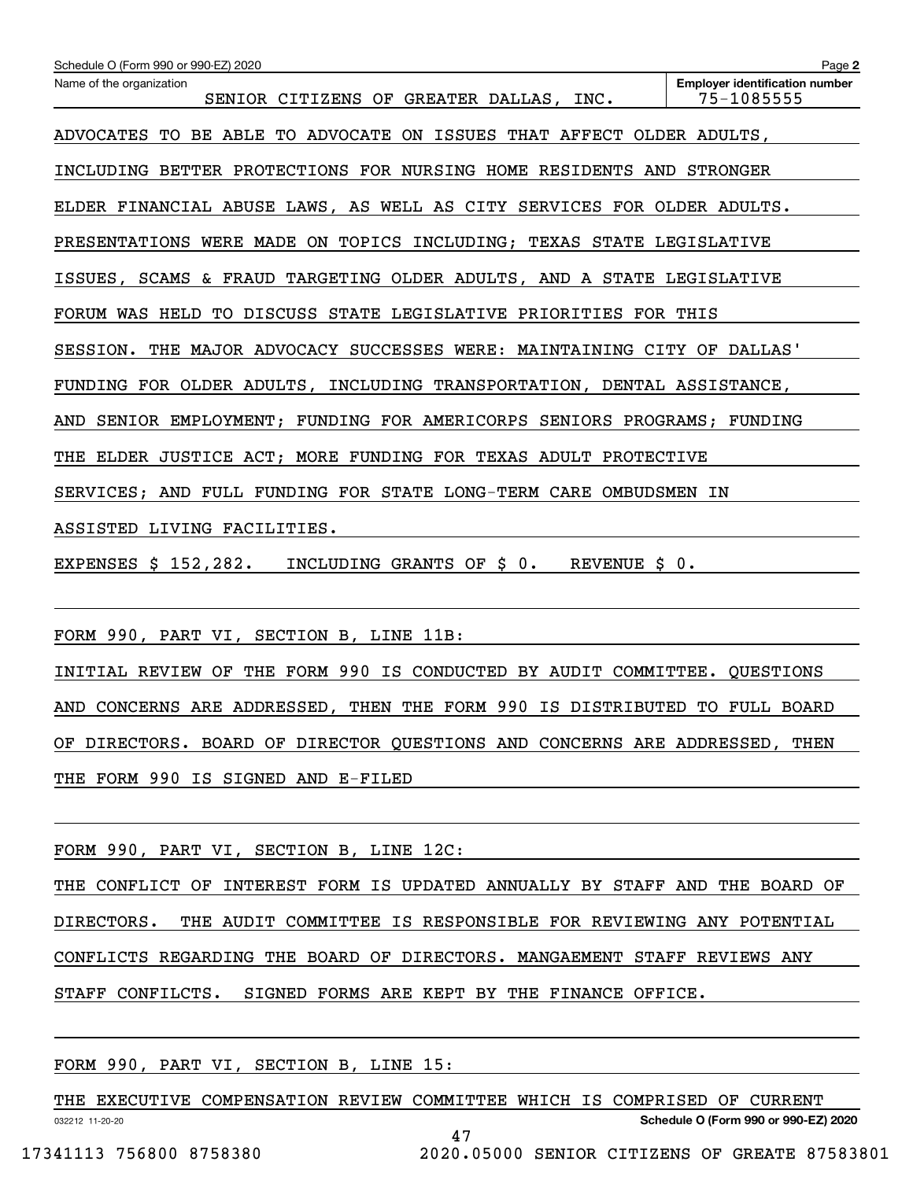Name of the organization: SENIOR CITIZENS OF GREATER DALLAS, INC.

Employer identification number: 75-1085555

ADVOCATES TO BE ABLE TO ADVOCATE ON ISSUES THAT AFFECT OLDER ADULTS, INCLUDING BETTER PROTECTIONS FOR NURSING HOME RESIDENTS AND STRONGER ELDER FINANCIAL ABUSE LAWS, AS WELL AS CITY SERVICES FOR OLDER ADULTS. PRESENTATIONS WERE MADE ON TOPICS INCLUDING; TEXAS STATE LEGISLATIVE ISSUES, SCAMS & FRAUD TARGETING OLDER ADULTS, AND A STATE LEGISLATIVE FORUM WAS HELD TO DISCUSS STATE LEGISLATIVE PRIORITIES FOR THIS SESSION. THE MAJOR ADVOCACY SUCCESSES WERE: MAINTAINING CITY OF DALLAS' FUNDING FOR OLDER ADULTS, INCLUDING TRANSPORTATION, DENTAL ASSISTANCE, AND SENIOR EMPLOYMENT; FUNDING FOR AMERICORPS SENIORS PROGRAMS; FUNDING THE ELDER JUSTICE ACT; MORE FUNDING FOR TEXAS ADULT PROTECTIVE SERVICES; AND FULL FUNDING FOR STATE LONG-TERM CARE OMBUDSMEN IN ASSISTED LIVING FACILITIES.

EXPENSES $ 152,282. INCLUDING GRANTS OF $ 0. REVENUE $ 0.

FORM 990, PART VI, SECTION B, LINE 11B:

INITIAL REVIEW OF THE FORM 990 IS CONDUCTED BY AUDIT COMMITTEE. QUESTIONS AND CONCERNS ARE ADDRESSED, THEN THE FORM 990 IS DISTRIBUTED TO FULL BOARD OF DIRECTORS. BOARD OF DIRECTOR QUESTIONS AND CONCERNS ARE ADDRESSED, THEN THE FORM 990 IS SIGNED AND E-FILED

FORM 990, PART VI, SECTION B, LINE 12C:

THE CONFLICT OF INTEREST FORM IS UPDATED ANNUALLY BY STAFF AND THE BOARD OF DIRECTORS. THE AUDIT COMMITTEE IS RESPONSIBLE FOR REVIEWING ANY POTENTIAL CONFLICTS REGARDING THE BOARD OF DIRECTORS. MANGAEMENT STAFF REVIEWS ANY STAFF CONFILCTS. SIGNED FORMS ARE KEPT BY THE FINANCE OFFICE.

FORM 990, PART VI, SECTION B, LINE 15:

THE EXECUTIVE COMPENSATION REVIEW COMMITTEE WHICH IS COMPRISED OF CURRENT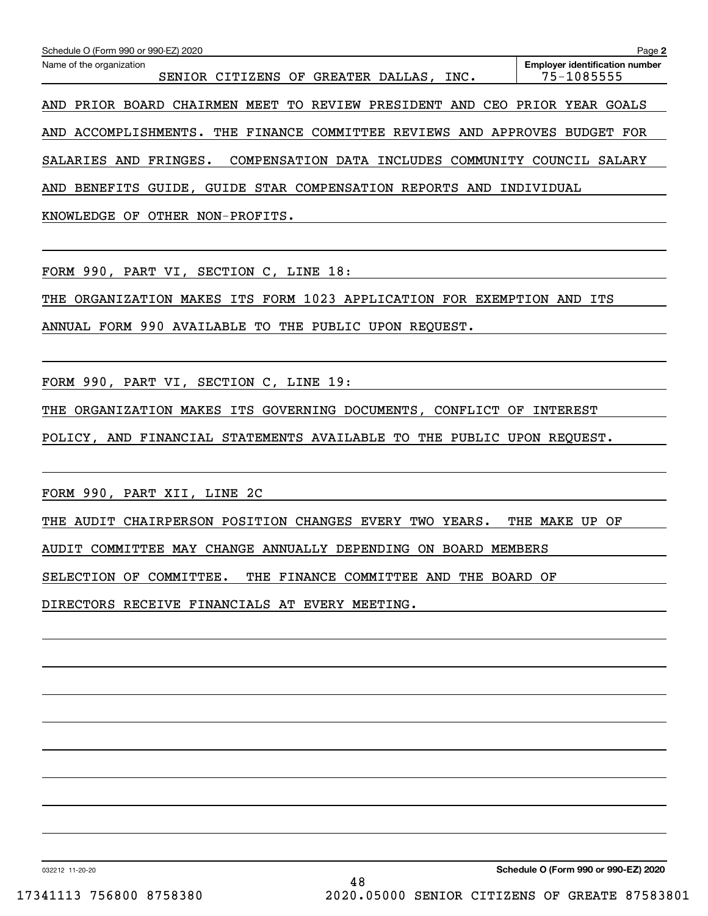Schedule O (Form 990 or 990-EZ) 2020 Page **2**

Name of the organization: SENIOR CITIZENS OF GREATER DALLAS, INC.

**Employer identification number** 75-1085555

AND PRIOR BOARD CHAIRMEN MEET TO REVIEW PRESIDENT AND CEO PRIOR YEAR GOALS AND ACCOMPLISHMENTS. THE FINANCE COMMITTEE REVIEWS AND APPROVES BUDGET FOR SALARIES AND FRINGES. COMPENSATION DATA INCLUDES COMMUNITY COUNCIL SALARY AND BENEFITS GUIDE, GUIDE STAR COMPENSATION REPORTS AND INDIVIDUAL KNOWLEDGE OF OTHER NON-PROFITS.

FORM 990, PART VI, SECTION C, LINE 18:

THE ORGANIZATION MAKES ITS FORM 1023 APPLICATION FOR EXEMPTION AND ITS ANNUAL FORM 990 AVAILABLE TO THE PUBLIC UPON REQUEST.

FORM 990, PART VI, SECTION C, LINE 19:

THE ORGANIZATION MAKES ITS GOVERNING DOCUMENTS, CONFLICT OF INTEREST POLICY, AND FINANCIAL STATEMENTS AVAILABLE TO THE PUBLIC UPON REQUEST.

FORM 990, PART XII, LINE 2C

THE AUDIT CHAIRPERSON POSITION CHANGES EVERY TWO YEARS. THE MAKE UP OF AUDIT COMMITTEE MAY CHANGE ANNUALLY DEPENDING ON BOARD MEMBERS SELECTION OF COMMITTEE. THE FINANCE COMMITTEE AND THE BOARD OF DIRECTORS RECEIVE FINANCIALS AT EVERY MEETING.

032212 11-20-20 **Schedule O (Form 990 or 990-EZ) 2020**

17341113 756800 8758380 2020.05000 SENIOR CITIZENS OF GREATE 87583801